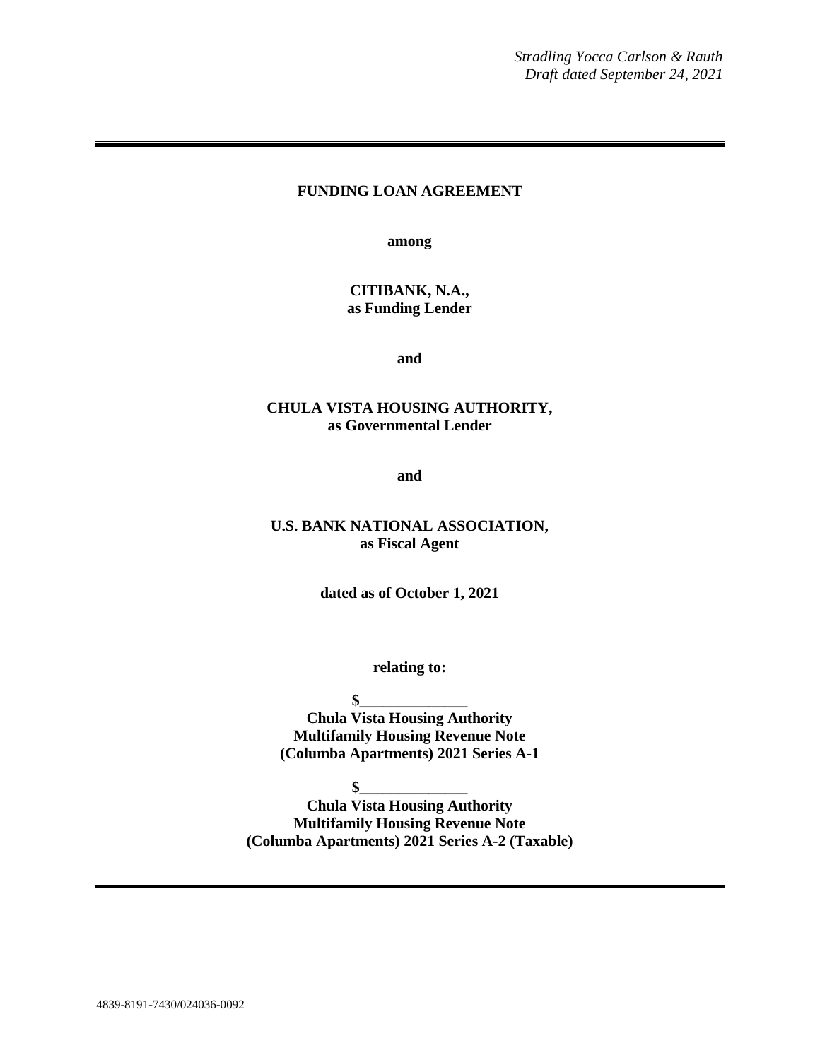*Stradling Yocca Carlson & Rauth*
*Draft dated September 24, 2021*

---

**FUNDING LOAN AGREEMENT**

**among**

**CITIBANK, N.A.,**
**as Funding Lender**

**and**

**CHULA VISTA HOUSING AUTHORITY,**
**as Governmental Lender**

**and**

**U.S. BANK NATIONAL ASSOCIATION,**
**as Fiscal Agent**

**dated as of October 1, 2021**

**relating to:**

**$______________**
**Chula Vista Housing Authority**
**Multifamily Housing Revenue Note**
**(Columba Apartments) 2021 Series A-1**

**$______________**
**Chula Vista Housing Authority**
**Multifamily Housing Revenue Note**
**(Columba Apartments) 2021 Series A-2 (Taxable)**

---

4839-8191-7430/024036-0092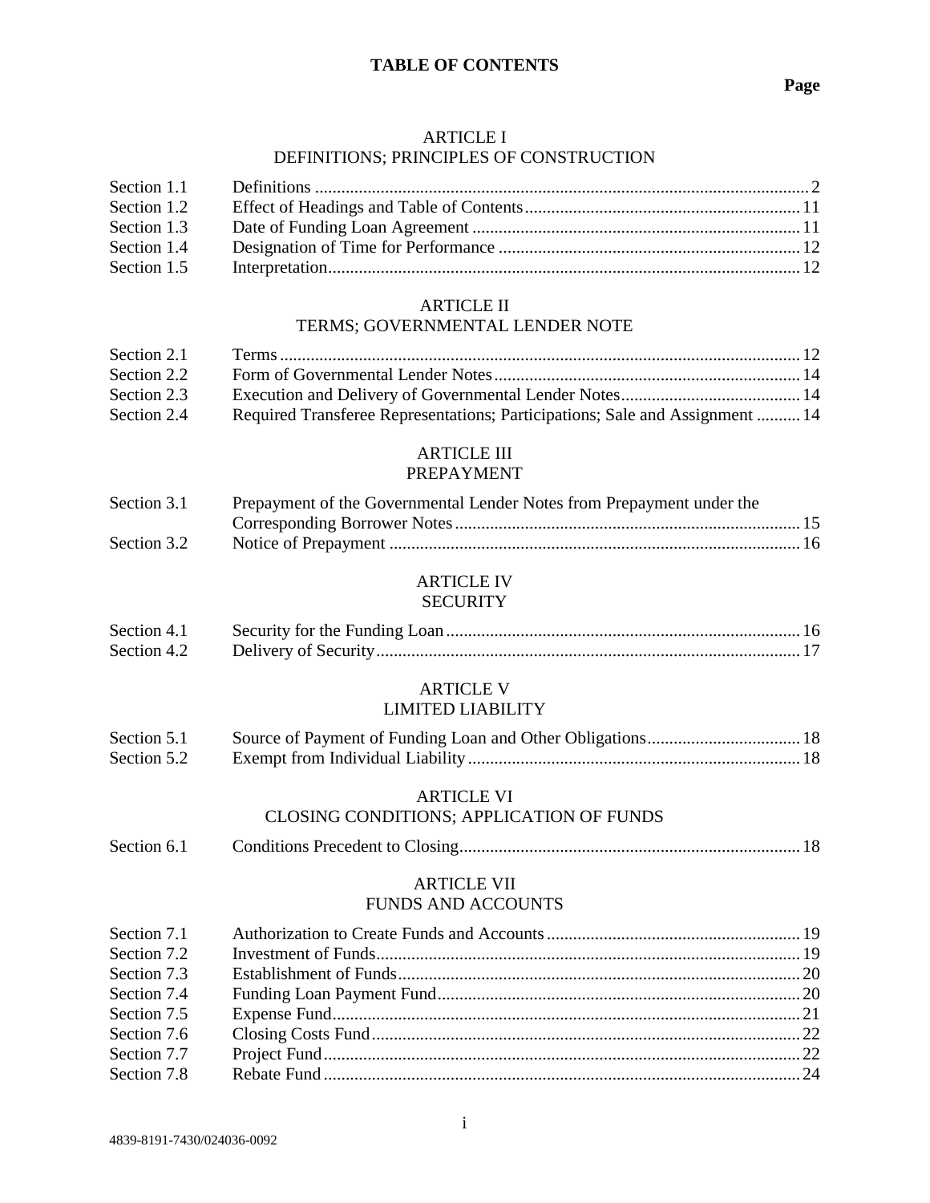# TABLE OF CONTENTS

**Page**

## ARTICLE I
## DEFINITIONS; PRINCIPLES OF CONSTRUCTION

| | | |
|---|---|---|
| Section 1.1 | Definitions | 2 |
| Section 1.2 | Effect of Headings and Table of Contents | 11 |
| Section 1.3 | Date of Funding Loan Agreement | 11 |
| Section 1.4 | Designation of Time for Performance | 12 |
| Section 1.5 | Interpretation | 12 |

## ARTICLE II
## TERMS; GOVERNMENTAL LENDER NOTE

| | | |
|---|---|---|
| Section 2.1 | Terms | 12 |
| Section 2.2 | Form of Governmental Lender Notes | 14 |
| Section 2.3 | Execution and Delivery of Governmental Lender Notes | 14 |
| Section 2.4 | Required Transferee Representations; Participations; Sale and Assignment | 14 |

## ARTICLE III
## PREPAYMENT

| | | |
|---|---|---|
| Section 3.1 | Prepayment of the Governmental Lender Notes from Prepayment under the Corresponding Borrower Notes | 15 |
| Section 3.2 | Notice of Prepayment | 16 |

## ARTICLE IV
## SECURITY

| | | |
|---|---|---|
| Section 4.1 | Security for the Funding Loan | 16 |
| Section 4.2 | Delivery of Security | 17 |

## ARTICLE V
## LIMITED LIABILITY

| | | |
|---|---|---|
| Section 5.1 | Source of Payment of Funding Loan and Other Obligations | 18 |
| Section 5.2 | Exempt from Individual Liability | 18 |

## ARTICLE VI
## CLOSING CONDITIONS; APPLICATION OF FUNDS

| | | |
|---|---|---|
| Section 6.1 | Conditions Precedent to Closing | 18 |

## ARTICLE VII
## FUNDS AND ACCOUNTS

| | | |
|---|---|---|
| Section 7.1 | Authorization to Create Funds and Accounts | 19 |
| Section 7.2 | Investment of Funds | 19 |
| Section 7.3 | Establishment of Funds | 20 |
| Section 7.4 | Funding Loan Payment Fund | 20 |
| Section 7.5 | Expense Fund | 21 |
| Section 7.6 | Closing Costs Fund | 22 |
| Section 7.7 | Project Fund | 22 |
| Section 7.8 | Rebate Fund | 24 |

4839-8191-7430/024036-0092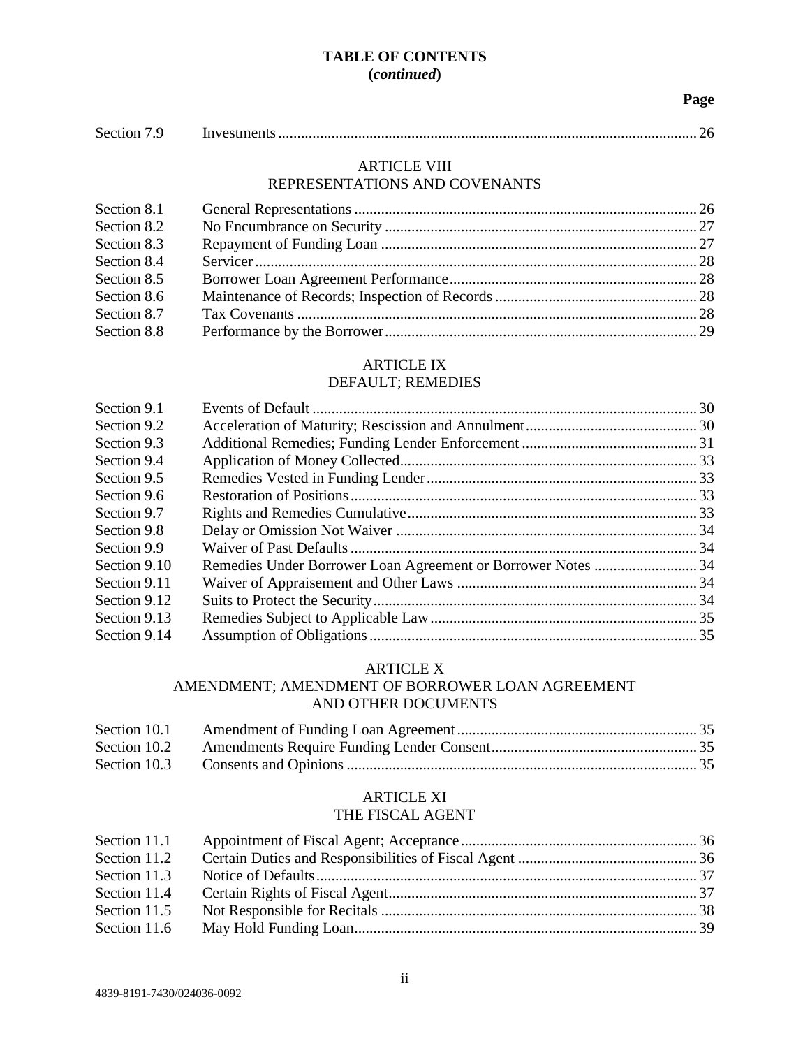**TABLE OF CONTENTS**
**(*continued*)**

| | | Page |
|---|---|---|
| Section 7.9 | Investments | 26 |

ARTICLE VIII
REPRESENTATIONS AND COVENANTS

| | | |
|---|---|---|
| Section 8.1 | General Representations | 26 |
| Section 8.2 | No Encumbrance on Security | 27 |
| Section 8.3 | Repayment of Funding Loan | 27 |
| Section 8.4 | Servicer | 28 |
| Section 8.5 | Borrower Loan Agreement Performance | 28 |
| Section 8.6 | Maintenance of Records; Inspection of Records | 28 |
| Section 8.7 | Tax Covenants | 28 |
| Section 8.8 | Performance by the Borrower | 29 |

ARTICLE IX
DEFAULT; REMEDIES

| | | |
|---|---|---|
| Section 9.1 | Events of Default | 30 |
| Section 9.2 | Acceleration of Maturity; Rescission and Annulment | 30 |
| Section 9.3 | Additional Remedies; Funding Lender Enforcement | 31 |
| Section 9.4 | Application of Money Collected | 33 |
| Section 9.5 | Remedies Vested in Funding Lender | 33 |
| Section 9.6 | Restoration of Positions | 33 |
| Section 9.7 | Rights and Remedies Cumulative | 33 |
| Section 9.8 | Delay or Omission Not Waiver | 34 |
| Section 9.9 | Waiver of Past Defaults | 34 |
| Section 9.10 | Remedies Under Borrower Loan Agreement or Borrower Notes | 34 |
| Section 9.11 | Waiver of Appraisement and Other Laws | 34 |
| Section 9.12 | Suits to Protect the Security | 34 |
| Section 9.13 | Remedies Subject to Applicable Law | 35 |
| Section 9.14 | Assumption of Obligations | 35 |

ARTICLE X
AMENDMENT; AMENDMENT OF BORROWER LOAN AGREEMENT AND OTHER DOCUMENTS

| | | |
|---|---|---|
| Section 10.1 | Amendment of Funding Loan Agreement | 35 |
| Section 10.2 | Amendments Require Funding Lender Consent | 35 |
| Section 10.3 | Consents and Opinions | 35 |

ARTICLE XI
THE FISCAL AGENT

| | | |
|---|---|---|
| Section 11.1 | Appointment of Fiscal Agent; Acceptance | 36 |
| Section 11.2 | Certain Duties and Responsibilities of Fiscal Agent | 36 |
| Section 11.3 | Notice of Defaults | 37 |
| Section 11.4 | Certain Rights of Fiscal Agent | 37 |
| Section 11.5 | Not Responsible for Recitals | 38 |
| Section 11.6 | May Hold Funding Loan | 39 |

4839-8191-7430/024036-0092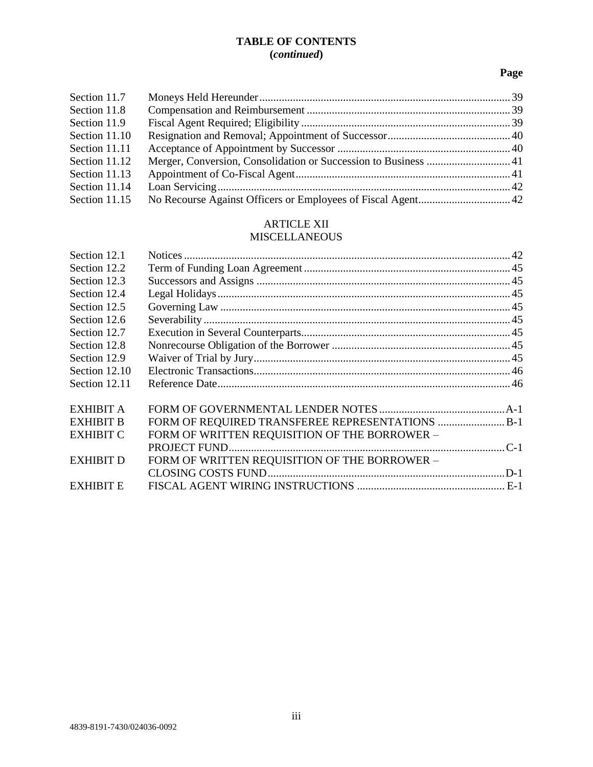**TABLE OF CONTENTS**
**(*continued*)**

| | | Page |
|---|---|---|
| Section 11.7 | Moneys Held Hereunder | 39 |
| Section 11.8 | Compensation and Reimbursement | 39 |
| Section 11.9 | Fiscal Agent Required; Eligibility | 39 |
| Section 11.10 | Resignation and Removal; Appointment of Successor | 40 |
| Section 11.11 | Acceptance of Appointment by Successor | 40 |
| Section 11.12 | Merger, Conversion, Consolidation or Succession to Business | 41 |
| Section 11.13 | Appointment of Co-Fiscal Agent | 41 |
| Section 11.14 | Loan Servicing | 42 |
| Section 11.15 | No Recourse Against Officers or Employees of Fiscal Agent | 42 |

ARTICLE XII
MISCELLANEOUS

| | | |
|---|---|---|
| Section 12.1 | Notices | 42 |
| Section 12.2 | Term of Funding Loan Agreement | 45 |
| Section 12.3 | Successors and Assigns | 45 |
| Section 12.4 | Legal Holidays | 45 |
| Section 12.5 | Governing Law | 45 |
| Section 12.6 | Severability | 45 |
| Section 12.7 | Execution in Several Counterparts | 45 |
| Section 12.8 | Nonrecourse Obligation of the Borrower | 45 |
| Section 12.9 | Waiver of Trial by Jury | 45 |
| Section 12.10 | Electronic Transactions | 46 |
| Section 12.11 | Reference Date | 46 |

| | | |
|---|---|---|
| EXHIBIT A | FORM OF GOVERNMENTAL LENDER NOTES | A-1 |
| EXHIBIT B | FORM OF REQUIRED TRANSFEREE REPRESENTATIONS | B-1 |
| EXHIBIT C | FORM OF WRITTEN REQUISITION OF THE BORROWER – PROJECT FUND | C-1 |
| EXHIBIT D | FORM OF WRITTEN REQUISITION OF THE BORROWER – CLOSING COSTS FUND | D-1 |
| EXHIBIT E | FISCAL AGENT WIRING INSTRUCTIONS | E-1 |

4839-8191-7430/024036-0092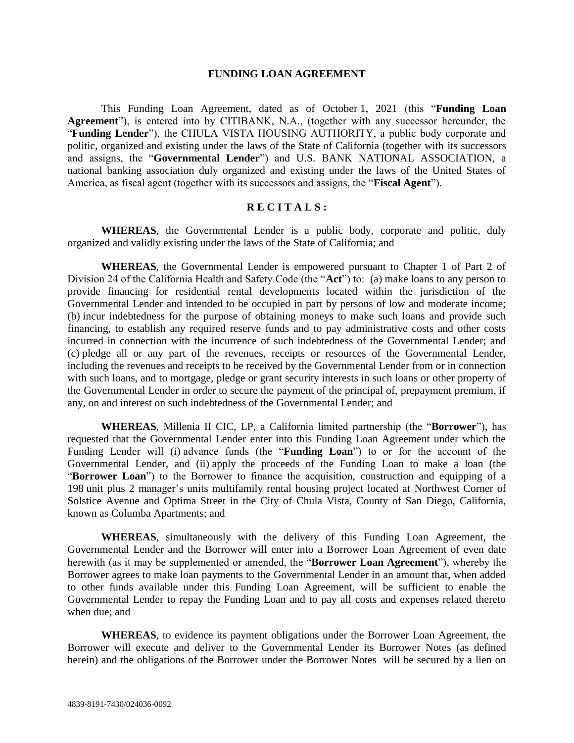# FUNDING LOAN AGREEMENT

This Funding Loan Agreement, dated as of October 1, 2021 (this "**Funding Loan Agreement**"), is entered into by CITIBANK, N.A., (together with any successor hereunder, the "**Funding Lender**"), the CHULA VISTA HOUSING AUTHORITY, a public body corporate and politic, organized and existing under the laws of the State of California (together with its successors and assigns, the "**Governmental Lender**") and U.S. BANK NATIONAL ASSOCIATION, a national banking association duly organized and existing under the laws of the United States of America, as fiscal agent (together with its successors and assigns, the "**Fiscal Agent**").

## R E C I T A L S :

**WHEREAS**, the Governmental Lender is a public body, corporate and politic, duly organized and validly existing under the laws of the State of California; and

**WHEREAS**, the Governmental Lender is empowered pursuant to Chapter 1 of Part 2 of Division 24 of the California Health and Safety Code (the "**Act**") to: (a) make loans to any person to provide financing for residential rental developments located within the jurisdiction of the Governmental Lender and intended to be occupied in part by persons of low and moderate income; (b) incur indebtedness for the purpose of obtaining moneys to make such loans and provide such financing, to establish any required reserve funds and to pay administrative costs and other costs incurred in connection with the incurrence of such indebtedness of the Governmental Lender; and (c) pledge all or any part of the revenues, receipts or resources of the Governmental Lender, including the revenues and receipts to be received by the Governmental Lender from or in connection with such loans, and to mortgage, pledge or grant security interests in such loans or other property of the Governmental Lender in order to secure the payment of the principal of, prepayment premium, if any, on and interest on such indebtedness of the Governmental Lender; and

**WHEREAS**, Millenia II CIC, LP, a California limited partnership (the "**Borrower**"), has requested that the Governmental Lender enter into this Funding Loan Agreement under which the Funding Lender will (i) advance funds (the "**Funding Loan**") to or for the account of the Governmental Lender, and (ii) apply the proceeds of the Funding Loan to make a loan (the "**Borrower Loan**") to the Borrower to finance the acquisition, construction and equipping of a 198 unit plus 2 manager's units multifamily rental housing project located at Northwest Corner of Solstice Avenue and Optima Street in the City of Chula Vista, County of San Diego, California, known as Columba Apartments; and

**WHEREAS**, simultaneously with the delivery of this Funding Loan Agreement, the Governmental Lender and the Borrower will enter into a Borrower Loan Agreement of even date herewith (as it may be supplemented or amended, the "**Borrower Loan Agreement**"), whereby the Borrower agrees to make loan payments to the Governmental Lender in an amount that, when added to other funds available under this Funding Loan Agreement, will be sufficient to enable the Governmental Lender to repay the Funding Loan and to pay all costs and expenses related thereto when due; and

**WHEREAS**, to evidence its payment obligations under the Borrower Loan Agreement, the Borrower will execute and deliver to the Governmental Lender its Borrower Notes (as defined herein) and the obligations of the Borrower under the Borrower Notes will be secured by a lien on

4839-8191-7430/024036-0092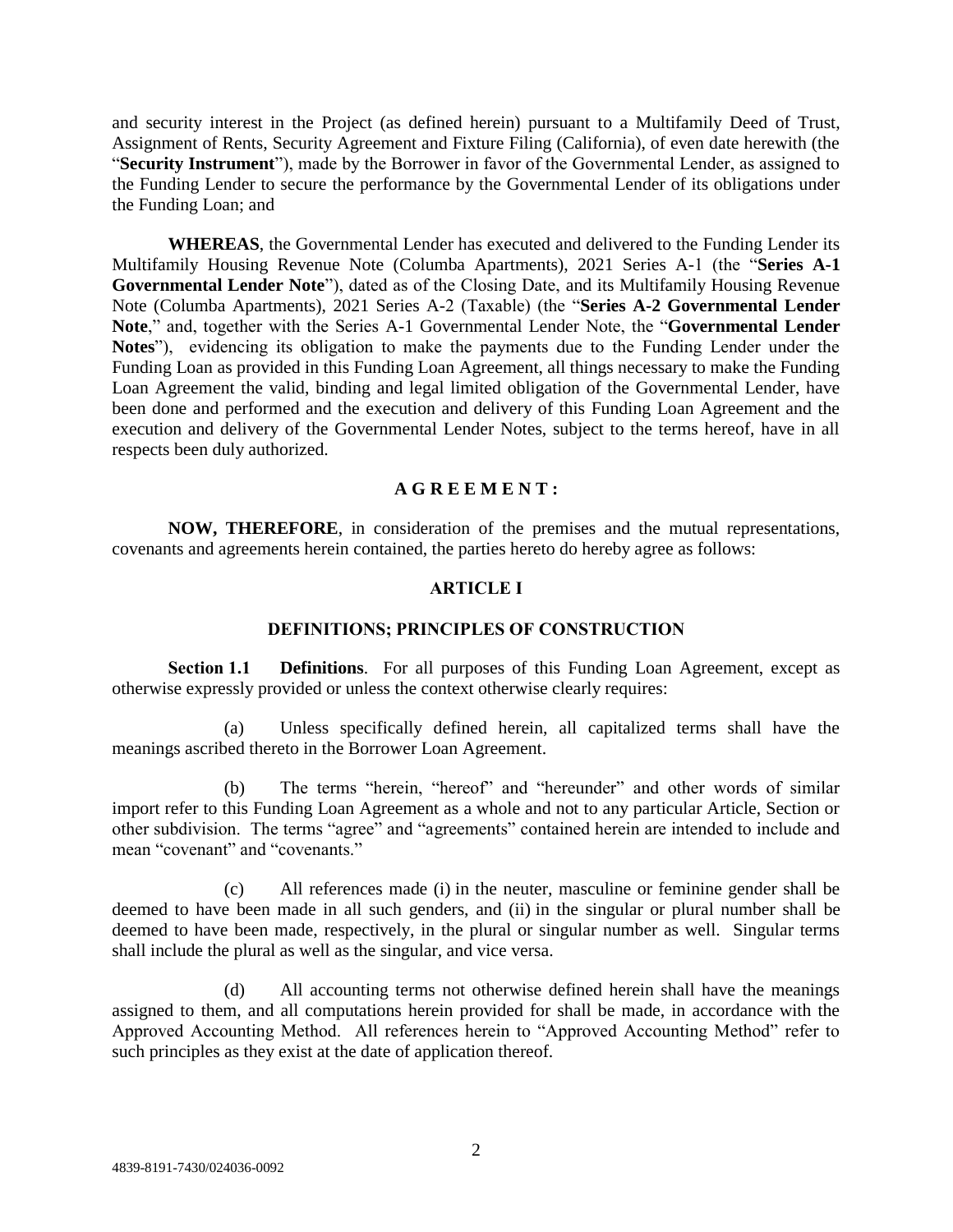and security interest in the Project (as defined herein) pursuant to a Multifamily Deed of Trust, Assignment of Rents, Security Agreement and Fixture Filing (California), of even date herewith (the "**Security Instrument**"), made by the Borrower in favor of the Governmental Lender, as assigned to the Funding Lender to secure the performance by the Governmental Lender of its obligations under the Funding Loan; and

**WHEREAS**, the Governmental Lender has executed and delivered to the Funding Lender its Multifamily Housing Revenue Note (Columba Apartments), 2021 Series A-1 (the "**Series A-1 Governmental Lender Note**"), dated as of the Closing Date, and its Multifamily Housing Revenue Note (Columba Apartments), 2021 Series A-2 (Taxable) (the "**Series A-2 Governmental Lender Note**," and, together with the Series A-1 Governmental Lender Note, the "**Governmental Lender Notes**"), evidencing its obligation to make the payments due to the Funding Lender under the Funding Loan as provided in this Funding Loan Agreement, all things necessary to make the Funding Loan Agreement the valid, binding and legal limited obligation of the Governmental Lender, have been done and performed and the execution and delivery of this Funding Loan Agreement and the execution and delivery of the Governmental Lender Notes, subject to the terms hereof, have in all respects been duly authorized.

**A G R E E M E N T :**

**NOW, THEREFORE**, in consideration of the premises and the mutual representations, covenants and agreements herein contained, the parties hereto do hereby agree as follows:

## ARTICLE I

## DEFINITIONS; PRINCIPLES OF CONSTRUCTION

**Section 1.1 Definitions**. For all purposes of this Funding Loan Agreement, except as otherwise expressly provided or unless the context otherwise clearly requires:

(a) Unless specifically defined herein, all capitalized terms shall have the meanings ascribed thereto in the Borrower Loan Agreement.

(b) The terms "herein, "hereof" and "hereunder" and other words of similar import refer to this Funding Loan Agreement as a whole and not to any particular Article, Section or other subdivision. The terms "agree" and "agreements" contained herein are intended to include and mean "covenant" and "covenants."

(c) All references made (i) in the neuter, masculine or feminine gender shall be deemed to have been made in all such genders, and (ii) in the singular or plural number shall be deemed to have been made, respectively, in the plural or singular number as well. Singular terms shall include the plural as well as the singular, and vice versa.

(d) All accounting terms not otherwise defined herein shall have the meanings assigned to them, and all computations herein provided for shall be made, in accordance with the Approved Accounting Method. All references herein to "Approved Accounting Method" refer to such principles as they exist at the date of application thereof.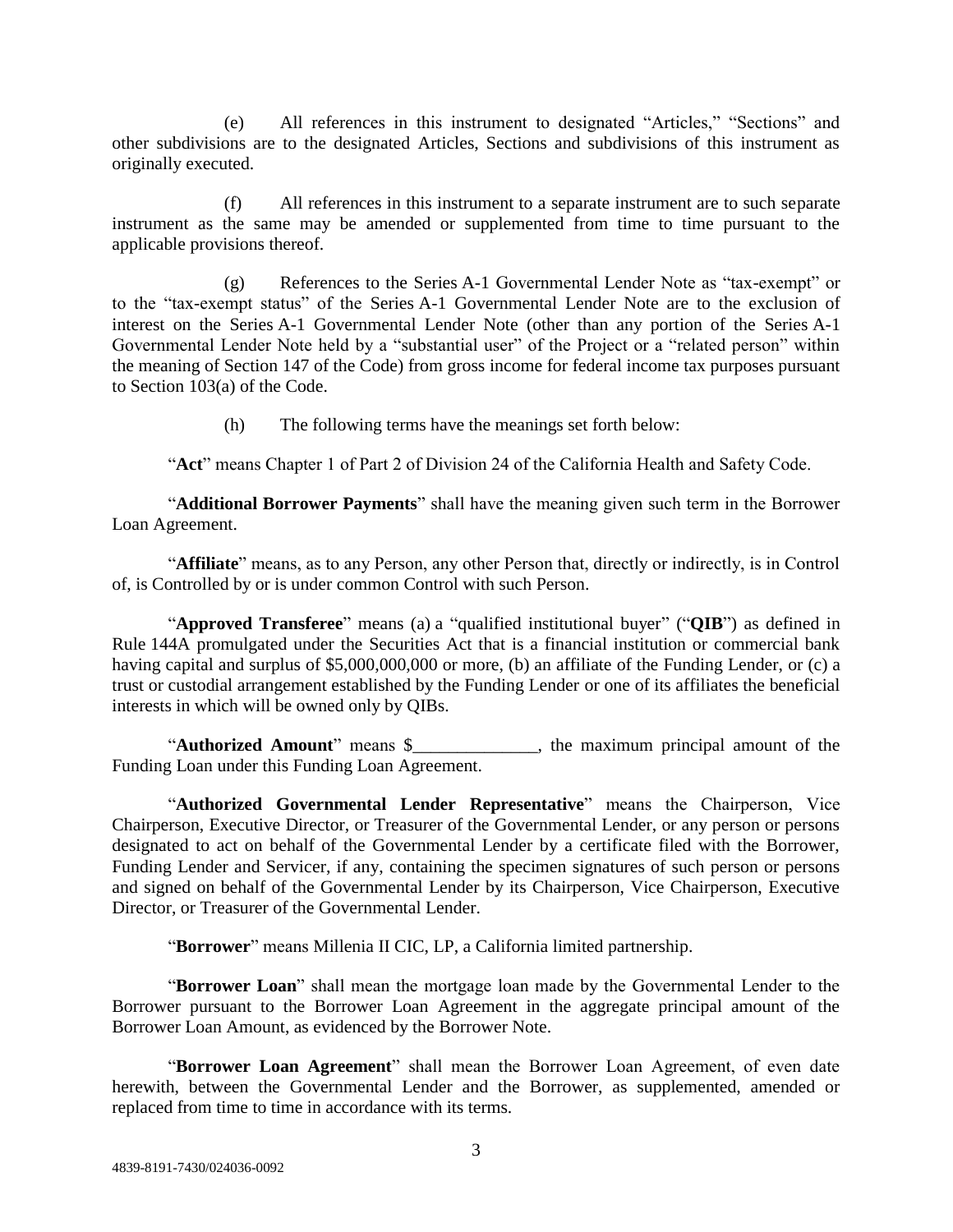(e) All references in this instrument to designated "Articles," "Sections" and other subdivisions are to the designated Articles, Sections and subdivisions of this instrument as originally executed.

(f) All references in this instrument to a separate instrument are to such separate instrument as the same may be amended or supplemented from time to time pursuant to the applicable provisions thereof.

(g) References to the Series A-1 Governmental Lender Note as "tax-exempt" or to the "tax-exempt status" of the Series A-1 Governmental Lender Note are to the exclusion of interest on the Series A-1 Governmental Lender Note (other than any portion of the Series A-1 Governmental Lender Note held by a "substantial user" of the Project or a "related person" within the meaning of Section 147 of the Code) from gross income for federal income tax purposes pursuant to Section 103(a) of the Code.

(h) The following terms have the meanings set forth below:

"**Act**" means Chapter 1 of Part 2 of Division 24 of the California Health and Safety Code.

"**Additional Borrower Payments**" shall have the meaning given such term in the Borrower Loan Agreement.

"**Affiliate**" means, as to any Person, any other Person that, directly or indirectly, is in Control of, is Controlled by or is under common Control with such Person.

"**Approved Transferee**" means (a) a "qualified institutional buyer" ("**QIB**") as defined in Rule 144A promulgated under the Securities Act that is a financial institution or commercial bank having capital and surplus of $5,000,000,000 or more, (b) an affiliate of the Funding Lender, or (c) a trust or custodial arrangement established by the Funding Lender or one of its affiliates the beneficial interests in which will be owned only by QIBs.

"**Authorized Amount**" means $______________, the maximum principal amount of the Funding Loan under this Funding Loan Agreement.

"**Authorized Governmental Lender Representative**" means the Chairperson, Vice Chairperson, Executive Director, or Treasurer of the Governmental Lender, or any person or persons designated to act on behalf of the Governmental Lender by a certificate filed with the Borrower, Funding Lender and Servicer, if any, containing the specimen signatures of such person or persons and signed on behalf of the Governmental Lender by its Chairperson, Vice Chairperson, Executive Director, or Treasurer of the Governmental Lender.

"**Borrower**" means Millenia II CIC, LP, a California limited partnership.

"**Borrower Loan**" shall mean the mortgage loan made by the Governmental Lender to the Borrower pursuant to the Borrower Loan Agreement in the aggregate principal amount of the Borrower Loan Amount, as evidenced by the Borrower Note.

"**Borrower Loan Agreement**" shall mean the Borrower Loan Agreement, of even date herewith, between the Governmental Lender and the Borrower, as supplemented, amended or replaced from time to time in accordance with its terms.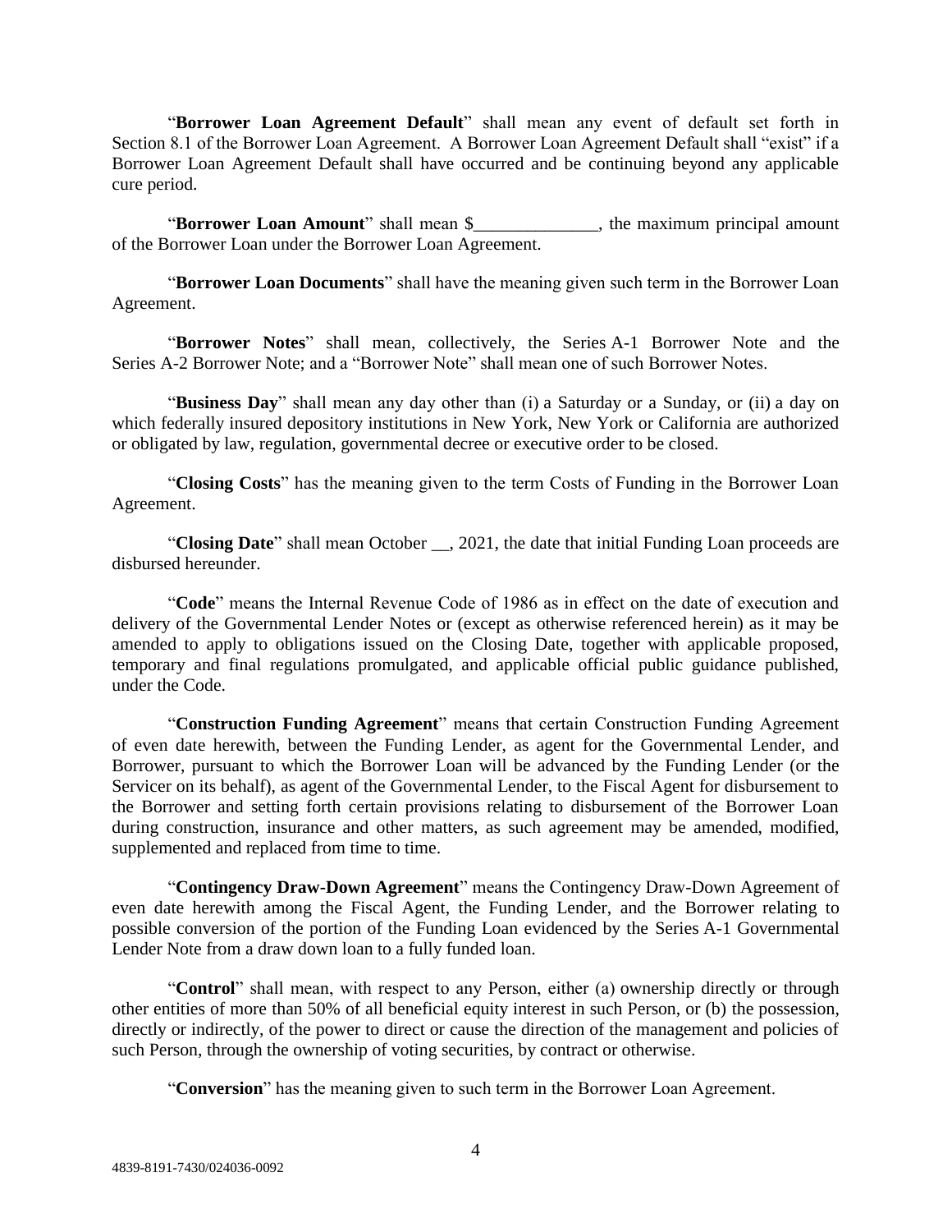"**Borrower Loan Agreement Default**" shall mean any event of default set forth in Section 8.1 of the Borrower Loan Agreement. A Borrower Loan Agreement Default shall "exist" if a Borrower Loan Agreement Default shall have occurred and be continuing beyond any applicable cure period.

"**Borrower Loan Amount**" shall mean $______________, the maximum principal amount of the Borrower Loan under the Borrower Loan Agreement.

"**Borrower Loan Documents**" shall have the meaning given such term in the Borrower Loan Agreement.

"**Borrower Notes**" shall mean, collectively, the Series A-1 Borrower Note and the Series A-2 Borrower Note; and a "Borrower Note" shall mean one of such Borrower Notes.

"**Business Day**" shall mean any day other than (i) a Saturday or a Sunday, or (ii) a day on which federally insured depository institutions in New York, New York or California are authorized or obligated by law, regulation, governmental decree or executive order to be closed.

"**Closing Costs**" has the meaning given to the term Costs of Funding in the Borrower Loan Agreement.

"**Closing Date**" shall mean October __, 2021, the date that initial Funding Loan proceeds are disbursed hereunder.

"**Code**" means the Internal Revenue Code of 1986 as in effect on the date of execution and delivery of the Governmental Lender Notes or (except as otherwise referenced herein) as it may be amended to apply to obligations issued on the Closing Date, together with applicable proposed, temporary and final regulations promulgated, and applicable official public guidance published, under the Code.

"**Construction Funding Agreement**" means that certain Construction Funding Agreement of even date herewith, between the Funding Lender, as agent for the Governmental Lender, and Borrower, pursuant to which the Borrower Loan will be advanced by the Funding Lender (or the Servicer on its behalf), as agent of the Governmental Lender, to the Fiscal Agent for disbursement to the Borrower and setting forth certain provisions relating to disbursement of the Borrower Loan during construction, insurance and other matters, as such agreement may be amended, modified, supplemented and replaced from time to time.

"**Contingency Draw-Down Agreement**" means the Contingency Draw-Down Agreement of even date herewith among the Fiscal Agent, the Funding Lender, and the Borrower relating to possible conversion of the portion of the Funding Loan evidenced by the Series A-1 Governmental Lender Note from a draw down loan to a fully funded loan.

"**Control**" shall mean, with respect to any Person, either (a) ownership directly or through other entities of more than 50% of all beneficial equity interest in such Person, or (b) the possession, directly or indirectly, of the power to direct or cause the direction of the management and policies of such Person, through the ownership of voting securities, by contract or otherwise.

"**Conversion**" has the meaning given to such term in the Borrower Loan Agreement.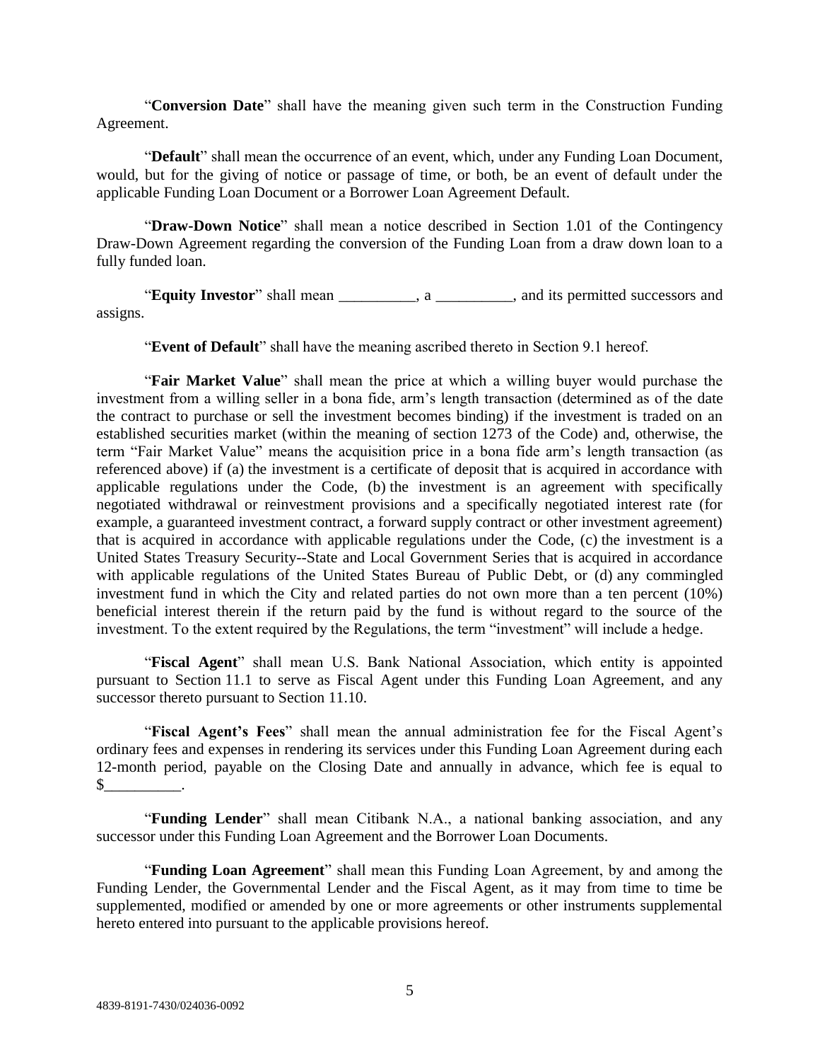"**Conversion Date**" shall have the meaning given such term in the Construction Funding Agreement.

"**Default**" shall mean the occurrence of an event, which, under any Funding Loan Document, would, but for the giving of notice or passage of time, or both, be an event of default under the applicable Funding Loan Document or a Borrower Loan Agreement Default.

"**Draw-Down Notice**" shall mean a notice described in Section 1.01 of the Contingency Draw-Down Agreement regarding the conversion of the Funding Loan from a draw down loan to a fully funded loan.

"**Equity Investor**" shall mean __________, a __________, and its permitted successors and assigns.

"**Event of Default**" shall have the meaning ascribed thereto in Section 9.1 hereof.

"**Fair Market Value**" shall mean the price at which a willing buyer would purchase the investment from a willing seller in a bona fide, arm's length transaction (determined as of the date the contract to purchase or sell the investment becomes binding) if the investment is traded on an established securities market (within the meaning of section 1273 of the Code) and, otherwise, the term "Fair Market Value" means the acquisition price in a bona fide arm's length transaction (as referenced above) if (a) the investment is a certificate of deposit that is acquired in accordance with applicable regulations under the Code, (b) the investment is an agreement with specifically negotiated withdrawal or reinvestment provisions and a specifically negotiated interest rate (for example, a guaranteed investment contract, a forward supply contract or other investment agreement) that is acquired in accordance with applicable regulations under the Code, (c) the investment is a United States Treasury Security--State and Local Government Series that is acquired in accordance with applicable regulations of the United States Bureau of Public Debt, or (d) any commingled investment fund in which the City and related parties do not own more than a ten percent (10%) beneficial interest therein if the return paid by the fund is without regard to the source of the investment. To the extent required by the Regulations, the term "investment" will include a hedge.

"**Fiscal Agent**" shall mean U.S. Bank National Association, which entity is appointed pursuant to Section 11.1 to serve as Fiscal Agent under this Funding Loan Agreement, and any successor thereto pursuant to Section 11.10.

"**Fiscal Agent's Fees**" shall mean the annual administration fee for the Fiscal Agent's ordinary fees and expenses in rendering its services under this Funding Loan Agreement during each 12-month period, payable on the Closing Date and annually in advance, which fee is equal to $__________.

"**Funding Lender**" shall mean Citibank N.A., a national banking association, and any successor under this Funding Loan Agreement and the Borrower Loan Documents.

"**Funding Loan Agreement**" shall mean this Funding Loan Agreement, by and among the Funding Lender, the Governmental Lender and the Fiscal Agent, as it may from time to time be supplemented, modified or amended by one or more agreements or other instruments supplemental hereto entered into pursuant to the applicable provisions hereof.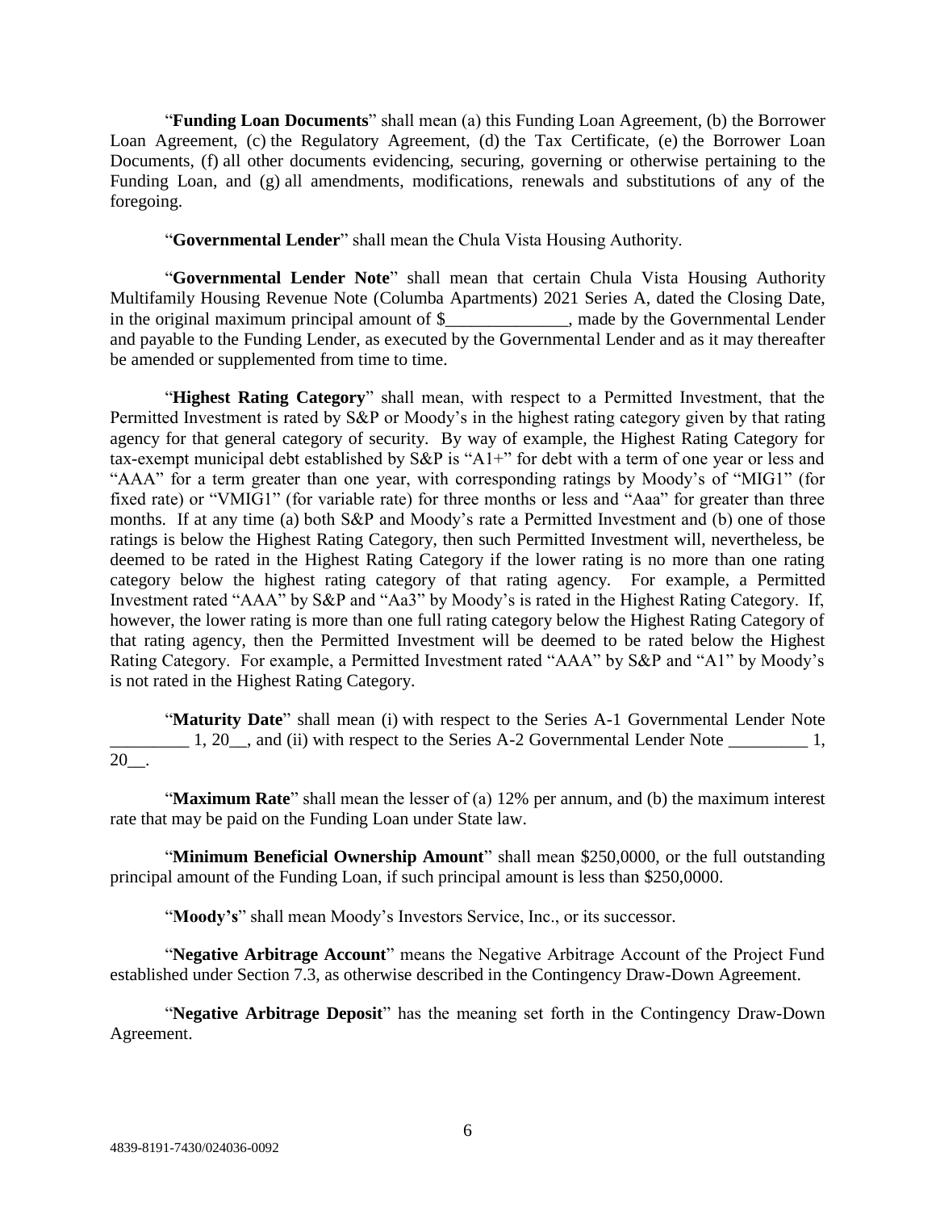"**Funding Loan Documents**" shall mean (a) this Funding Loan Agreement, (b) the Borrower Loan Agreement, (c) the Regulatory Agreement, (d) the Tax Certificate, (e) the Borrower Loan Documents, (f) all other documents evidencing, securing, governing or otherwise pertaining to the Funding Loan, and (g) all amendments, modifications, renewals and substitutions of any of the foregoing.

"**Governmental Lender**" shall mean the Chula Vista Housing Authority.

"**Governmental Lender Note**" shall mean that certain Chula Vista Housing Authority Multifamily Housing Revenue Note (Columba Apartments) 2021 Series A, dated the Closing Date, in the original maximum principal amount of $______________, made by the Governmental Lender and payable to the Funding Lender, as executed by the Governmental Lender and as it may thereafter be amended or supplemented from time to time.

"**Highest Rating Category**" shall mean, with respect to a Permitted Investment, that the Permitted Investment is rated by S&P or Moody's in the highest rating category given by that rating agency for that general category of security. By way of example, the Highest Rating Category for tax-exempt municipal debt established by S&P is "A1+" for debt with a term of one year or less and "AAA" for a term greater than one year, with corresponding ratings by Moody's of "MIG1" (for fixed rate) or "VMIG1" (for variable rate) for three months or less and "Aaa" for greater than three months. If at any time (a) both S&P and Moody's rate a Permitted Investment and (b) one of those ratings is below the Highest Rating Category, then such Permitted Investment will, nevertheless, be deemed to be rated in the Highest Rating Category if the lower rating is no more than one rating category below the highest rating category of that rating agency. For example, a Permitted Investment rated "AAA" by S&P and "Aa3" by Moody's is rated in the Highest Rating Category. If, however, the lower rating is more than one full rating category below the Highest Rating Category of that rating agency, then the Permitted Investment will be deemed to be rated below the Highest Rating Category. For example, a Permitted Investment rated "AAA" by S&P and "A1" by Moody's is not rated in the Highest Rating Category.

"**Maturity Date**" shall mean (i) with respect to the Series A-1 Governmental Lender Note _________ 1, 20__, and (ii) with respect to the Series A-2 Governmental Lender Note _________ 1, 20__.

"**Maximum Rate**" shall mean the lesser of (a) 12% per annum, and (b) the maximum interest rate that may be paid on the Funding Loan under State law.

"**Minimum Beneficial Ownership Amount**" shall mean $250,0000, or the full outstanding principal amount of the Funding Loan, if such principal amount is less than $250,0000.

"**Moody's**" shall mean Moody's Investors Service, Inc., or its successor.

"**Negative Arbitrage Account**" means the Negative Arbitrage Account of the Project Fund established under Section 7.3, as otherwise described in the Contingency Draw-Down Agreement.

"**Negative Arbitrage Deposit**" has the meaning set forth in the Contingency Draw-Down Agreement.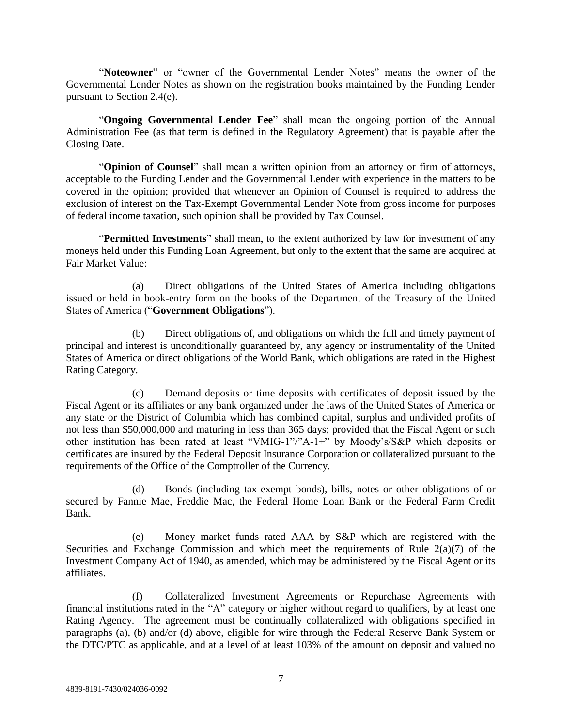"**Noteowner**" or "owner of the Governmental Lender Notes" means the owner of the Governmental Lender Notes as shown on the registration books maintained by the Funding Lender pursuant to Section 2.4(e).

"**Ongoing Governmental Lender Fee**" shall mean the ongoing portion of the Annual Administration Fee (as that term is defined in the Regulatory Agreement) that is payable after the Closing Date.

"**Opinion of Counsel**" shall mean a written opinion from an attorney or firm of attorneys, acceptable to the Funding Lender and the Governmental Lender with experience in the matters to be covered in the opinion; provided that whenever an Opinion of Counsel is required to address the exclusion of interest on the Tax-Exempt Governmental Lender Note from gross income for purposes of federal income taxation, such opinion shall be provided by Tax Counsel.

"**Permitted Investments**" shall mean, to the extent authorized by law for investment of any moneys held under this Funding Loan Agreement, but only to the extent that the same are acquired at Fair Market Value:

(a) Direct obligations of the United States of America including obligations issued or held in book-entry form on the books of the Department of the Treasury of the United States of America ("**Government Obligations**").

(b) Direct obligations of, and obligations on which the full and timely payment of principal and interest is unconditionally guaranteed by, any agency or instrumentality of the United States of America or direct obligations of the World Bank, which obligations are rated in the Highest Rating Category.

(c) Demand deposits or time deposits with certificates of deposit issued by the Fiscal Agent or its affiliates or any bank organized under the laws of the United States of America or any state or the District of Columbia which has combined capital, surplus and undivided profits of not less than $50,000,000 and maturing in less than 365 days; provided that the Fiscal Agent or such other institution has been rated at least "VMIG-1"/"A-1+" by Moody's/S&P which deposits or certificates are insured by the Federal Deposit Insurance Corporation or collateralized pursuant to the requirements of the Office of the Comptroller of the Currency.

(d) Bonds (including tax-exempt bonds), bills, notes or other obligations of or secured by Fannie Mae, Freddie Mac, the Federal Home Loan Bank or the Federal Farm Credit Bank.

(e) Money market funds rated AAA by S&P which are registered with the Securities and Exchange Commission and which meet the requirements of Rule 2(a)(7) of the Investment Company Act of 1940, as amended, which may be administered by the Fiscal Agent or its affiliates.

(f) Collateralized Investment Agreements or Repurchase Agreements with financial institutions rated in the "A" category or higher without regard to qualifiers, by at least one Rating Agency. The agreement must be continually collateralized with obligations specified in paragraphs (a), (b) and/or (d) above, eligible for wire through the Federal Reserve Bank System or the DTC/PTC as applicable, and at a level of at least 103% of the amount on deposit and valued no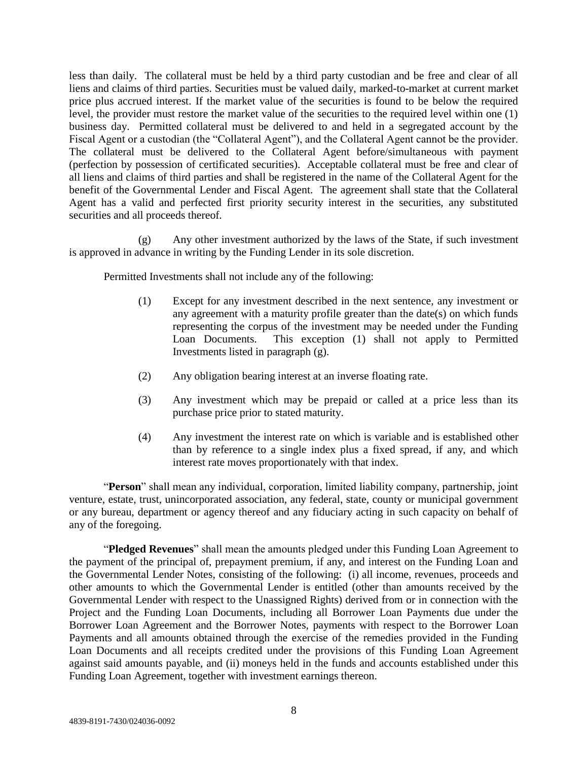less than daily. The collateral must be held by a third party custodian and be free and clear of all liens and claims of third parties. Securities must be valued daily, marked-to-market at current market price plus accrued interest. If the market value of the securities is found to be below the required level, the provider must restore the market value of the securities to the required level within one (1) business day. Permitted collateral must be delivered to and held in a segregated account by the Fiscal Agent or a custodian (the "Collateral Agent"), and the Collateral Agent cannot be the provider. The collateral must be delivered to the Collateral Agent before/simultaneous with payment (perfection by possession of certificated securities). Acceptable collateral must be free and clear of all liens and claims of third parties and shall be registered in the name of the Collateral Agent for the benefit of the Governmental Lender and Fiscal Agent. The agreement shall state that the Collateral Agent has a valid and perfected first priority security interest in the securities, any substituted securities and all proceeds thereof.

(g) Any other investment authorized by the laws of the State, if such investment is approved in advance in writing by the Funding Lender in its sole discretion.

Permitted Investments shall not include any of the following:

(1) Except for any investment described in the next sentence, any investment or any agreement with a maturity profile greater than the date(s) on which funds representing the corpus of the investment may be needed under the Funding Loan Documents. This exception (1) shall not apply to Permitted Investments listed in paragraph (g).

(2) Any obligation bearing interest at an inverse floating rate.

(3) Any investment which may be prepaid or called at a price less than its purchase price prior to stated maturity.

(4) Any investment the interest rate on which is variable and is established other than by reference to a single index plus a fixed spread, if any, and which interest rate moves proportionately with that index.

"**Person**" shall mean any individual, corporation, limited liability company, partnership, joint venture, estate, trust, unincorporated association, any federal, state, county or municipal government or any bureau, department or agency thereof and any fiduciary acting in such capacity on behalf of any of the foregoing.

"**Pledged Revenues**" shall mean the amounts pledged under this Funding Loan Agreement to the payment of the principal of, prepayment premium, if any, and interest on the Funding Loan and the Governmental Lender Notes, consisting of the following: (i) all income, revenues, proceeds and other amounts to which the Governmental Lender is entitled (other than amounts received by the Governmental Lender with respect to the Unassigned Rights) derived from or in connection with the Project and the Funding Loan Documents, including all Borrower Loan Payments due under the Borrower Loan Agreement and the Borrower Notes, payments with respect to the Borrower Loan Payments and all amounts obtained through the exercise of the remedies provided in the Funding Loan Documents and all receipts credited under the provisions of this Funding Loan Agreement against said amounts payable, and (ii) moneys held in the funds and accounts established under this Funding Loan Agreement, together with investment earnings thereon.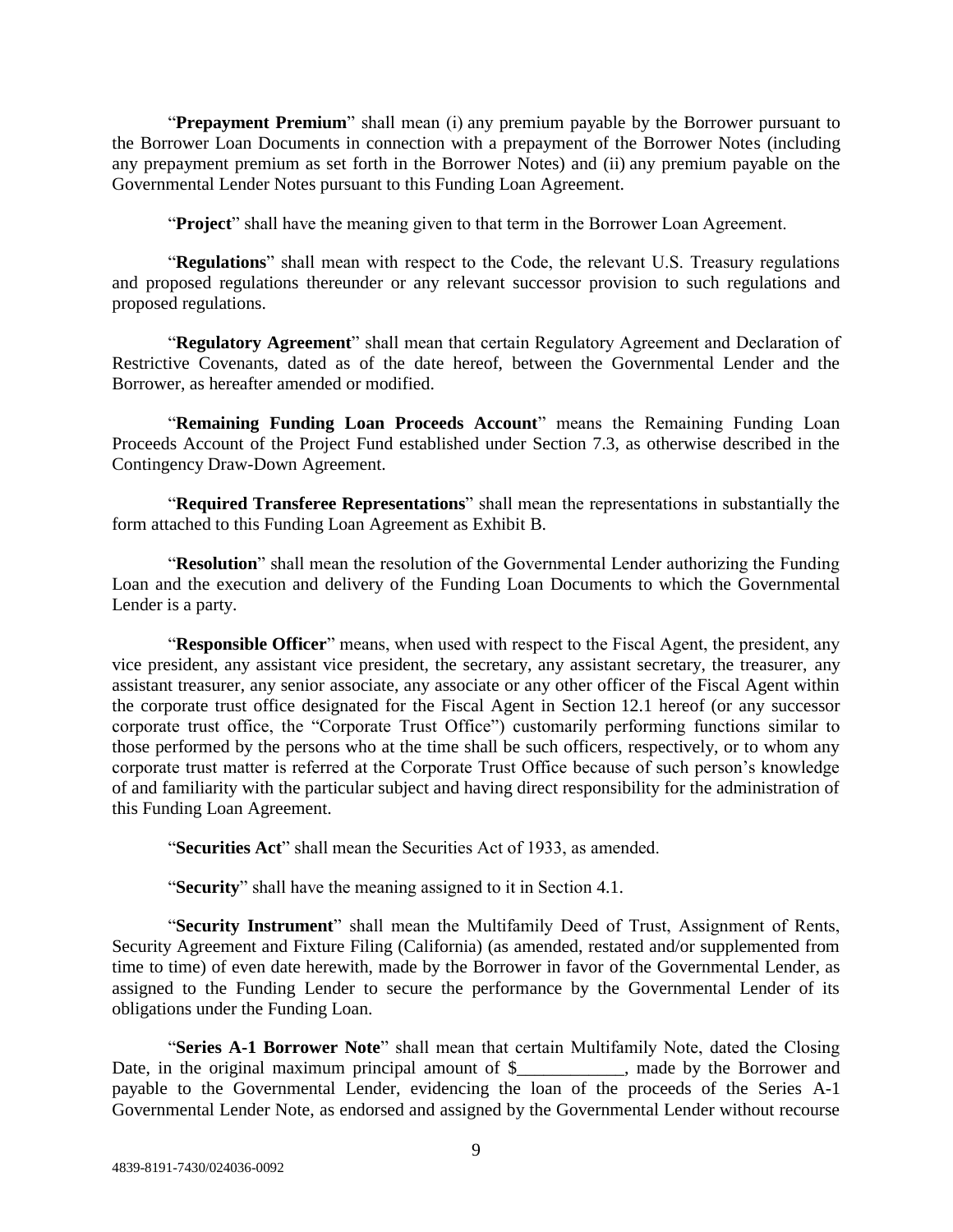"**Prepayment Premium**" shall mean (i) any premium payable by the Borrower pursuant to the Borrower Loan Documents in connection with a prepayment of the Borrower Notes (including any prepayment premium as set forth in the Borrower Notes) and (ii) any premium payable on the Governmental Lender Notes pursuant to this Funding Loan Agreement.

"**Project**" shall have the meaning given to that term in the Borrower Loan Agreement.

"**Regulations**" shall mean with respect to the Code, the relevant U.S. Treasury regulations and proposed regulations thereunder or any relevant successor provision to such regulations and proposed regulations.

"**Regulatory Agreement**" shall mean that certain Regulatory Agreement and Declaration of Restrictive Covenants, dated as of the date hereof, between the Governmental Lender and the Borrower, as hereafter amended or modified.

"**Remaining Funding Loan Proceeds Account**" means the Remaining Funding Loan Proceeds Account of the Project Fund established under Section 7.3, as otherwise described in the Contingency Draw-Down Agreement.

"**Required Transferee Representations**" shall mean the representations in substantially the form attached to this Funding Loan Agreement as Exhibit B.

"**Resolution**" shall mean the resolution of the Governmental Lender authorizing the Funding Loan and the execution and delivery of the Funding Loan Documents to which the Governmental Lender is a party.

"**Responsible Officer**" means, when used with respect to the Fiscal Agent, the president, any vice president, any assistant vice president, the secretary, any assistant secretary, the treasurer, any assistant treasurer, any senior associate, any associate or any other officer of the Fiscal Agent within the corporate trust office designated for the Fiscal Agent in Section 12.1 hereof (or any successor corporate trust office, the "Corporate Trust Office") customarily performing functions similar to those performed by the persons who at the time shall be such officers, respectively, or to whom any corporate trust matter is referred at the Corporate Trust Office because of such person's knowledge of and familiarity with the particular subject and having direct responsibility for the administration of this Funding Loan Agreement.

"**Securities Act**" shall mean the Securities Act of 1933, as amended.

"**Security**" shall have the meaning assigned to it in Section 4.1.

"**Security Instrument**" shall mean the Multifamily Deed of Trust, Assignment of Rents, Security Agreement and Fixture Filing (California) (as amended, restated and/or supplemented from time to time) of even date herewith, made by the Borrower in favor of the Governmental Lender, as assigned to the Funding Lender to secure the performance by the Governmental Lender of its obligations under the Funding Loan.

"**Series A-1 Borrower Note**" shall mean that certain Multifamily Note, dated the Closing Date, in the original maximum principal amount of $____________, made by the Borrower and payable to the Governmental Lender, evidencing the loan of the proceeds of the Series A-1 Governmental Lender Note, as endorsed and assigned by the Governmental Lender without recourse

4839-8191-7430/024036-0092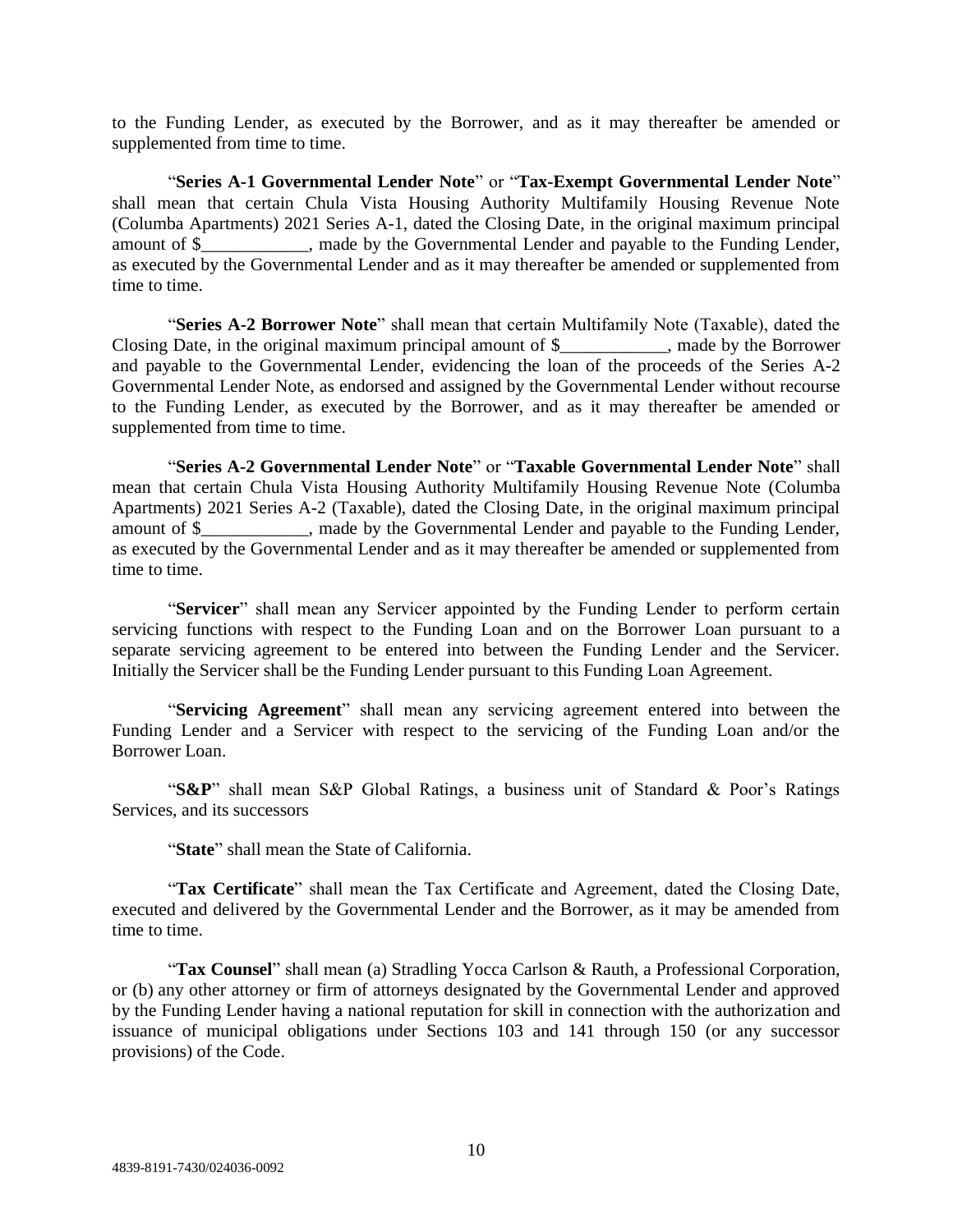to the Funding Lender, as executed by the Borrower, and as it may thereafter be amended or supplemented from time to time.

"**Series A-1 Governmental Lender Note**" or "**Tax-Exempt Governmental Lender Note**" shall mean that certain Chula Vista Housing Authority Multifamily Housing Revenue Note (Columba Apartments) 2021 Series A-1, dated the Closing Date, in the original maximum principal amount of $____________, made by the Governmental Lender and payable to the Funding Lender, as executed by the Governmental Lender and as it may thereafter be amended or supplemented from time to time.

"**Series A-2 Borrower Note**" shall mean that certain Multifamily Note (Taxable), dated the Closing Date, in the original maximum principal amount of $____________, made by the Borrower and payable to the Governmental Lender, evidencing the loan of the proceeds of the Series A-2 Governmental Lender Note, as endorsed and assigned by the Governmental Lender without recourse to the Funding Lender, as executed by the Borrower, and as it may thereafter be amended or supplemented from time to time.

"**Series A-2 Governmental Lender Note**" or "**Taxable Governmental Lender Note**" shall mean that certain Chula Vista Housing Authority Multifamily Housing Revenue Note (Columba Apartments) 2021 Series A-2 (Taxable), dated the Closing Date, in the original maximum principal amount of $____________, made by the Governmental Lender and payable to the Funding Lender, as executed by the Governmental Lender and as it may thereafter be amended or supplemented from time to time.

"**Servicer**" shall mean any Servicer appointed by the Funding Lender to perform certain servicing functions with respect to the Funding Loan and on the Borrower Loan pursuant to a separate servicing agreement to be entered into between the Funding Lender and the Servicer. Initially the Servicer shall be the Funding Lender pursuant to this Funding Loan Agreement.

"**Servicing Agreement**" shall mean any servicing agreement entered into between the Funding Lender and a Servicer with respect to the servicing of the Funding Loan and/or the Borrower Loan.

"**S&P**" shall mean S&P Global Ratings, a business unit of Standard & Poor's Ratings Services, and its successors

"**State**" shall mean the State of California.

"**Tax Certificate**" shall mean the Tax Certificate and Agreement, dated the Closing Date, executed and delivered by the Governmental Lender and the Borrower, as it may be amended from time to time.

"**Tax Counsel**" shall mean (a) Stradling Yocca Carlson & Rauth, a Professional Corporation, or (b) any other attorney or firm of attorneys designated by the Governmental Lender and approved by the Funding Lender having a national reputation for skill in connection with the authorization and issuance of municipal obligations under Sections 103 and 141 through 150 (or any successor provisions) of the Code.

4839-8191-7430/024036-0092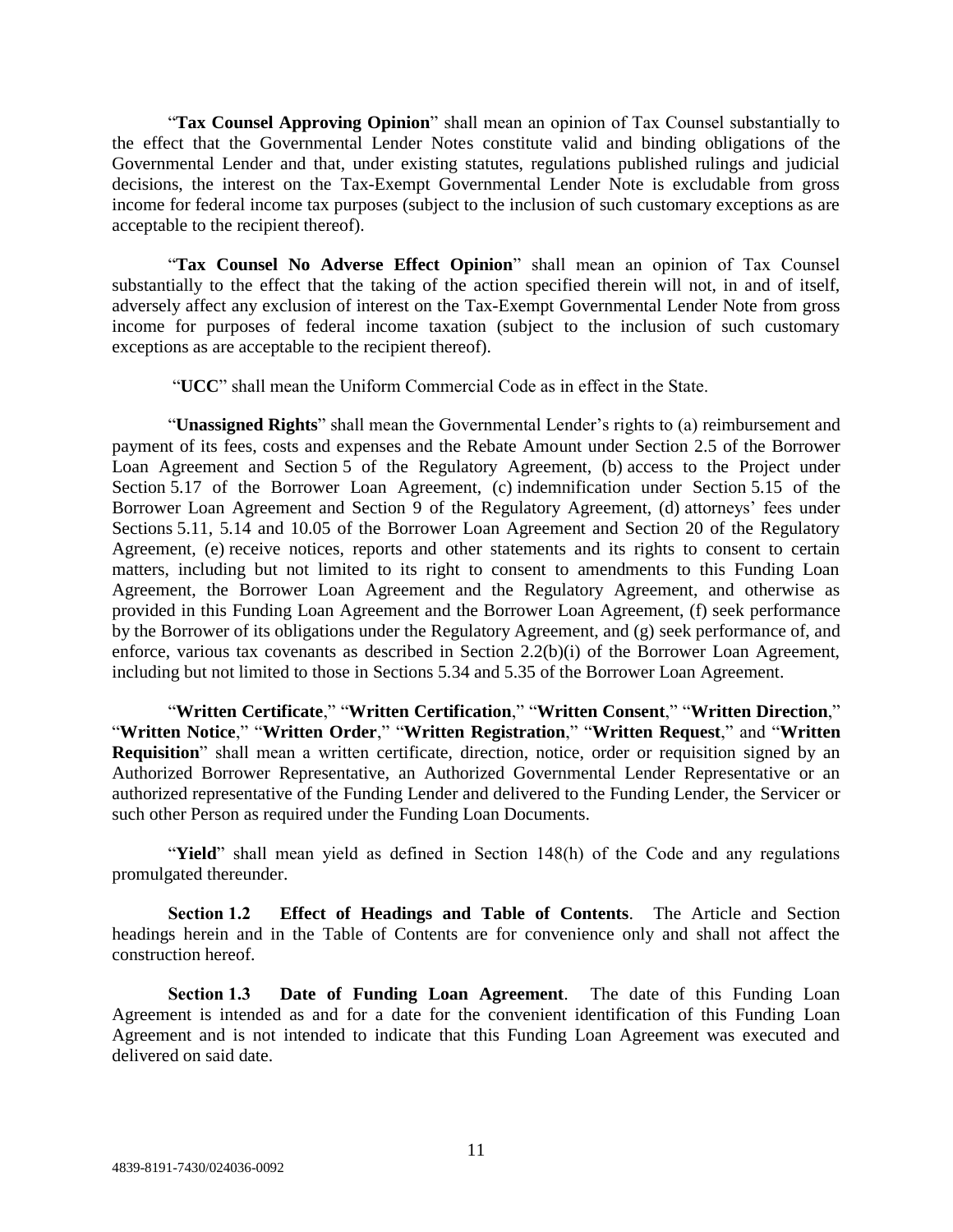"**Tax Counsel Approving Opinion**" shall mean an opinion of Tax Counsel substantially to the effect that the Governmental Lender Notes constitute valid and binding obligations of the Governmental Lender and that, under existing statutes, regulations published rulings and judicial decisions, the interest on the Tax-Exempt Governmental Lender Note is excludable from gross income for federal income tax purposes (subject to the inclusion of such customary exceptions as are acceptable to the recipient thereof).

"**Tax Counsel No Adverse Effect Opinion**" shall mean an opinion of Tax Counsel substantially to the effect that the taking of the action specified therein will not, in and of itself, adversely affect any exclusion of interest on the Tax-Exempt Governmental Lender Note from gross income for purposes of federal income taxation (subject to the inclusion of such customary exceptions as are acceptable to the recipient thereof).

"**UCC**" shall mean the Uniform Commercial Code as in effect in the State.

"**Unassigned Rights**" shall mean the Governmental Lender's rights to (a) reimbursement and payment of its fees, costs and expenses and the Rebate Amount under Section 2.5 of the Borrower Loan Agreement and Section 5 of the Regulatory Agreement, (b) access to the Project under Section 5.17 of the Borrower Loan Agreement, (c) indemnification under Section 5.15 of the Borrower Loan Agreement and Section 9 of the Regulatory Agreement, (d) attorneys' fees under Sections 5.11, 5.14 and 10.05 of the Borrower Loan Agreement and Section 20 of the Regulatory Agreement, (e) receive notices, reports and other statements and its rights to consent to certain matters, including but not limited to its right to consent to amendments to this Funding Loan Agreement, the Borrower Loan Agreement and the Regulatory Agreement, and otherwise as provided in this Funding Loan Agreement and the Borrower Loan Agreement, (f) seek performance by the Borrower of its obligations under the Regulatory Agreement, and (g) seek performance of, and enforce, various tax covenants as described in Section 2.2(b)(i) of the Borrower Loan Agreement, including but not limited to those in Sections 5.34 and 5.35 of the Borrower Loan Agreement.

"**Written Certificate**," "**Written Certification**," "**Written Consent**," "**Written Direction**," "**Written Notice**," "**Written Order**," "**Written Registration**," "**Written Request**," and "**Written Requisition**" shall mean a written certificate, direction, notice, order or requisition signed by an Authorized Borrower Representative, an Authorized Governmental Lender Representative or an authorized representative of the Funding Lender and delivered to the Funding Lender, the Servicer or such other Person as required under the Funding Loan Documents.

"**Yield**" shall mean yield as defined in Section 148(h) of the Code and any regulations promulgated thereunder.

**Section 1.2 Effect of Headings and Table of Contents**. The Article and Section headings herein and in the Table of Contents are for convenience only and shall not affect the construction hereof.

**Section 1.3 Date of Funding Loan Agreement**. The date of this Funding Loan Agreement is intended as and for a date for the convenient identification of this Funding Loan Agreement and is not intended to indicate that this Funding Loan Agreement was executed and delivered on said date.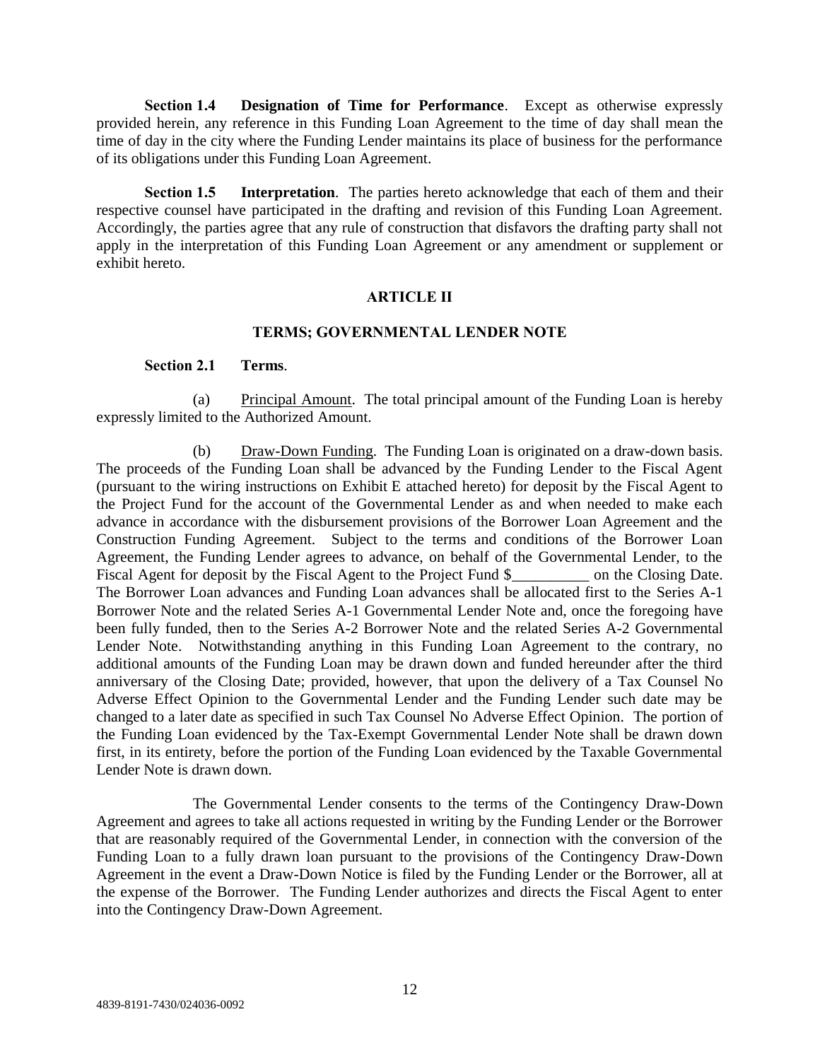**Section 1.4 Designation of Time for Performance**. Except as otherwise expressly provided herein, any reference in this Funding Loan Agreement to the time of day shall mean the time of day in the city where the Funding Lender maintains its place of business for the performance of its obligations under this Funding Loan Agreement.

**Section 1.5 Interpretation**. The parties hereto acknowledge that each of them and their respective counsel have participated in the drafting and revision of this Funding Loan Agreement. Accordingly, the parties agree that any rule of construction that disfavors the drafting party shall not apply in the interpretation of this Funding Loan Agreement or any amendment or supplement or exhibit hereto.

## ARTICLE II

## TERMS; GOVERNMENTAL LENDER NOTE

**Section 2.1 Terms**.

(a) Principal Amount. The total principal amount of the Funding Loan is hereby expressly limited to the Authorized Amount.

(b) Draw-Down Funding. The Funding Loan is originated on a draw-down basis. The proceeds of the Funding Loan shall be advanced by the Funding Lender to the Fiscal Agent (pursuant to the wiring instructions on Exhibit E attached hereto) for deposit by the Fiscal Agent to the Project Fund for the account of the Governmental Lender as and when needed to make each advance in accordance with the disbursement provisions of the Borrower Loan Agreement and the Construction Funding Agreement. Subject to the terms and conditions of the Borrower Loan Agreement, the Funding Lender agrees to advance, on behalf of the Governmental Lender, to the Fiscal Agent for deposit by the Fiscal Agent to the Project Fund $__________ on the Closing Date. The Borrower Loan advances and Funding Loan advances shall be allocated first to the Series A-1 Borrower Note and the related Series A-1 Governmental Lender Note and, once the foregoing have been fully funded, then to the Series A-2 Borrower Note and the related Series A-2 Governmental Lender Note. Notwithstanding anything in this Funding Loan Agreement to the contrary, no additional amounts of the Funding Loan may be drawn down and funded hereunder after the third anniversary of the Closing Date; provided, however, that upon the delivery of a Tax Counsel No Adverse Effect Opinion to the Governmental Lender and the Funding Lender such date may be changed to a later date as specified in such Tax Counsel No Adverse Effect Opinion. The portion of the Funding Loan evidenced by the Tax-Exempt Governmental Lender Note shall be drawn down first, in its entirety, before the portion of the Funding Loan evidenced by the Taxable Governmental Lender Note is drawn down.

The Governmental Lender consents to the terms of the Contingency Draw-Down Agreement and agrees to take all actions requested in writing by the Funding Lender or the Borrower that are reasonably required of the Governmental Lender, in connection with the conversion of the Funding Loan to a fully drawn loan pursuant to the provisions of the Contingency Draw-Down Agreement in the event a Draw-Down Notice is filed by the Funding Lender or the Borrower, all at the expense of the Borrower. The Funding Lender authorizes and directs the Fiscal Agent to enter into the Contingency Draw-Down Agreement.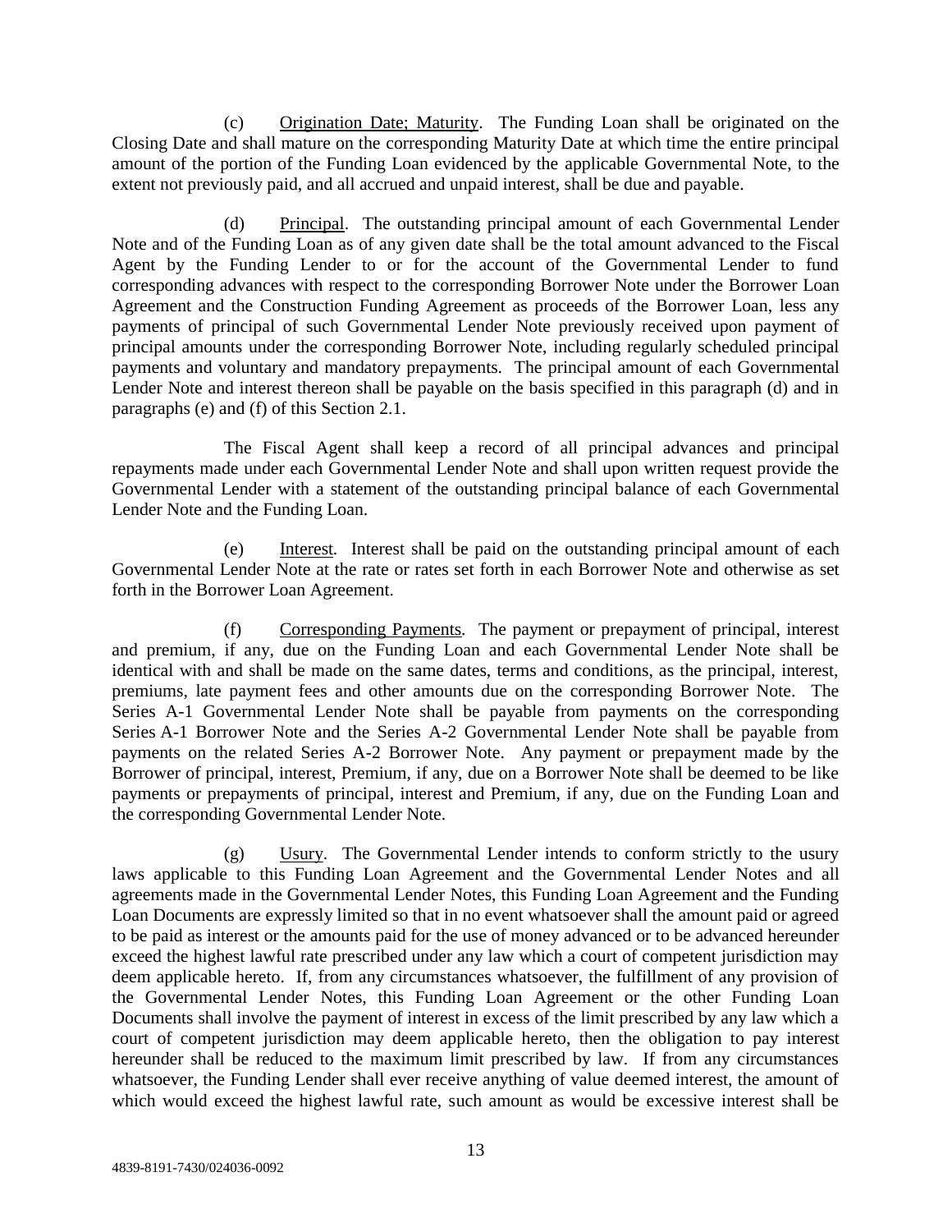(c) Origination Date; Maturity. The Funding Loan shall be originated on the Closing Date and shall mature on the corresponding Maturity Date at which time the entire principal amount of the portion of the Funding Loan evidenced by the applicable Governmental Note, to the extent not previously paid, and all accrued and unpaid interest, shall be due and payable.

(d) Principal. The outstanding principal amount of each Governmental Lender Note and of the Funding Loan as of any given date shall be the total amount advanced to the Fiscal Agent by the Funding Lender to or for the account of the Governmental Lender to fund corresponding advances with respect to the corresponding Borrower Note under the Borrower Loan Agreement and the Construction Funding Agreement as proceeds of the Borrower Loan, less any payments of principal of such Governmental Lender Note previously received upon payment of principal amounts under the corresponding Borrower Note, including regularly scheduled principal payments and voluntary and mandatory prepayments. The principal amount of each Governmental Lender Note and interest thereon shall be payable on the basis specified in this paragraph (d) and in paragraphs (e) and (f) of this Section 2.1.

The Fiscal Agent shall keep a record of all principal advances and principal repayments made under each Governmental Lender Note and shall upon written request provide the Governmental Lender with a statement of the outstanding principal balance of each Governmental Lender Note and the Funding Loan.

(e) Interest. Interest shall be paid on the outstanding principal amount of each Governmental Lender Note at the rate or rates set forth in each Borrower Note and otherwise as set forth in the Borrower Loan Agreement.

(f) Corresponding Payments. The payment or prepayment of principal, interest and premium, if any, due on the Funding Loan and each Governmental Lender Note shall be identical with and shall be made on the same dates, terms and conditions, as the principal, interest, premiums, late payment fees and other amounts due on the corresponding Borrower Note. The Series A-1 Governmental Lender Note shall be payable from payments on the corresponding Series A-1 Borrower Note and the Series A-2 Governmental Lender Note shall be payable from payments on the related Series A-2 Borrower Note. Any payment or prepayment made by the Borrower of principal, interest, Premium, if any, due on a Borrower Note shall be deemed to be like payments or prepayments of principal, interest and Premium, if any, due on the Funding Loan and the corresponding Governmental Lender Note.

(g) Usury. The Governmental Lender intends to conform strictly to the usury laws applicable to this Funding Loan Agreement and the Governmental Lender Notes and all agreements made in the Governmental Lender Notes, this Funding Loan Agreement and the Funding Loan Documents are expressly limited so that in no event whatsoever shall the amount paid or agreed to be paid as interest or the amounts paid for the use of money advanced or to be advanced hereunder exceed the highest lawful rate prescribed under any law which a court of competent jurisdiction may deem applicable hereto. If, from any circumstances whatsoever, the fulfillment of any provision of the Governmental Lender Notes, this Funding Loan Agreement or the other Funding Loan Documents shall involve the payment of interest in excess of the limit prescribed by any law which a court of competent jurisdiction may deem applicable hereto, then the obligation to pay interest hereunder shall be reduced to the maximum limit prescribed by law. If from any circumstances whatsoever, the Funding Lender shall ever receive anything of value deemed interest, the amount of which would exceed the highest lawful rate, such amount as would be excessive interest shall be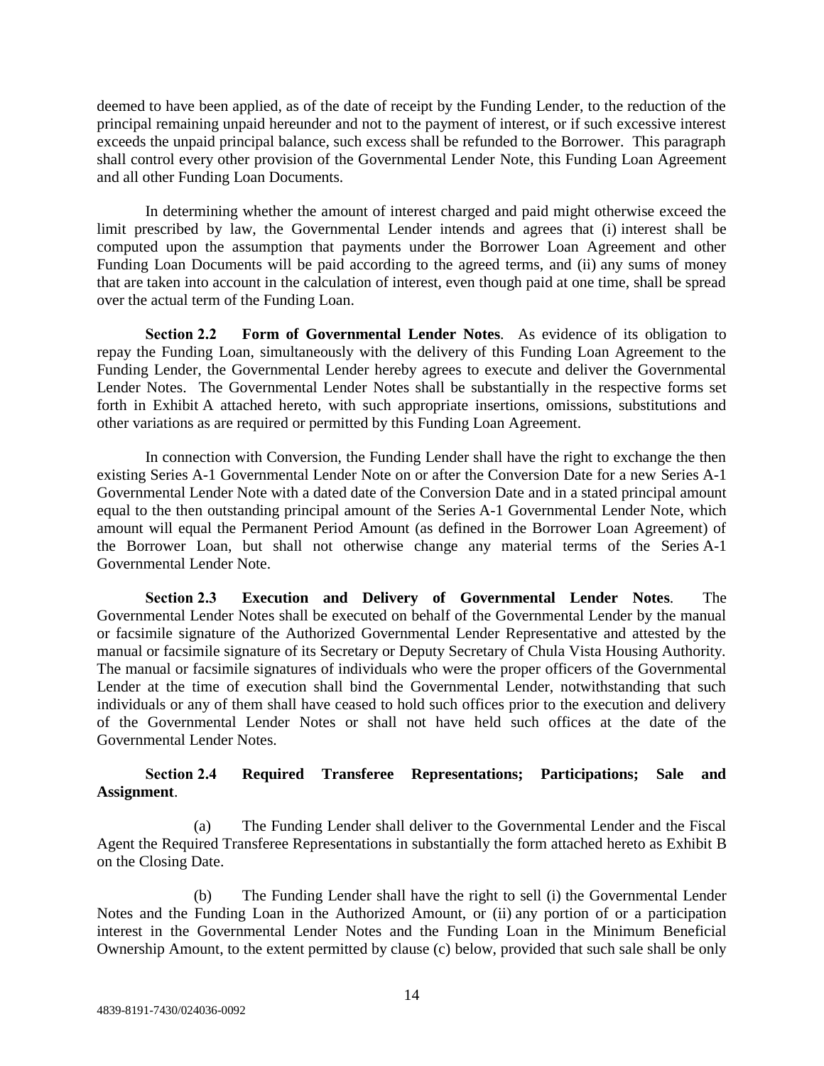deemed to have been applied, as of the date of receipt by the Funding Lender, to the reduction of the principal remaining unpaid hereunder and not to the payment of interest, or if such excessive interest exceeds the unpaid principal balance, such excess shall be refunded to the Borrower. This paragraph shall control every other provision of the Governmental Lender Note, this Funding Loan Agreement and all other Funding Loan Documents.

In determining whether the amount of interest charged and paid might otherwise exceed the limit prescribed by law, the Governmental Lender intends and agrees that (i) interest shall be computed upon the assumption that payments under the Borrower Loan Agreement and other Funding Loan Documents will be paid according to the agreed terms, and (ii) any sums of money that are taken into account in the calculation of interest, even though paid at one time, shall be spread over the actual term of the Funding Loan.

**Section 2.2 Form of Governmental Lender Notes**. As evidence of its obligation to repay the Funding Loan, simultaneously with the delivery of this Funding Loan Agreement to the Funding Lender, the Governmental Lender hereby agrees to execute and deliver the Governmental Lender Notes. The Governmental Lender Notes shall be substantially in the respective forms set forth in Exhibit A attached hereto, with such appropriate insertions, omissions, substitutions and other variations as are required or permitted by this Funding Loan Agreement.

In connection with Conversion, the Funding Lender shall have the right to exchange the then existing Series A-1 Governmental Lender Note on or after the Conversion Date for a new Series A-1 Governmental Lender Note with a dated date of the Conversion Date and in a stated principal amount equal to the then outstanding principal amount of the Series A-1 Governmental Lender Note, which amount will equal the Permanent Period Amount (as defined in the Borrower Loan Agreement) of the Borrower Loan, but shall not otherwise change any material terms of the Series A-1 Governmental Lender Note.

**Section 2.3 Execution and Delivery of Governmental Lender Notes**. The Governmental Lender Notes shall be executed on behalf of the Governmental Lender by the manual or facsimile signature of the Authorized Governmental Lender Representative and attested by the manual or facsimile signature of its Secretary or Deputy Secretary of Chula Vista Housing Authority. The manual or facsimile signatures of individuals who were the proper officers of the Governmental Lender at the time of execution shall bind the Governmental Lender, notwithstanding that such individuals or any of them shall have ceased to hold such offices prior to the execution and delivery of the Governmental Lender Notes or shall not have held such offices at the date of the Governmental Lender Notes.

**Section 2.4 Required Transferee Representations; Participations; Sale and Assignment**.

(a) The Funding Lender shall deliver to the Governmental Lender and the Fiscal Agent the Required Transferee Representations in substantially the form attached hereto as Exhibit B on the Closing Date.

(b) The Funding Lender shall have the right to sell (i) the Governmental Lender Notes and the Funding Loan in the Authorized Amount, or (ii) any portion of or a participation interest in the Governmental Lender Notes and the Funding Loan in the Minimum Beneficial Ownership Amount, to the extent permitted by clause (c) below, provided that such sale shall be only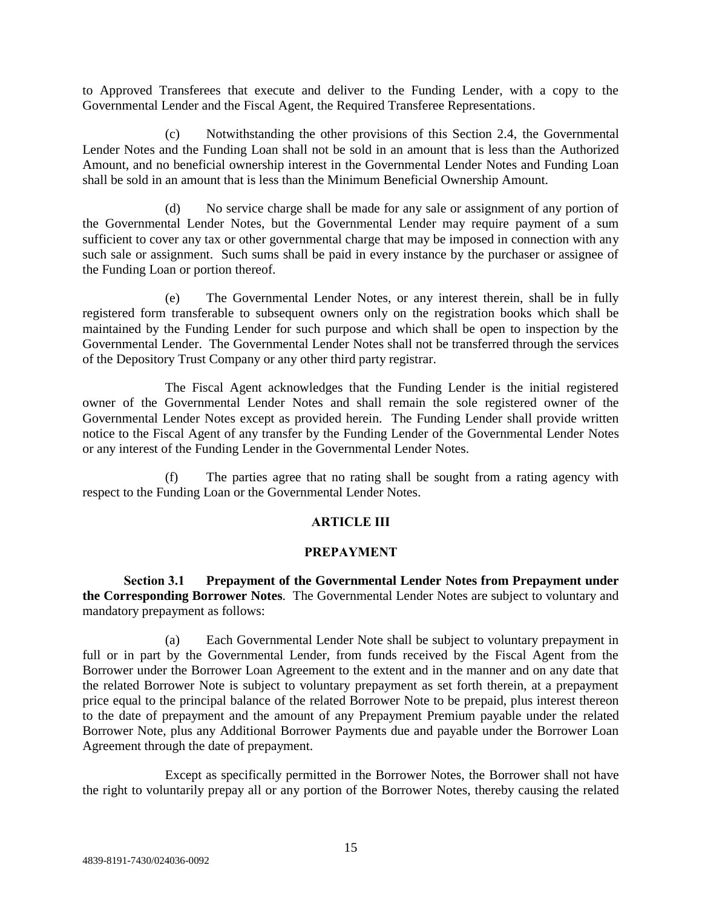to Approved Transferees that execute and deliver to the Funding Lender, with a copy to the Governmental Lender and the Fiscal Agent, the Required Transferee Representations.

(c) Notwithstanding the other provisions of this Section 2.4, the Governmental Lender Notes and the Funding Loan shall not be sold in an amount that is less than the Authorized Amount, and no beneficial ownership interest in the Governmental Lender Notes and Funding Loan shall be sold in an amount that is less than the Minimum Beneficial Ownership Amount.

(d) No service charge shall be made for any sale or assignment of any portion of the Governmental Lender Notes, but the Governmental Lender may require payment of a sum sufficient to cover any tax or other governmental charge that may be imposed in connection with any such sale or assignment. Such sums shall be paid in every instance by the purchaser or assignee of the Funding Loan or portion thereof.

(e) The Governmental Lender Notes, or any interest therein, shall be in fully registered form transferable to subsequent owners only on the registration books which shall be maintained by the Funding Lender for such purpose and which shall be open to inspection by the Governmental Lender. The Governmental Lender Notes shall not be transferred through the services of the Depository Trust Company or any other third party registrar.

The Fiscal Agent acknowledges that the Funding Lender is the initial registered owner of the Governmental Lender Notes and shall remain the sole registered owner of the Governmental Lender Notes except as provided herein. The Funding Lender shall provide written notice to the Fiscal Agent of any transfer by the Funding Lender of the Governmental Lender Notes or any interest of the Funding Lender in the Governmental Lender Notes.

(f) The parties agree that no rating shall be sought from a rating agency with respect to the Funding Loan or the Governmental Lender Notes.

## ARTICLE III

## PREPAYMENT

**Section 3.1 Prepayment of the Governmental Lender Notes from Prepayment under the Corresponding Borrower Notes**. The Governmental Lender Notes are subject to voluntary and mandatory prepayment as follows:

(a) Each Governmental Lender Note shall be subject to voluntary prepayment in full or in part by the Governmental Lender, from funds received by the Fiscal Agent from the Borrower under the Borrower Loan Agreement to the extent and in the manner and on any date that the related Borrower Note is subject to voluntary prepayment as set forth therein, at a prepayment price equal to the principal balance of the related Borrower Note to be prepaid, plus interest thereon to the date of prepayment and the amount of any Prepayment Premium payable under the related Borrower Note, plus any Additional Borrower Payments due and payable under the Borrower Loan Agreement through the date of prepayment.

Except as specifically permitted in the Borrower Notes, the Borrower shall not have the right to voluntarily prepay all or any portion of the Borrower Notes, thereby causing the related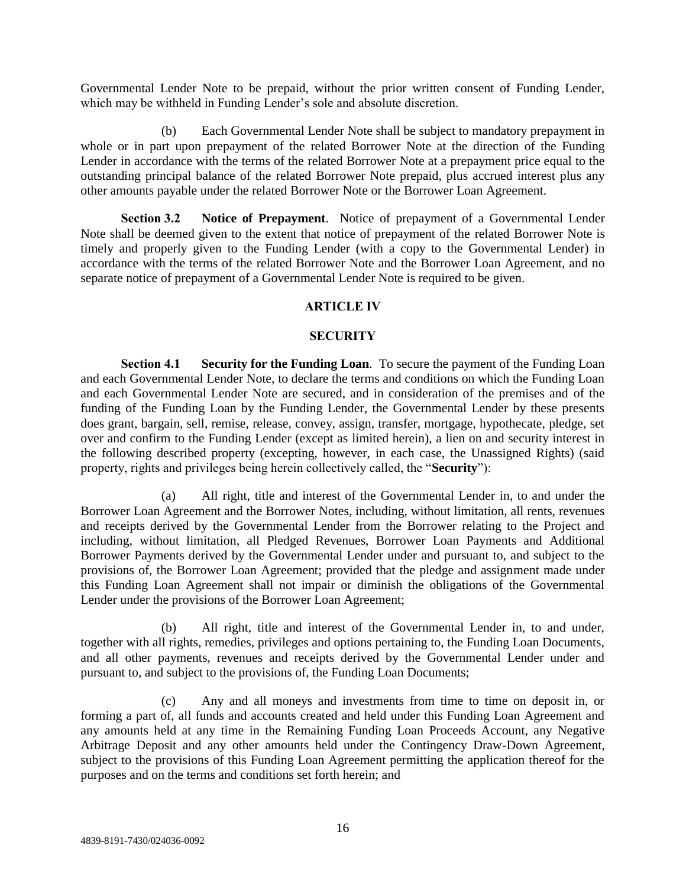Governmental Lender Note to be prepaid, without the prior written consent of Funding Lender, which may be withheld in Funding Lender's sole and absolute discretion.

(b) Each Governmental Lender Note shall be subject to mandatory prepayment in whole or in part upon prepayment of the related Borrower Note at the direction of the Funding Lender in accordance with the terms of the related Borrower Note at a prepayment price equal to the outstanding principal balance of the related Borrower Note prepaid, plus accrued interest plus any other amounts payable under the related Borrower Note or the Borrower Loan Agreement.

**Section 3.2 Notice of Prepayment**. Notice of prepayment of a Governmental Lender Note shall be deemed given to the extent that notice of prepayment of the related Borrower Note is timely and properly given to the Funding Lender (with a copy to the Governmental Lender) in accordance with the terms of the related Borrower Note and the Borrower Loan Agreement, and no separate notice of prepayment of a Governmental Lender Note is required to be given.

## ARTICLE IV

## SECURITY

**Section 4.1 Security for the Funding Loan**. To secure the payment of the Funding Loan and each Governmental Lender Note, to declare the terms and conditions on which the Funding Loan and each Governmental Lender Note are secured, and in consideration of the premises and of the funding of the Funding Loan by the Funding Lender, the Governmental Lender by these presents does grant, bargain, sell, remise, release, convey, assign, transfer, mortgage, hypothecate, pledge, set over and confirm to the Funding Lender (except as limited herein), a lien on and security interest in the following described property (excepting, however, in each case, the Unassigned Rights) (said property, rights and privileges being herein collectively called, the "**Security**"):

(a) All right, title and interest of the Governmental Lender in, to and under the Borrower Loan Agreement and the Borrower Notes, including, without limitation, all rents, revenues and receipts derived by the Governmental Lender from the Borrower relating to the Project and including, without limitation, all Pledged Revenues, Borrower Loan Payments and Additional Borrower Payments derived by the Governmental Lender under and pursuant to, and subject to the provisions of, the Borrower Loan Agreement; provided that the pledge and assignment made under this Funding Loan Agreement shall not impair or diminish the obligations of the Governmental Lender under the provisions of the Borrower Loan Agreement;

(b) All right, title and interest of the Governmental Lender in, to and under, together with all rights, remedies, privileges and options pertaining to, the Funding Loan Documents, and all other payments, revenues and receipts derived by the Governmental Lender under and pursuant to, and subject to the provisions of, the Funding Loan Documents;

(c) Any and all moneys and investments from time to time on deposit in, or forming a part of, all funds and accounts created and held under this Funding Loan Agreement and any amounts held at any time in the Remaining Funding Loan Proceeds Account, any Negative Arbitrage Deposit and any other amounts held under the Contingency Draw-Down Agreement, subject to the provisions of this Funding Loan Agreement permitting the application thereof for the purposes and on the terms and conditions set forth herein; and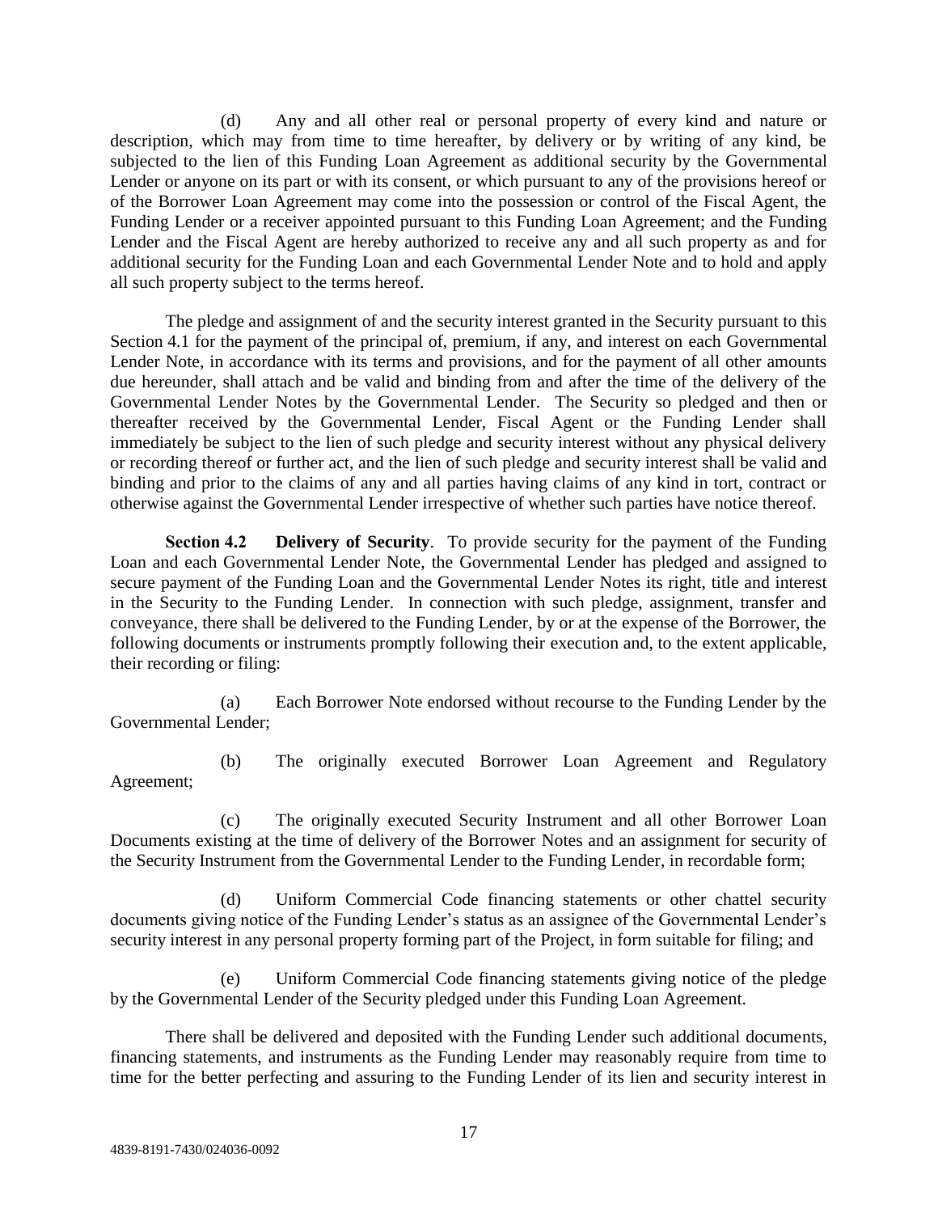(d) Any and all other real or personal property of every kind and nature or description, which may from time to time hereafter, by delivery or by writing of any kind, be subjected to the lien of this Funding Loan Agreement as additional security by the Governmental Lender or anyone on its part or with its consent, or which pursuant to any of the provisions hereof or of the Borrower Loan Agreement may come into the possession or control of the Fiscal Agent, the Funding Lender or a receiver appointed pursuant to this Funding Loan Agreement; and the Funding Lender and the Fiscal Agent are hereby authorized to receive any and all such property as and for additional security for the Funding Loan and each Governmental Lender Note and to hold and apply all such property subject to the terms hereof.

The pledge and assignment of and the security interest granted in the Security pursuant to this Section 4.1 for the payment of the principal of, premium, if any, and interest on each Governmental Lender Note, in accordance with its terms and provisions, and for the payment of all other amounts due hereunder, shall attach and be valid and binding from and after the time of the delivery of the Governmental Lender Notes by the Governmental Lender. The Security so pledged and then or thereafter received by the Governmental Lender, Fiscal Agent or the Funding Lender shall immediately be subject to the lien of such pledge and security interest without any physical delivery or recording thereof or further act, and the lien of such pledge and security interest shall be valid and binding and prior to the claims of any and all parties having claims of any kind in tort, contract or otherwise against the Governmental Lender irrespective of whether such parties have notice thereof.

**Section 4.2 Delivery of Security**. To provide security for the payment of the Funding Loan and each Governmental Lender Note, the Governmental Lender has pledged and assigned to secure payment of the Funding Loan and the Governmental Lender Notes its right, title and interest in the Security to the Funding Lender. In connection with such pledge, assignment, transfer and conveyance, there shall be delivered to the Funding Lender, by or at the expense of the Borrower, the following documents or instruments promptly following their execution and, to the extent applicable, their recording or filing:

(a) Each Borrower Note endorsed without recourse to the Funding Lender by the Governmental Lender;

(b) The originally executed Borrower Loan Agreement and Regulatory Agreement;

(c) The originally executed Security Instrument and all other Borrower Loan Documents existing at the time of delivery of the Borrower Notes and an assignment for security of the Security Instrument from the Governmental Lender to the Funding Lender, in recordable form;

(d) Uniform Commercial Code financing statements or other chattel security documents giving notice of the Funding Lender's status as an assignee of the Governmental Lender's security interest in any personal property forming part of the Project, in form suitable for filing; and

(e) Uniform Commercial Code financing statements giving notice of the pledge by the Governmental Lender of the Security pledged under this Funding Loan Agreement.

There shall be delivered and deposited with the Funding Lender such additional documents, financing statements, and instruments as the Funding Lender may reasonably require from time to time for the better perfecting and assuring to the Funding Lender of its lien and security interest in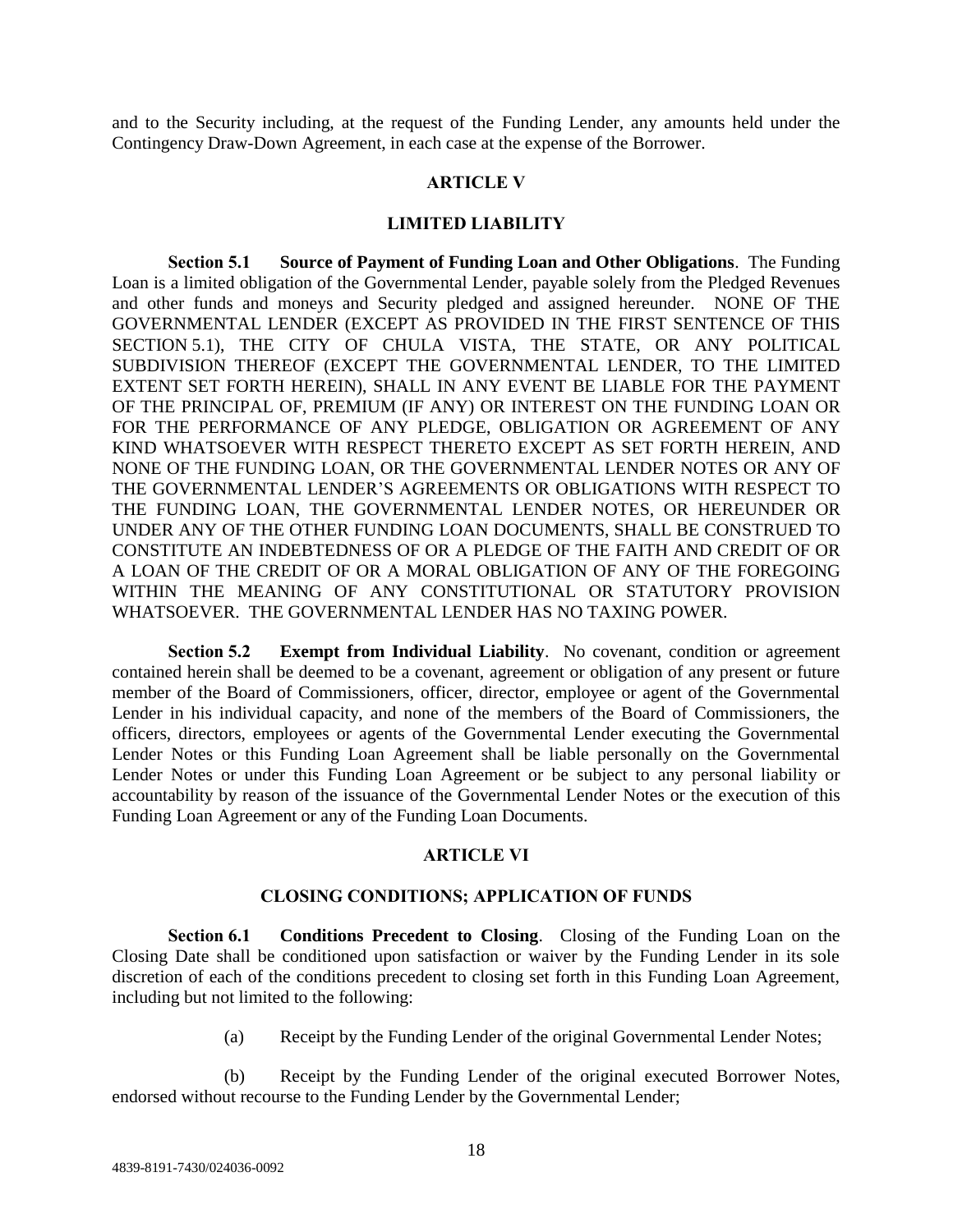and to the Security including, at the request of the Funding Lender, any amounts held under the Contingency Draw-Down Agreement, in each case at the expense of the Borrower.

## ARTICLE V

## LIMITED LIABILITY

**Section 5.1 Source of Payment of Funding Loan and Other Obligations**. The Funding Loan is a limited obligation of the Governmental Lender, payable solely from the Pledged Revenues and other funds and moneys and Security pledged and assigned hereunder. NONE OF THE GOVERNMENTAL LENDER (EXCEPT AS PROVIDED IN THE FIRST SENTENCE OF THIS SECTION 5.1), THE CITY OF CHULA VISTA, THE STATE, OR ANY POLITICAL SUBDIVISION THEREOF (EXCEPT THE GOVERNMENTAL LENDER, TO THE LIMITED EXTENT SET FORTH HEREIN), SHALL IN ANY EVENT BE LIABLE FOR THE PAYMENT OF THE PRINCIPAL OF, PREMIUM (IF ANY) OR INTEREST ON THE FUNDING LOAN OR FOR THE PERFORMANCE OF ANY PLEDGE, OBLIGATION OR AGREEMENT OF ANY KIND WHATSOEVER WITH RESPECT THERETO EXCEPT AS SET FORTH HEREIN, AND NONE OF THE FUNDING LOAN, OR THE GOVERNMENTAL LENDER NOTES OR ANY OF THE GOVERNMENTAL LENDER'S AGREEMENTS OR OBLIGATIONS WITH RESPECT TO THE FUNDING LOAN, THE GOVERNMENTAL LENDER NOTES, OR HEREUNDER OR UNDER ANY OF THE OTHER FUNDING LOAN DOCUMENTS, SHALL BE CONSTRUED TO CONSTITUTE AN INDEBTEDNESS OF OR A PLEDGE OF THE FAITH AND CREDIT OF OR A LOAN OF THE CREDIT OF OR A MORAL OBLIGATION OF ANY OF THE FOREGOING WITHIN THE MEANING OF ANY CONSTITUTIONAL OR STATUTORY PROVISION WHATSOEVER. THE GOVERNMENTAL LENDER HAS NO TAXING POWER.

**Section 5.2 Exempt from Individual Liability**. No covenant, condition or agreement contained herein shall be deemed to be a covenant, agreement or obligation of any present or future member of the Board of Commissioners, officer, director, employee or agent of the Governmental Lender in his individual capacity, and none of the members of the Board of Commissioners, the officers, directors, employees or agents of the Governmental Lender executing the Governmental Lender Notes or this Funding Loan Agreement shall be liable personally on the Governmental Lender Notes or under this Funding Loan Agreement or be subject to any personal liability or accountability by reason of the issuance of the Governmental Lender Notes or the execution of this Funding Loan Agreement or any of the Funding Loan Documents.

## ARTICLE VI

## CLOSING CONDITIONS; APPLICATION OF FUNDS

**Section 6.1 Conditions Precedent to Closing**. Closing of the Funding Loan on the Closing Date shall be conditioned upon satisfaction or waiver by the Funding Lender in its sole discretion of each of the conditions precedent to closing set forth in this Funding Loan Agreement, including but not limited to the following:

(a) Receipt by the Funding Lender of the original Governmental Lender Notes;

(b) Receipt by the Funding Lender of the original executed Borrower Notes, endorsed without recourse to the Funding Lender by the Governmental Lender;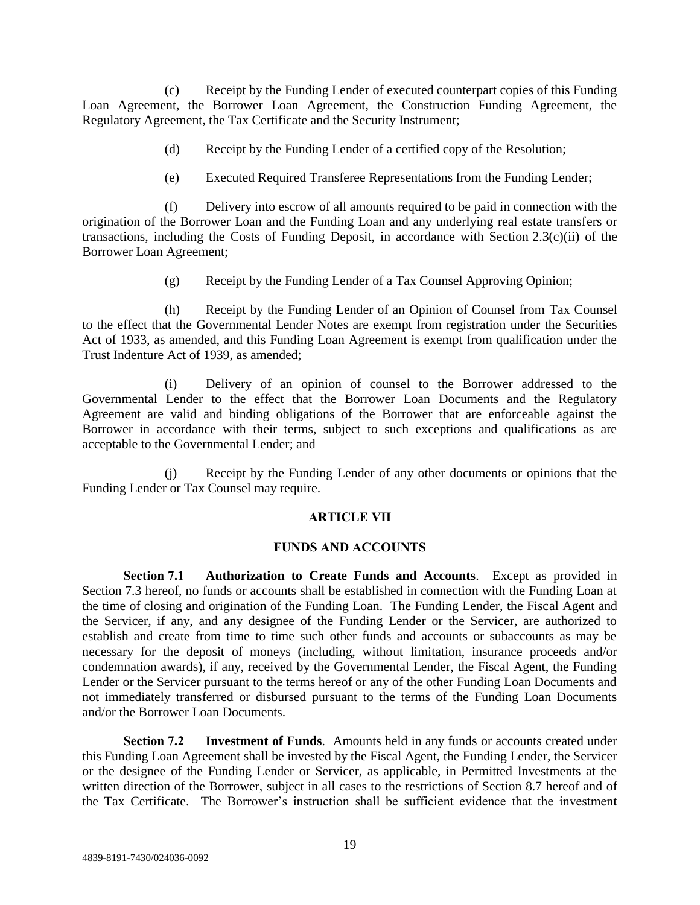(c) Receipt by the Funding Lender of executed counterpart copies of this Funding Loan Agreement, the Borrower Loan Agreement, the Construction Funding Agreement, the Regulatory Agreement, the Tax Certificate and the Security Instrument;

(d) Receipt by the Funding Lender of a certified copy of the Resolution;

(e) Executed Required Transferee Representations from the Funding Lender;

(f) Delivery into escrow of all amounts required to be paid in connection with the origination of the Borrower Loan and the Funding Loan and any underlying real estate transfers or transactions, including the Costs of Funding Deposit, in accordance with Section 2.3(c)(ii) of the Borrower Loan Agreement;

(g) Receipt by the Funding Lender of a Tax Counsel Approving Opinion;

(h) Receipt by the Funding Lender of an Opinion of Counsel from Tax Counsel to the effect that the Governmental Lender Notes are exempt from registration under the Securities Act of 1933, as amended, and this Funding Loan Agreement is exempt from qualification under the Trust Indenture Act of 1939, as amended;

(i) Delivery of an opinion of counsel to the Borrower addressed to the Governmental Lender to the effect that the Borrower Loan Documents and the Regulatory Agreement are valid and binding obligations of the Borrower that are enforceable against the Borrower in accordance with their terms, subject to such exceptions and qualifications as are acceptable to the Governmental Lender; and

(j) Receipt by the Funding Lender of any other documents or opinions that the Funding Lender or Tax Counsel may require.

## ARTICLE VII

## FUNDS AND ACCOUNTS

**Section 7.1 Authorization to Create Funds and Accounts**. Except as provided in Section 7.3 hereof, no funds or accounts shall be established in connection with the Funding Loan at the time of closing and origination of the Funding Loan. The Funding Lender, the Fiscal Agent and the Servicer, if any, and any designee of the Funding Lender or the Servicer, are authorized to establish and create from time to time such other funds and accounts or subaccounts as may be necessary for the deposit of moneys (including, without limitation, insurance proceeds and/or condemnation awards), if any, received by the Governmental Lender, the Fiscal Agent, the Funding Lender or the Servicer pursuant to the terms hereof or any of the other Funding Loan Documents and not immediately transferred or disbursed pursuant to the terms of the Funding Loan Documents and/or the Borrower Loan Documents.

**Section 7.2 Investment of Funds**. Amounts held in any funds or accounts created under this Funding Loan Agreement shall be invested by the Fiscal Agent, the Funding Lender, the Servicer or the designee of the Funding Lender or Servicer, as applicable, in Permitted Investments at the written direction of the Borrower, subject in all cases to the restrictions of Section 8.7 hereof and of the Tax Certificate. The Borrower's instruction shall be sufficient evidence that the investment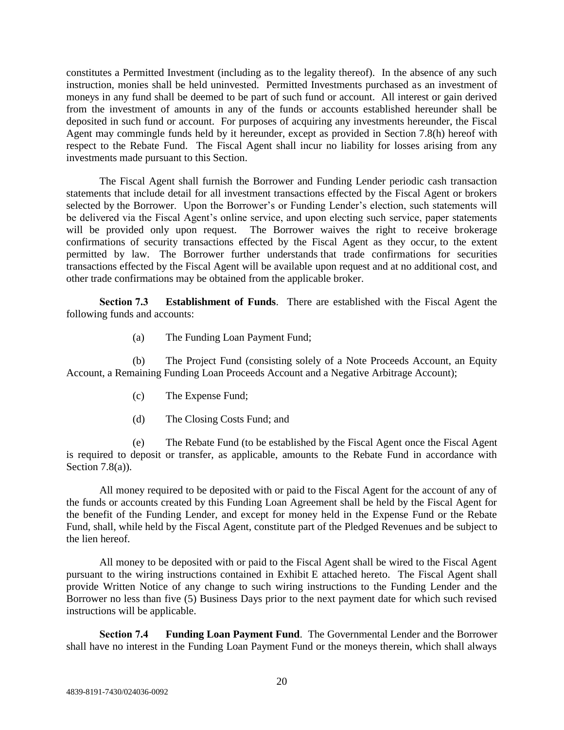constitutes a Permitted Investment (including as to the legality thereof). In the absence of any such instruction, monies shall be held uninvested. Permitted Investments purchased as an investment of moneys in any fund shall be deemed to be part of such fund or account. All interest or gain derived from the investment of amounts in any of the funds or accounts established hereunder shall be deposited in such fund or account. For purposes of acquiring any investments hereunder, the Fiscal Agent may commingle funds held by it hereunder, except as provided in Section 7.8(h) hereof with respect to the Rebate Fund. The Fiscal Agent shall incur no liability for losses arising from any investments made pursuant to this Section.

The Fiscal Agent shall furnish the Borrower and Funding Lender periodic cash transaction statements that include detail for all investment transactions effected by the Fiscal Agent or brokers selected by the Borrower. Upon the Borrower's or Funding Lender's election, such statements will be delivered via the Fiscal Agent's online service, and upon electing such service, paper statements will be provided only upon request. The Borrower waives the right to receive brokerage confirmations of security transactions effected by the Fiscal Agent as they occur, to the extent permitted by law. The Borrower further understands that trade confirmations for securities transactions effected by the Fiscal Agent will be available upon request and at no additional cost, and other trade confirmations may be obtained from the applicable broker.

**Section 7.3 Establishment of Funds**. There are established with the Fiscal Agent the following funds and accounts:

(a) The Funding Loan Payment Fund;

(b) The Project Fund (consisting solely of a Note Proceeds Account, an Equity Account, a Remaining Funding Loan Proceeds Account and a Negative Arbitrage Account);

(c) The Expense Fund;

(d) The Closing Costs Fund; and

(e) The Rebate Fund (to be established by the Fiscal Agent once the Fiscal Agent is required to deposit or transfer, as applicable, amounts to the Rebate Fund in accordance with Section 7.8(a)).

All money required to be deposited with or paid to the Fiscal Agent for the account of any of the funds or accounts created by this Funding Loan Agreement shall be held by the Fiscal Agent for the benefit of the Funding Lender, and except for money held in the Expense Fund or the Rebate Fund, shall, while held by the Fiscal Agent, constitute part of the Pledged Revenues and be subject to the lien hereof.

All money to be deposited with or paid to the Fiscal Agent shall be wired to the Fiscal Agent pursuant to the wiring instructions contained in Exhibit E attached hereto. The Fiscal Agent shall provide Written Notice of any change to such wiring instructions to the Funding Lender and the Borrower no less than five (5) Business Days prior to the next payment date for which such revised instructions will be applicable.

**Section 7.4 Funding Loan Payment Fund**. The Governmental Lender and the Borrower shall have no interest in the Funding Loan Payment Fund or the moneys therein, which shall always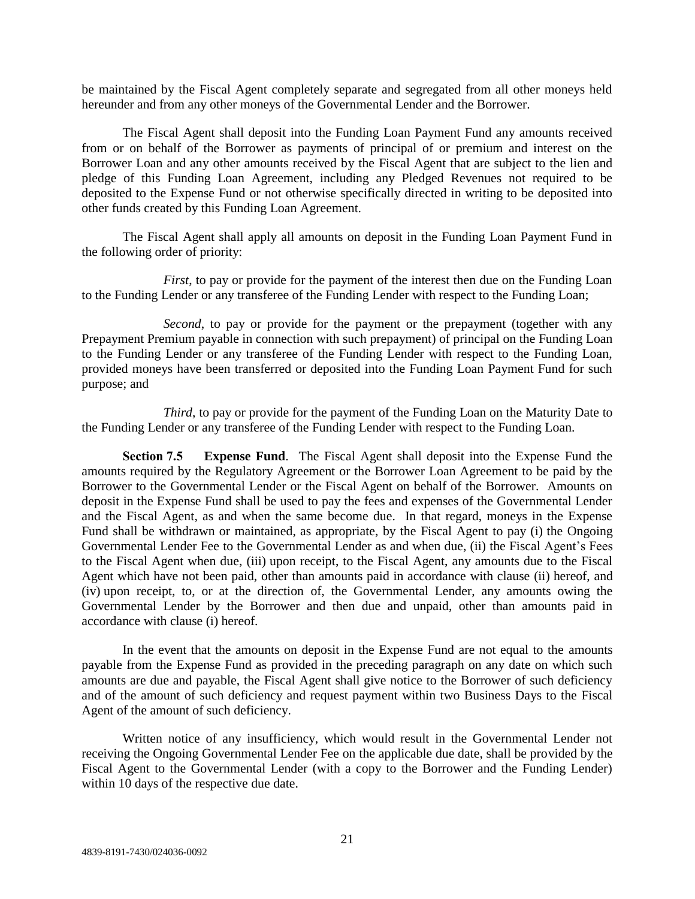be maintained by the Fiscal Agent completely separate and segregated from all other moneys held hereunder and from any other moneys of the Governmental Lender and the Borrower.

The Fiscal Agent shall deposit into the Funding Loan Payment Fund any amounts received from or on behalf of the Borrower as payments of principal of or premium and interest on the Borrower Loan and any other amounts received by the Fiscal Agent that are subject to the lien and pledge of this Funding Loan Agreement, including any Pledged Revenues not required to be deposited to the Expense Fund or not otherwise specifically directed in writing to be deposited into other funds created by this Funding Loan Agreement.

The Fiscal Agent shall apply all amounts on deposit in the Funding Loan Payment Fund in the following order of priority:

*First*, to pay or provide for the payment of the interest then due on the Funding Loan to the Funding Lender or any transferee of the Funding Lender with respect to the Funding Loan;

*Second*, to pay or provide for the payment or the prepayment (together with any Prepayment Premium payable in connection with such prepayment) of principal on the Funding Loan to the Funding Lender or any transferee of the Funding Lender with respect to the Funding Loan, provided moneys have been transferred or deposited into the Funding Loan Payment Fund for such purpose; and

*Third*, to pay or provide for the payment of the Funding Loan on the Maturity Date to the Funding Lender or any transferee of the Funding Lender with respect to the Funding Loan.

**Section 7.5 Expense Fund**. The Fiscal Agent shall deposit into the Expense Fund the amounts required by the Regulatory Agreement or the Borrower Loan Agreement to be paid by the Borrower to the Governmental Lender or the Fiscal Agent on behalf of the Borrower. Amounts on deposit in the Expense Fund shall be used to pay the fees and expenses of the Governmental Lender and the Fiscal Agent, as and when the same become due. In that regard, moneys in the Expense Fund shall be withdrawn or maintained, as appropriate, by the Fiscal Agent to pay (i) the Ongoing Governmental Lender Fee to the Governmental Lender as and when due, (ii) the Fiscal Agent's Fees to the Fiscal Agent when due, (iii) upon receipt, to the Fiscal Agent, any amounts due to the Fiscal Agent which have not been paid, other than amounts paid in accordance with clause (ii) hereof, and (iv) upon receipt, to, or at the direction of, the Governmental Lender, any amounts owing the Governmental Lender by the Borrower and then due and unpaid, other than amounts paid in accordance with clause (i) hereof.

In the event that the amounts on deposit in the Expense Fund are not equal to the amounts payable from the Expense Fund as provided in the preceding paragraph on any date on which such amounts are due and payable, the Fiscal Agent shall give notice to the Borrower of such deficiency and of the amount of such deficiency and request payment within two Business Days to the Fiscal Agent of the amount of such deficiency.

Written notice of any insufficiency, which would result in the Governmental Lender not receiving the Ongoing Governmental Lender Fee on the applicable due date, shall be provided by the Fiscal Agent to the Governmental Lender (with a copy to the Borrower and the Funding Lender) within 10 days of the respective due date.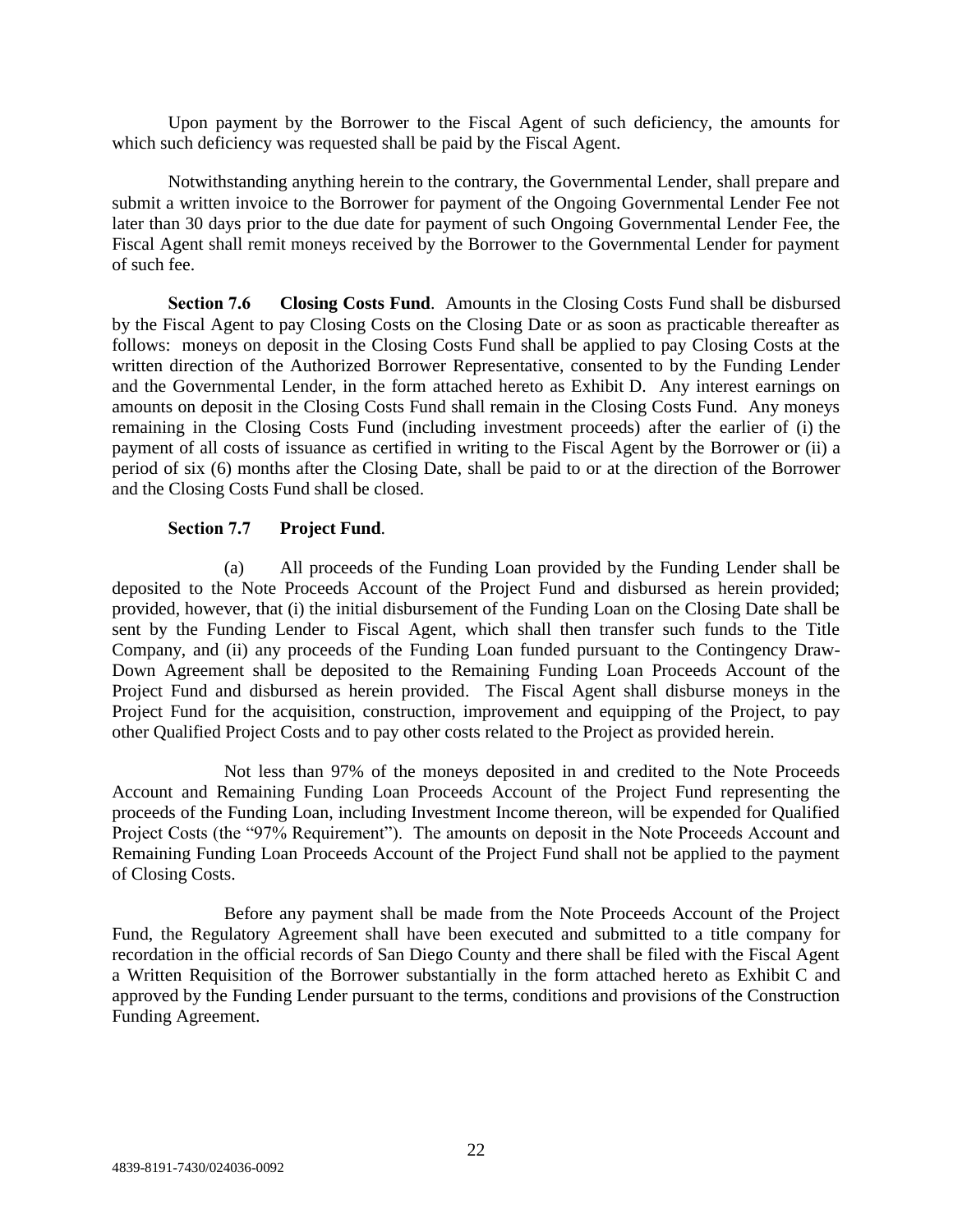Upon payment by the Borrower to the Fiscal Agent of such deficiency, the amounts for which such deficiency was requested shall be paid by the Fiscal Agent.

Notwithstanding anything herein to the contrary, the Governmental Lender, shall prepare and submit a written invoice to the Borrower for payment of the Ongoing Governmental Lender Fee not later than 30 days prior to the due date for payment of such Ongoing Governmental Lender Fee, the Fiscal Agent shall remit moneys received by the Borrower to the Governmental Lender for payment of such fee.

**Section 7.6 Closing Costs Fund**. Amounts in the Closing Costs Fund shall be disbursed by the Fiscal Agent to pay Closing Costs on the Closing Date or as soon as practicable thereafter as follows: moneys on deposit in the Closing Costs Fund shall be applied to pay Closing Costs at the written direction of the Authorized Borrower Representative, consented to by the Funding Lender and the Governmental Lender, in the form attached hereto as Exhibit D. Any interest earnings on amounts on deposit in the Closing Costs Fund shall remain in the Closing Costs Fund. Any moneys remaining in the Closing Costs Fund (including investment proceeds) after the earlier of (i) the payment of all costs of issuance as certified in writing to the Fiscal Agent by the Borrower or (ii) a period of six (6) months after the Closing Date, shall be paid to or at the direction of the Borrower and the Closing Costs Fund shall be closed.

**Section 7.7 Project Fund**.

(a) All proceeds of the Funding Loan provided by the Funding Lender shall be deposited to the Note Proceeds Account of the Project Fund and disbursed as herein provided; provided, however, that (i) the initial disbursement of the Funding Loan on the Closing Date shall be sent by the Funding Lender to Fiscal Agent, which shall then transfer such funds to the Title Company, and (ii) any proceeds of the Funding Loan funded pursuant to the Contingency Draw-Down Agreement shall be deposited to the Remaining Funding Loan Proceeds Account of the Project Fund and disbursed as herein provided. The Fiscal Agent shall disburse moneys in the Project Fund for the acquisition, construction, improvement and equipping of the Project, to pay other Qualified Project Costs and to pay other costs related to the Project as provided herein.

Not less than 97% of the moneys deposited in and credited to the Note Proceeds Account and Remaining Funding Loan Proceeds Account of the Project Fund representing the proceeds of the Funding Loan, including Investment Income thereon, will be expended for Qualified Project Costs (the "97% Requirement"). The amounts on deposit in the Note Proceeds Account and Remaining Funding Loan Proceeds Account of the Project Fund shall not be applied to the payment of Closing Costs.

Before any payment shall be made from the Note Proceeds Account of the Project Fund, the Regulatory Agreement shall have been executed and submitted to a title company for recordation in the official records of San Diego County and there shall be filed with the Fiscal Agent a Written Requisition of the Borrower substantially in the form attached hereto as Exhibit C and approved by the Funding Lender pursuant to the terms, conditions and provisions of the Construction Funding Agreement.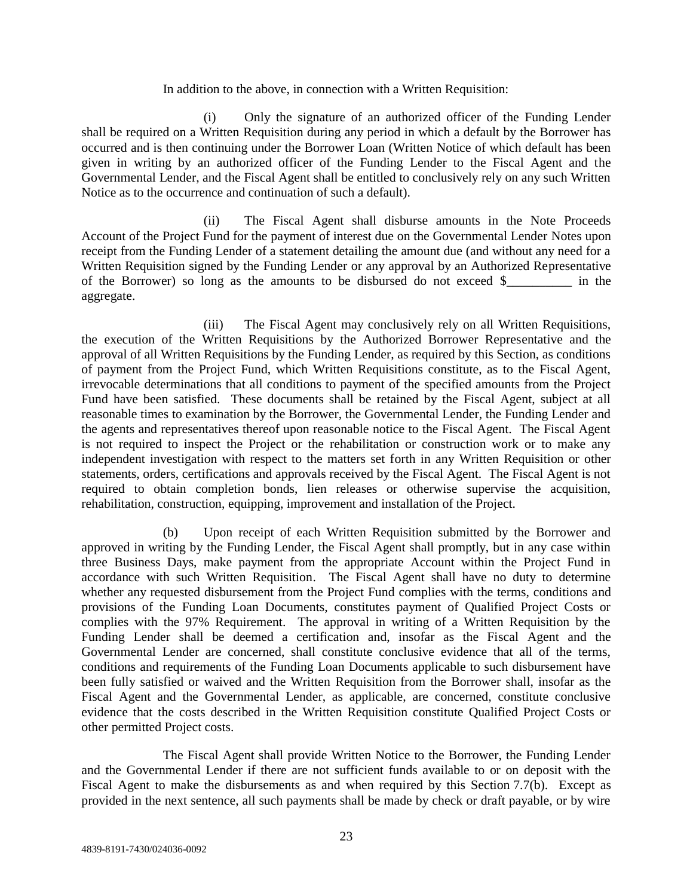In addition to the above, in connection with a Written Requisition:

(i) Only the signature of an authorized officer of the Funding Lender shall be required on a Written Requisition during any period in which a default by the Borrower has occurred and is then continuing under the Borrower Loan (Written Notice of which default has been given in writing by an authorized officer of the Funding Lender to the Fiscal Agent and the Governmental Lender, and the Fiscal Agent shall be entitled to conclusively rely on any such Written Notice as to the occurrence and continuation of such a default).

(ii) The Fiscal Agent shall disburse amounts in the Note Proceeds Account of the Project Fund for the payment of interest due on the Governmental Lender Notes upon receipt from the Funding Lender of a statement detailing the amount due (and without any need for a Written Requisition signed by the Funding Lender or any approval by an Authorized Representative of the Borrower) so long as the amounts to be disbursed do not exceed $__________ in the aggregate.

(iii) The Fiscal Agent may conclusively rely on all Written Requisitions, the execution of the Written Requisitions by the Authorized Borrower Representative and the approval of all Written Requisitions by the Funding Lender, as required by this Section, as conditions of payment from the Project Fund, which Written Requisitions constitute, as to the Fiscal Agent, irrevocable determinations that all conditions to payment of the specified amounts from the Project Fund have been satisfied. These documents shall be retained by the Fiscal Agent, subject at all reasonable times to examination by the Borrower, the Governmental Lender, the Funding Lender and the agents and representatives thereof upon reasonable notice to the Fiscal Agent. The Fiscal Agent is not required to inspect the Project or the rehabilitation or construction work or to make any independent investigation with respect to the matters set forth in any Written Requisition or other statements, orders, certifications and approvals received by the Fiscal Agent. The Fiscal Agent is not required to obtain completion bonds, lien releases or otherwise supervise the acquisition, rehabilitation, construction, equipping, improvement and installation of the Project.

(b) Upon receipt of each Written Requisition submitted by the Borrower and approved in writing by the Funding Lender, the Fiscal Agent shall promptly, but in any case within three Business Days, make payment from the appropriate Account within the Project Fund in accordance with such Written Requisition. The Fiscal Agent shall have no duty to determine whether any requested disbursement from the Project Fund complies with the terms, conditions and provisions of the Funding Loan Documents, constitutes payment of Qualified Project Costs or complies with the 97% Requirement. The approval in writing of a Written Requisition by the Funding Lender shall be deemed a certification and, insofar as the Fiscal Agent and the Governmental Lender are concerned, shall constitute conclusive evidence that all of the terms, conditions and requirements of the Funding Loan Documents applicable to such disbursement have been fully satisfied or waived and the Written Requisition from the Borrower shall, insofar as the Fiscal Agent and the Governmental Lender, as applicable, are concerned, constitute conclusive evidence that the costs described in the Written Requisition constitute Qualified Project Costs or other permitted Project costs.

The Fiscal Agent shall provide Written Notice to the Borrower, the Funding Lender and the Governmental Lender if there are not sufficient funds available to or on deposit with the Fiscal Agent to make the disbursements as and when required by this Section 7.7(b). Except as provided in the next sentence, all such payments shall be made by check or draft payable, or by wire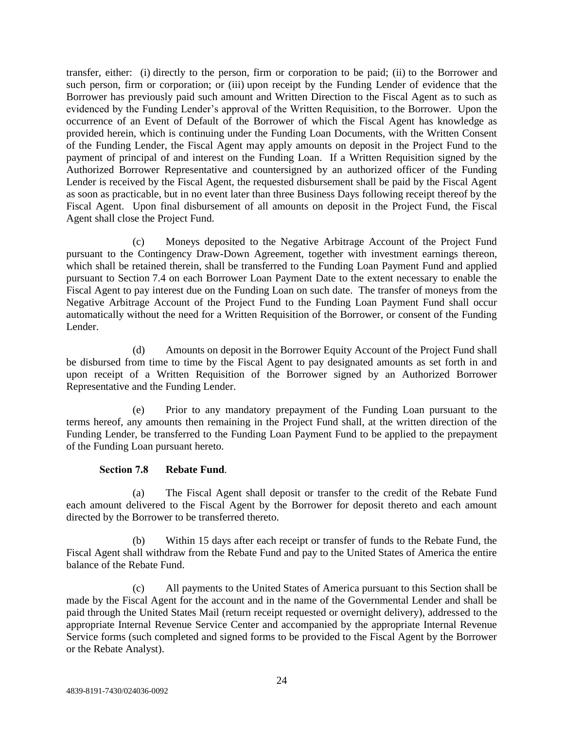transfer, either: (i) directly to the person, firm or corporation to be paid; (ii) to the Borrower and such person, firm or corporation; or (iii) upon receipt by the Funding Lender of evidence that the Borrower has previously paid such amount and Written Direction to the Fiscal Agent as to such as evidenced by the Funding Lender's approval of the Written Requisition, to the Borrower. Upon the occurrence of an Event of Default of the Borrower of which the Fiscal Agent has knowledge as provided herein, which is continuing under the Funding Loan Documents, with the Written Consent of the Funding Lender, the Fiscal Agent may apply amounts on deposit in the Project Fund to the payment of principal of and interest on the Funding Loan. If a Written Requisition signed by the Authorized Borrower Representative and countersigned by an authorized officer of the Funding Lender is received by the Fiscal Agent, the requested disbursement shall be paid by the Fiscal Agent as soon as practicable, but in no event later than three Business Days following receipt thereof by the Fiscal Agent. Upon final disbursement of all amounts on deposit in the Project Fund, the Fiscal Agent shall close the Project Fund.

(c) Moneys deposited to the Negative Arbitrage Account of the Project Fund pursuant to the Contingency Draw-Down Agreement, together with investment earnings thereon, which shall be retained therein, shall be transferred to the Funding Loan Payment Fund and applied pursuant to Section 7.4 on each Borrower Loan Payment Date to the extent necessary to enable the Fiscal Agent to pay interest due on the Funding Loan on such date. The transfer of moneys from the Negative Arbitrage Account of the Project Fund to the Funding Loan Payment Fund shall occur automatically without the need for a Written Requisition of the Borrower, or consent of the Funding Lender.

(d) Amounts on deposit in the Borrower Equity Account of the Project Fund shall be disbursed from time to time by the Fiscal Agent to pay designated amounts as set forth in and upon receipt of a Written Requisition of the Borrower signed by an Authorized Borrower Representative and the Funding Lender.

(e) Prior to any mandatory prepayment of the Funding Loan pursuant to the terms hereof, any amounts then remaining in the Project Fund shall, at the written direction of the Funding Lender, be transferred to the Funding Loan Payment Fund to be applied to the prepayment of the Funding Loan pursuant hereto.

**Section 7.8 Rebate Fund**.

(a) The Fiscal Agent shall deposit or transfer to the credit of the Rebate Fund each amount delivered to the Fiscal Agent by the Borrower for deposit thereto and each amount directed by the Borrower to be transferred thereto.

(b) Within 15 days after each receipt or transfer of funds to the Rebate Fund, the Fiscal Agent shall withdraw from the Rebate Fund and pay to the United States of America the entire balance of the Rebate Fund.

(c) All payments to the United States of America pursuant to this Section shall be made by the Fiscal Agent for the account and in the name of the Governmental Lender and shall be paid through the United States Mail (return receipt requested or overnight delivery), addressed to the appropriate Internal Revenue Service Center and accompanied by the appropriate Internal Revenue Service forms (such completed and signed forms to be provided to the Fiscal Agent by the Borrower or the Rebate Analyst).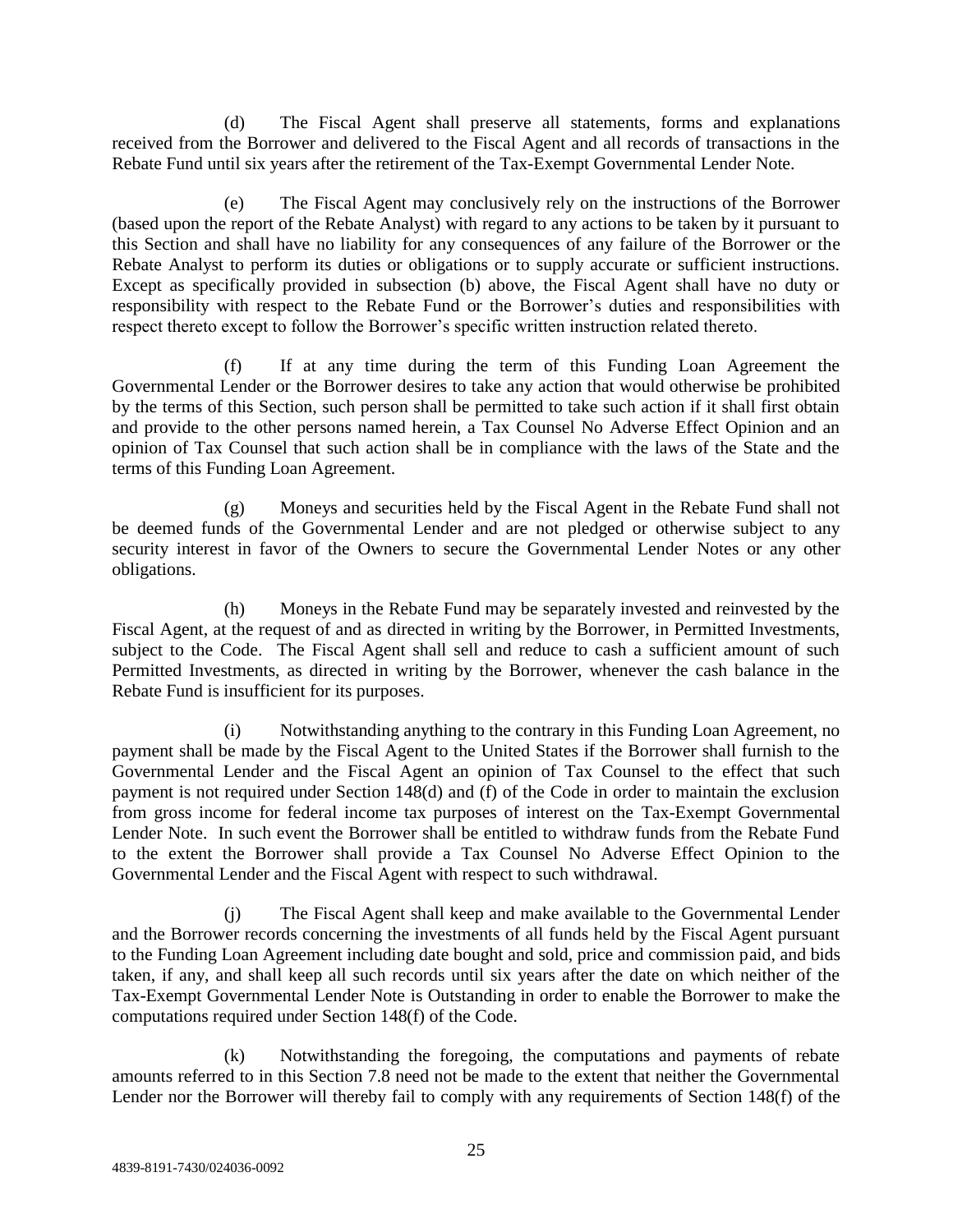(d) The Fiscal Agent shall preserve all statements, forms and explanations received from the Borrower and delivered to the Fiscal Agent and all records of transactions in the Rebate Fund until six years after the retirement of the Tax-Exempt Governmental Lender Note.

(e) The Fiscal Agent may conclusively rely on the instructions of the Borrower (based upon the report of the Rebate Analyst) with regard to any actions to be taken by it pursuant to this Section and shall have no liability for any consequences of any failure of the Borrower or the Rebate Analyst to perform its duties or obligations or to supply accurate or sufficient instructions. Except as specifically provided in subsection (b) above, the Fiscal Agent shall have no duty or responsibility with respect to the Rebate Fund or the Borrower's duties and responsibilities with respect thereto except to follow the Borrower's specific written instruction related thereto.

(f) If at any time during the term of this Funding Loan Agreement the Governmental Lender or the Borrower desires to take any action that would otherwise be prohibited by the terms of this Section, such person shall be permitted to take such action if it shall first obtain and provide to the other persons named herein, a Tax Counsel No Adverse Effect Opinion and an opinion of Tax Counsel that such action shall be in compliance with the laws of the State and the terms of this Funding Loan Agreement.

(g) Moneys and securities held by the Fiscal Agent in the Rebate Fund shall not be deemed funds of the Governmental Lender and are not pledged or otherwise subject to any security interest in favor of the Owners to secure the Governmental Lender Notes or any other obligations.

(h) Moneys in the Rebate Fund may be separately invested and reinvested by the Fiscal Agent, at the request of and as directed in writing by the Borrower, in Permitted Investments, subject to the Code. The Fiscal Agent shall sell and reduce to cash a sufficient amount of such Permitted Investments, as directed in writing by the Borrower, whenever the cash balance in the Rebate Fund is insufficient for its purposes.

(i) Notwithstanding anything to the contrary in this Funding Loan Agreement, no payment shall be made by the Fiscal Agent to the United States if the Borrower shall furnish to the Governmental Lender and the Fiscal Agent an opinion of Tax Counsel to the effect that such payment is not required under Section 148(d) and (f) of the Code in order to maintain the exclusion from gross income for federal income tax purposes of interest on the Tax-Exempt Governmental Lender Note. In such event the Borrower shall be entitled to withdraw funds from the Rebate Fund to the extent the Borrower shall provide a Tax Counsel No Adverse Effect Opinion to the Governmental Lender and the Fiscal Agent with respect to such withdrawal.

(j) The Fiscal Agent shall keep and make available to the Governmental Lender and the Borrower records concerning the investments of all funds held by the Fiscal Agent pursuant to the Funding Loan Agreement including date bought and sold, price and commission paid, and bids taken, if any, and shall keep all such records until six years after the date on which neither of the Tax-Exempt Governmental Lender Note is Outstanding in order to enable the Borrower to make the computations required under Section 148(f) of the Code.

(k) Notwithstanding the foregoing, the computations and payments of rebate amounts referred to in this Section 7.8 need not be made to the extent that neither the Governmental Lender nor the Borrower will thereby fail to comply with any requirements of Section 148(f) of the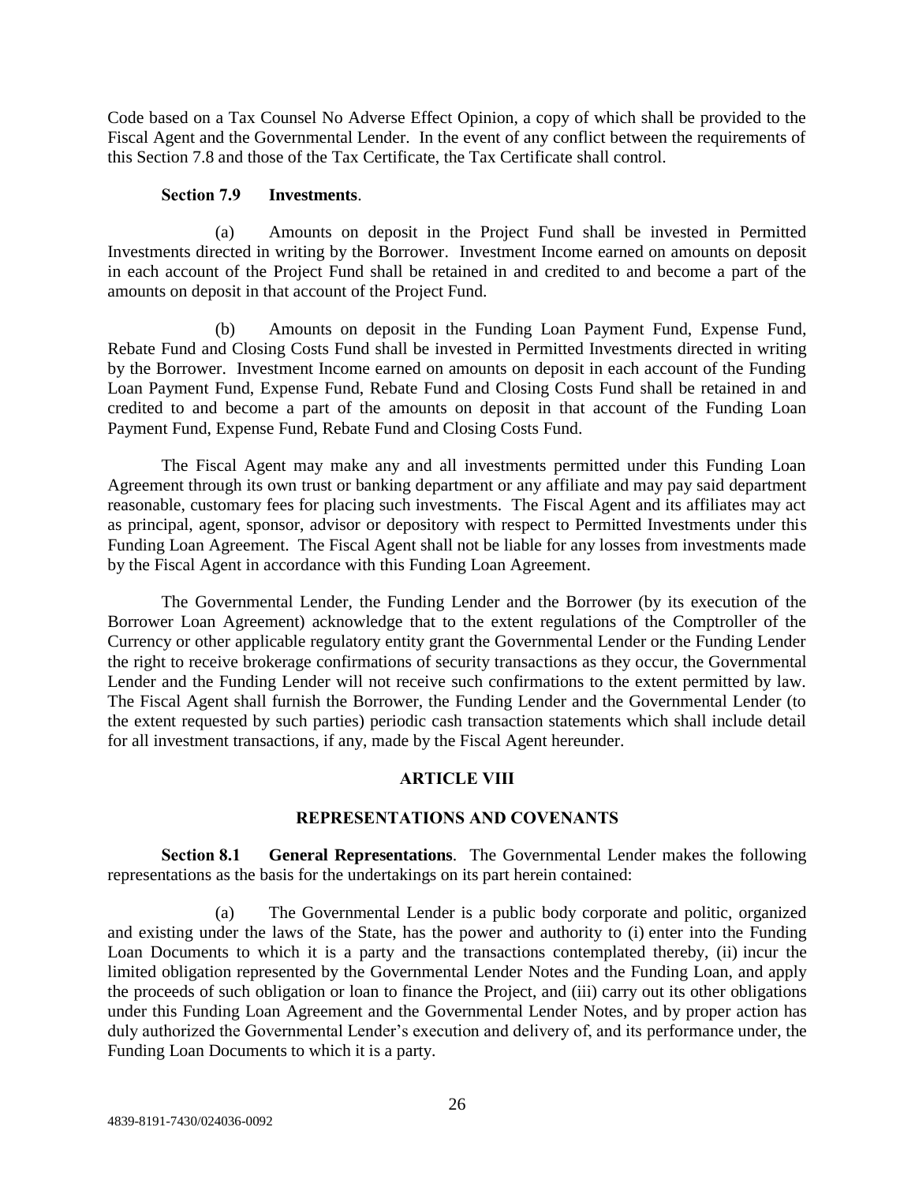Code based on a Tax Counsel No Adverse Effect Opinion, a copy of which shall be provided to the Fiscal Agent and the Governmental Lender. In the event of any conflict between the requirements of this Section 7.8 and those of the Tax Certificate, the Tax Certificate shall control.

**Section 7.9 Investments**.

(a) Amounts on deposit in the Project Fund shall be invested in Permitted Investments directed in writing by the Borrower. Investment Income earned on amounts on deposit in each account of the Project Fund shall be retained in and credited to and become a part of the amounts on deposit in that account of the Project Fund.

(b) Amounts on deposit in the Funding Loan Payment Fund, Expense Fund, Rebate Fund and Closing Costs Fund shall be invested in Permitted Investments directed in writing by the Borrower. Investment Income earned on amounts on deposit in each account of the Funding Loan Payment Fund, Expense Fund, Rebate Fund and Closing Costs Fund shall be retained in and credited to and become a part of the amounts on deposit in that account of the Funding Loan Payment Fund, Expense Fund, Rebate Fund and Closing Costs Fund.

The Fiscal Agent may make any and all investments permitted under this Funding Loan Agreement through its own trust or banking department or any affiliate and may pay said department reasonable, customary fees for placing such investments. The Fiscal Agent and its affiliates may act as principal, agent, sponsor, advisor or depository with respect to Permitted Investments under this Funding Loan Agreement. The Fiscal Agent shall not be liable for any losses from investments made by the Fiscal Agent in accordance with this Funding Loan Agreement.

The Governmental Lender, the Funding Lender and the Borrower (by its execution of the Borrower Loan Agreement) acknowledge that to the extent regulations of the Comptroller of the Currency or other applicable regulatory entity grant the Governmental Lender or the Funding Lender the right to receive brokerage confirmations of security transactions as they occur, the Governmental Lender and the Funding Lender will not receive such confirmations to the extent permitted by law. The Fiscal Agent shall furnish the Borrower, the Funding Lender and the Governmental Lender (to the extent requested by such parties) periodic cash transaction statements which shall include detail for all investment transactions, if any, made by the Fiscal Agent hereunder.

## ARTICLE VIII

## REPRESENTATIONS AND COVENANTS

**Section 8.1 General Representations**. The Governmental Lender makes the following representations as the basis for the undertakings on its part herein contained:

(a) The Governmental Lender is a public body corporate and politic, organized and existing under the laws of the State, has the power and authority to (i) enter into the Funding Loan Documents to which it is a party and the transactions contemplated thereby, (ii) incur the limited obligation represented by the Governmental Lender Notes and the Funding Loan, and apply the proceeds of such obligation or loan to finance the Project, and (iii) carry out its other obligations under this Funding Loan Agreement and the Governmental Lender Notes, and by proper action has duly authorized the Governmental Lender's execution and delivery of, and its performance under, the Funding Loan Documents to which it is a party.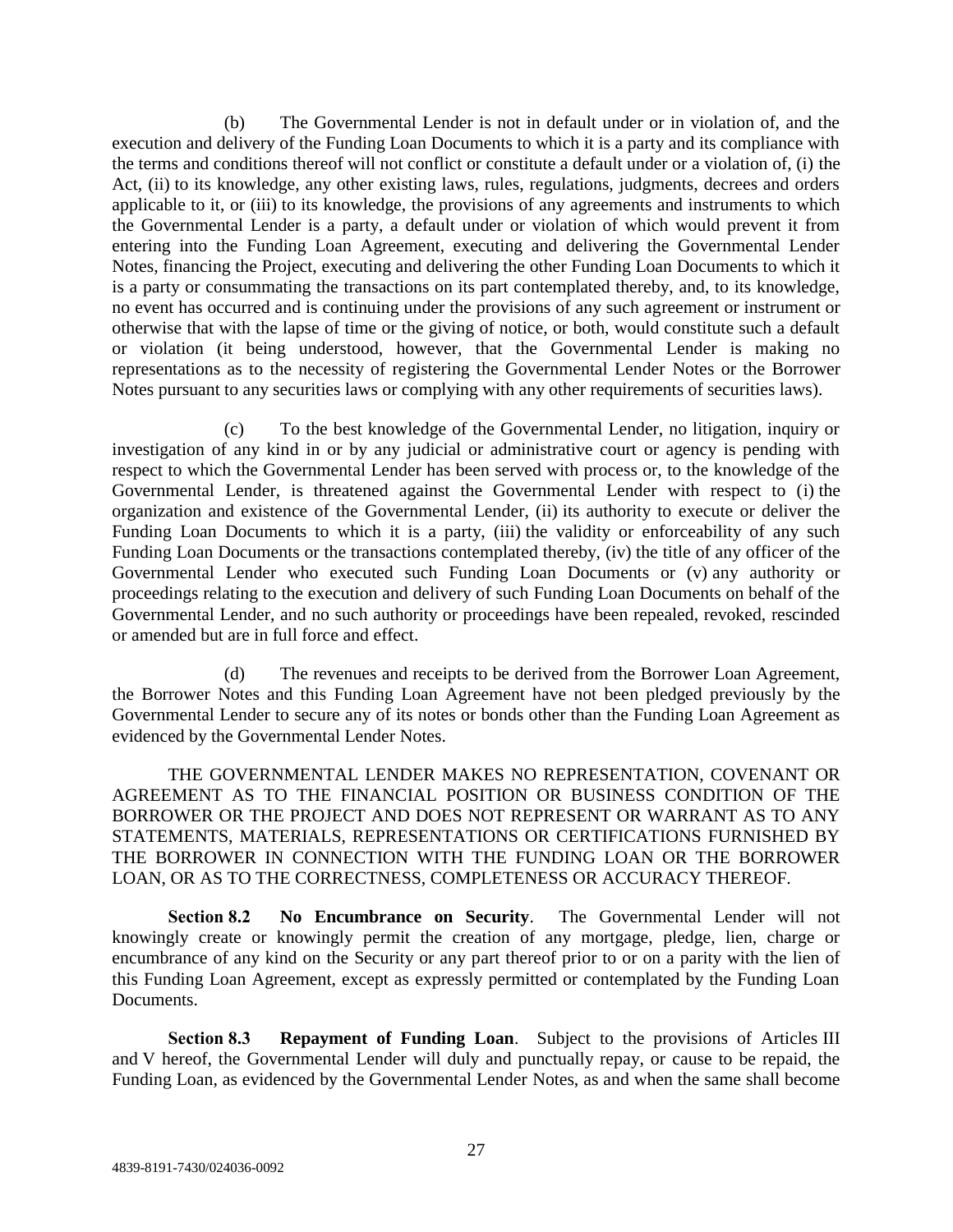(b) The Governmental Lender is not in default under or in violation of, and the execution and delivery of the Funding Loan Documents to which it is a party and its compliance with the terms and conditions thereof will not conflict or constitute a default under or a violation of, (i) the Act, (ii) to its knowledge, any other existing laws, rules, regulations, judgments, decrees and orders applicable to it, or (iii) to its knowledge, the provisions of any agreements and instruments to which the Governmental Lender is a party, a default under or violation of which would prevent it from entering into the Funding Loan Agreement, executing and delivering the Governmental Lender Notes, financing the Project, executing and delivering the other Funding Loan Documents to which it is a party or consummating the transactions on its part contemplated thereby, and, to its knowledge, no event has occurred and is continuing under the provisions of any such agreement or instrument or otherwise that with the lapse of time or the giving of notice, or both, would constitute such a default or violation (it being understood, however, that the Governmental Lender is making no representations as to the necessity of registering the Governmental Lender Notes or the Borrower Notes pursuant to any securities laws or complying with any other requirements of securities laws).

(c) To the best knowledge of the Governmental Lender, no litigation, inquiry or investigation of any kind in or by any judicial or administrative court or agency is pending with respect to which the Governmental Lender has been served with process or, to the knowledge of the Governmental Lender, is threatened against the Governmental Lender with respect to (i) the organization and existence of the Governmental Lender, (ii) its authority to execute or deliver the Funding Loan Documents to which it is a party, (iii) the validity or enforceability of any such Funding Loan Documents or the transactions contemplated thereby, (iv) the title of any officer of the Governmental Lender who executed such Funding Loan Documents or (v) any authority or proceedings relating to the execution and delivery of such Funding Loan Documents on behalf of the Governmental Lender, and no such authority or proceedings have been repealed, revoked, rescinded or amended but are in full force and effect.

(d) The revenues and receipts to be derived from the Borrower Loan Agreement, the Borrower Notes and this Funding Loan Agreement have not been pledged previously by the Governmental Lender to secure any of its notes or bonds other than the Funding Loan Agreement as evidenced by the Governmental Lender Notes.

THE GOVERNMENTAL LENDER MAKES NO REPRESENTATION, COVENANT OR AGREEMENT AS TO THE FINANCIAL POSITION OR BUSINESS CONDITION OF THE BORROWER OR THE PROJECT AND DOES NOT REPRESENT OR WARRANT AS TO ANY STATEMENTS, MATERIALS, REPRESENTATIONS OR CERTIFICATIONS FURNISHED BY THE BORROWER IN CONNECTION WITH THE FUNDING LOAN OR THE BORROWER LOAN, OR AS TO THE CORRECTNESS, COMPLETENESS OR ACCURACY THEREOF.

**Section 8.2 No Encumbrance on Security**. The Governmental Lender will not knowingly create or knowingly permit the creation of any mortgage, pledge, lien, charge or encumbrance of any kind on the Security or any part thereof prior to or on a parity with the lien of this Funding Loan Agreement, except as expressly permitted or contemplated by the Funding Loan Documents.

**Section 8.3 Repayment of Funding Loan**. Subject to the provisions of Articles III and V hereof, the Governmental Lender will duly and punctually repay, or cause to be repaid, the Funding Loan, as evidenced by the Governmental Lender Notes, as and when the same shall become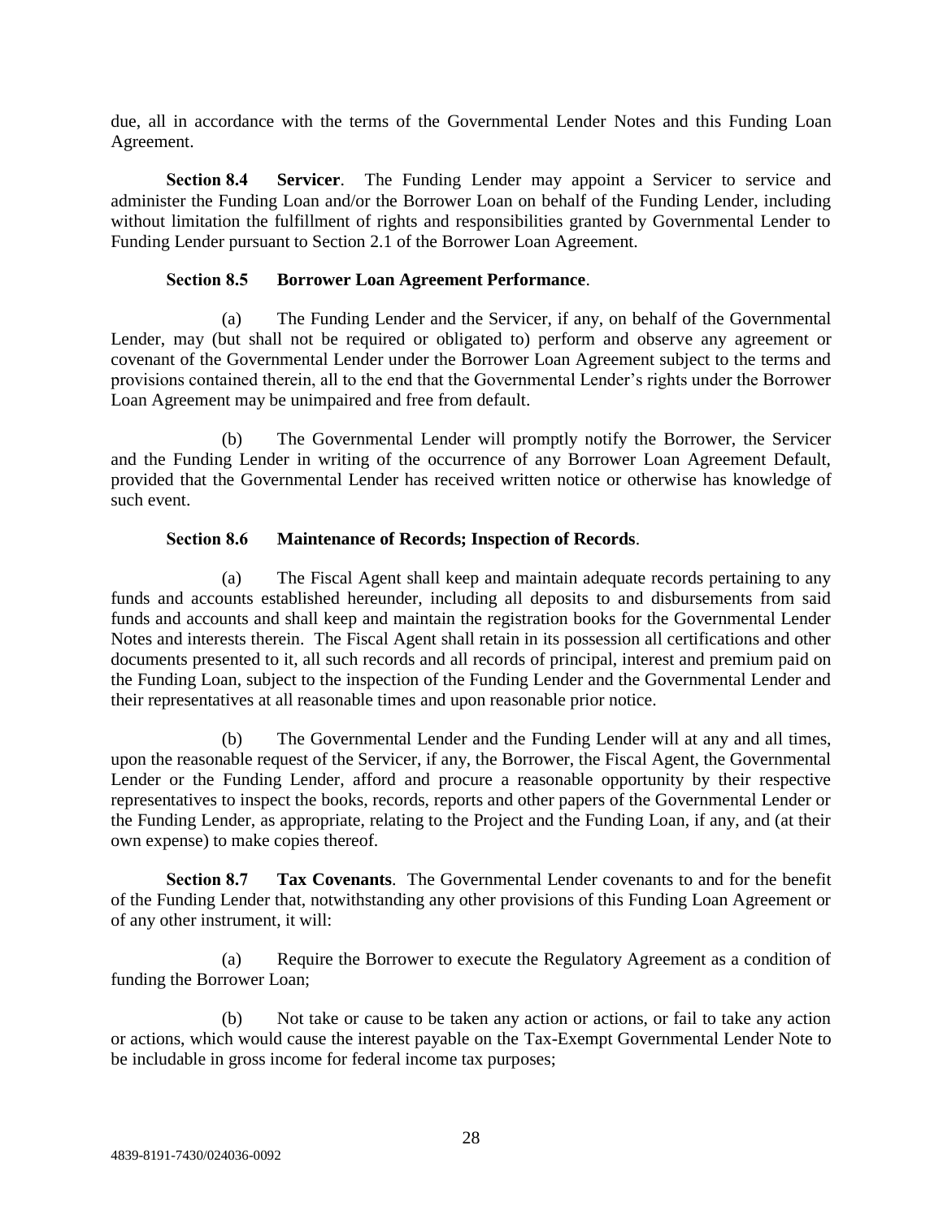due, all in accordance with the terms of the Governmental Lender Notes and this Funding Loan Agreement.

**Section 8.4 Servicer**. The Funding Lender may appoint a Servicer to service and administer the Funding Loan and/or the Borrower Loan on behalf of the Funding Lender, including without limitation the fulfillment of rights and responsibilities granted by Governmental Lender to Funding Lender pursuant to Section 2.1 of the Borrower Loan Agreement.

**Section 8.5 Borrower Loan Agreement Performance**.

(a) The Funding Lender and the Servicer, if any, on behalf of the Governmental Lender, may (but shall not be required or obligated to) perform and observe any agreement or covenant of the Governmental Lender under the Borrower Loan Agreement subject to the terms and provisions contained therein, all to the end that the Governmental Lender's rights under the Borrower Loan Agreement may be unimpaired and free from default.

(b) The Governmental Lender will promptly notify the Borrower, the Servicer and the Funding Lender in writing of the occurrence of any Borrower Loan Agreement Default, provided that the Governmental Lender has received written notice or otherwise has knowledge of such event.

**Section 8.6 Maintenance of Records; Inspection of Records**.

(a) The Fiscal Agent shall keep and maintain adequate records pertaining to any funds and accounts established hereunder, including all deposits to and disbursements from said funds and accounts and shall keep and maintain the registration books for the Governmental Lender Notes and interests therein. The Fiscal Agent shall retain in its possession all certifications and other documents presented to it, all such records and all records of principal, interest and premium paid on the Funding Loan, subject to the inspection of the Funding Lender and the Governmental Lender and their representatives at all reasonable times and upon reasonable prior notice.

(b) The Governmental Lender and the Funding Lender will at any and all times, upon the reasonable request of the Servicer, if any, the Borrower, the Fiscal Agent, the Governmental Lender or the Funding Lender, afford and procure a reasonable opportunity by their respective representatives to inspect the books, records, reports and other papers of the Governmental Lender or the Funding Lender, as appropriate, relating to the Project and the Funding Loan, if any, and (at their own expense) to make copies thereof.

**Section 8.7 Tax Covenants**. The Governmental Lender covenants to and for the benefit of the Funding Lender that, notwithstanding any other provisions of this Funding Loan Agreement or of any other instrument, it will:

(a) Require the Borrower to execute the Regulatory Agreement as a condition of funding the Borrower Loan;

(b) Not take or cause to be taken any action or actions, or fail to take any action or actions, which would cause the interest payable on the Tax-Exempt Governmental Lender Note to be includable in gross income for federal income tax purposes;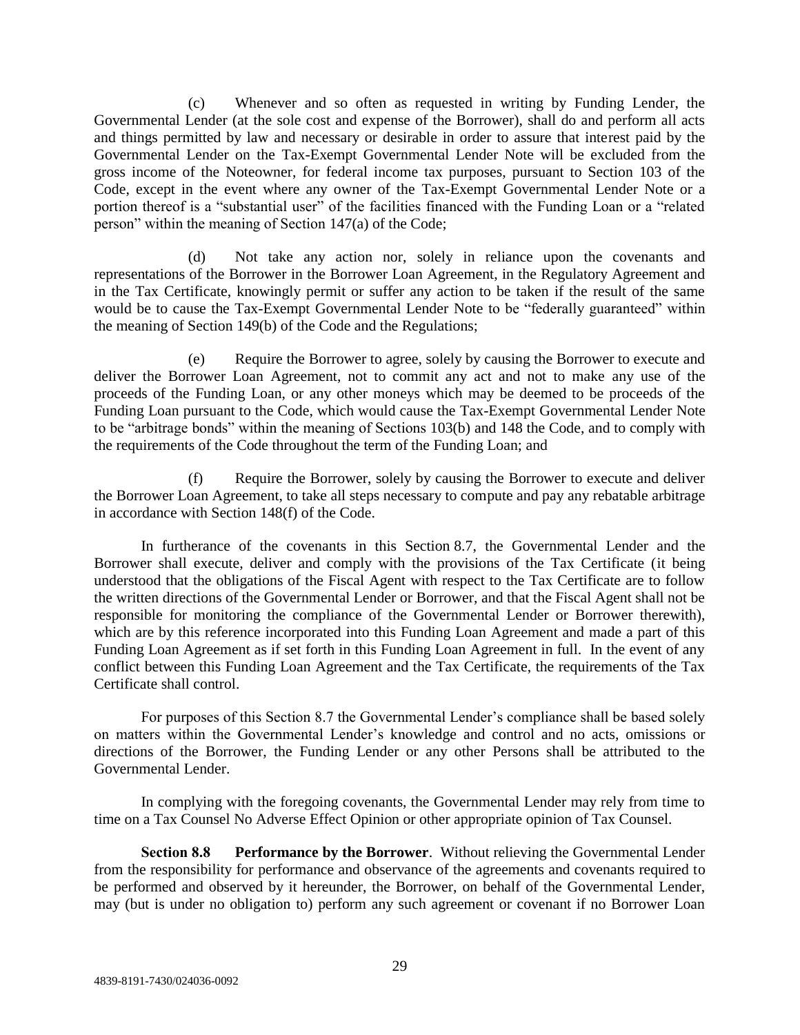(c) Whenever and so often as requested in writing by Funding Lender, the Governmental Lender (at the sole cost and expense of the Borrower), shall do and perform all acts and things permitted by law and necessary or desirable in order to assure that interest paid by the Governmental Lender on the Tax-Exempt Governmental Lender Note will be excluded from the gross income of the Noteowner, for federal income tax purposes, pursuant to Section 103 of the Code, except in the event where any owner of the Tax-Exempt Governmental Lender Note or a portion thereof is a "substantial user" of the facilities financed with the Funding Loan or a "related person" within the meaning of Section 147(a) of the Code;

(d) Not take any action nor, solely in reliance upon the covenants and representations of the Borrower in the Borrower Loan Agreement, in the Regulatory Agreement and in the Tax Certificate, knowingly permit or suffer any action to be taken if the result of the same would be to cause the Tax-Exempt Governmental Lender Note to be "federally guaranteed" within the meaning of Section 149(b) of the Code and the Regulations;

(e) Require the Borrower to agree, solely by causing the Borrower to execute and deliver the Borrower Loan Agreement, not to commit any act and not to make any use of the proceeds of the Funding Loan, or any other moneys which may be deemed to be proceeds of the Funding Loan pursuant to the Code, which would cause the Tax-Exempt Governmental Lender Note to be "arbitrage bonds" within the meaning of Sections 103(b) and 148 the Code, and to comply with the requirements of the Code throughout the term of the Funding Loan; and

(f) Require the Borrower, solely by causing the Borrower to execute and deliver the Borrower Loan Agreement, to take all steps necessary to compute and pay any rebatable arbitrage in accordance with Section 148(f) of the Code.

In furtherance of the covenants in this Section 8.7, the Governmental Lender and the Borrower shall execute, deliver and comply with the provisions of the Tax Certificate (it being understood that the obligations of the Fiscal Agent with respect to the Tax Certificate are to follow the written directions of the Governmental Lender or Borrower, and that the Fiscal Agent shall not be responsible for monitoring the compliance of the Governmental Lender or Borrower therewith), which are by this reference incorporated into this Funding Loan Agreement and made a part of this Funding Loan Agreement as if set forth in this Funding Loan Agreement in full. In the event of any conflict between this Funding Loan Agreement and the Tax Certificate, the requirements of the Tax Certificate shall control.

For purposes of this Section 8.7 the Governmental Lender's compliance shall be based solely on matters within the Governmental Lender's knowledge and control and no acts, omissions or directions of the Borrower, the Funding Lender or any other Persons shall be attributed to the Governmental Lender.

In complying with the foregoing covenants, the Governmental Lender may rely from time to time on a Tax Counsel No Adverse Effect Opinion or other appropriate opinion of Tax Counsel.

**Section 8.8 Performance by the Borrower**. Without relieving the Governmental Lender from the responsibility for performance and observance of the agreements and covenants required to be performed and observed by it hereunder, the Borrower, on behalf of the Governmental Lender, may (but is under no obligation to) perform any such agreement or covenant if no Borrower Loan

4839-8191-7430/024036-0092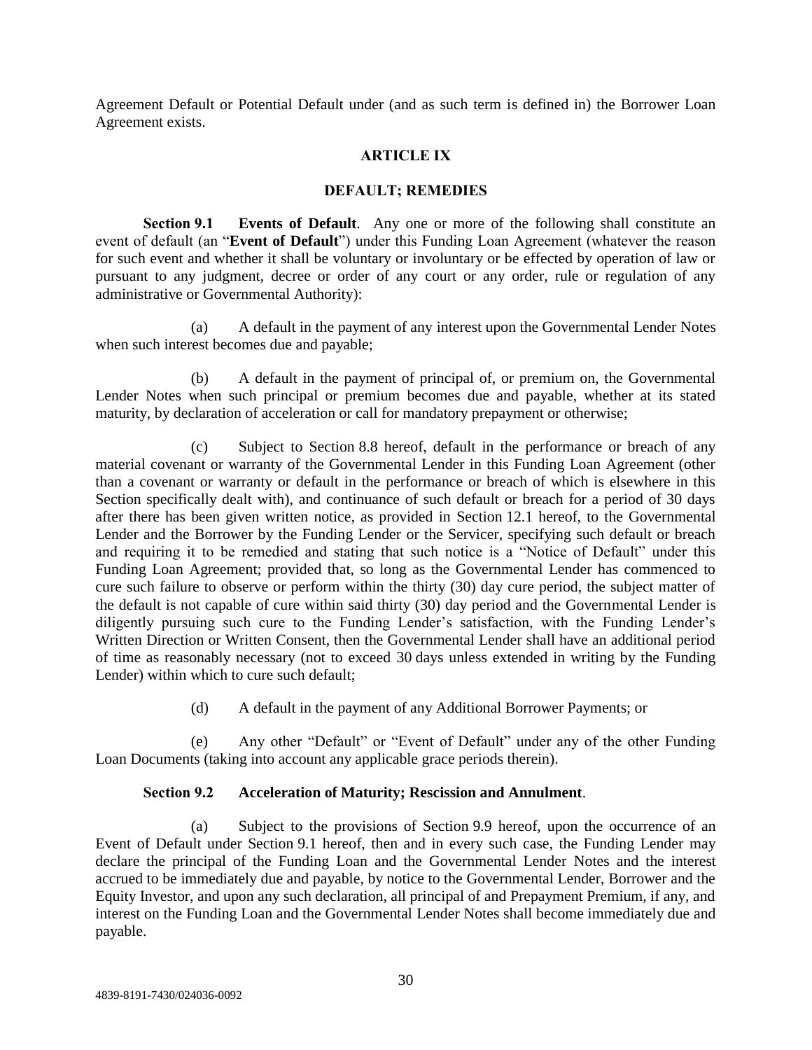Agreement Default or Potential Default under (and as such term is defined in) the Borrower Loan Agreement exists.

## ARTICLE IX

## DEFAULT; REMEDIES

**Section 9.1 Events of Default**. Any one or more of the following shall constitute an event of default (an "**Event of Default**") under this Funding Loan Agreement (whatever the reason for such event and whether it shall be voluntary or involuntary or be effected by operation of law or pursuant to any judgment, decree or order of any court or any order, rule or regulation of any administrative or Governmental Authority):

(a) A default in the payment of any interest upon the Governmental Lender Notes when such interest becomes due and payable;

(b) A default in the payment of principal of, or premium on, the Governmental Lender Notes when such principal or premium becomes due and payable, whether at its stated maturity, by declaration of acceleration or call for mandatory prepayment or otherwise;

(c) Subject to Section 8.8 hereof, default in the performance or breach of any material covenant or warranty of the Governmental Lender in this Funding Loan Agreement (other than a covenant or warranty or default in the performance or breach of which is elsewhere in this Section specifically dealt with), and continuance of such default or breach for a period of 30 days after there has been given written notice, as provided in Section 12.1 hereof, to the Governmental Lender and the Borrower by the Funding Lender or the Servicer, specifying such default or breach and requiring it to be remedied and stating that such notice is a "Notice of Default" under this Funding Loan Agreement; provided that, so long as the Governmental Lender has commenced to cure such failure to observe or perform within the thirty (30) day cure period, the subject matter of the default is not capable of cure within said thirty (30) day period and the Governmental Lender is diligently pursuing such cure to the Funding Lender's satisfaction, with the Funding Lender's Written Direction or Written Consent, then the Governmental Lender shall have an additional period of time as reasonably necessary (not to exceed 30 days unless extended in writing by the Funding Lender) within which to cure such default;

(d) A default in the payment of any Additional Borrower Payments; or

(e) Any other "Default" or "Event of Default" under any of the other Funding Loan Documents (taking into account any applicable grace periods therein).

**Section 9.2 Acceleration of Maturity; Rescission and Annulment**.

(a) Subject to the provisions of Section 9.9 hereof, upon the occurrence of an Event of Default under Section 9.1 hereof, then and in every such case, the Funding Lender may declare the principal of the Funding Loan and the Governmental Lender Notes and the interest accrued to be immediately due and payable, by notice to the Governmental Lender, Borrower and the Equity Investor, and upon any such declaration, all principal of and Prepayment Premium, if any, and interest on the Funding Loan and the Governmental Lender Notes shall become immediately due and payable.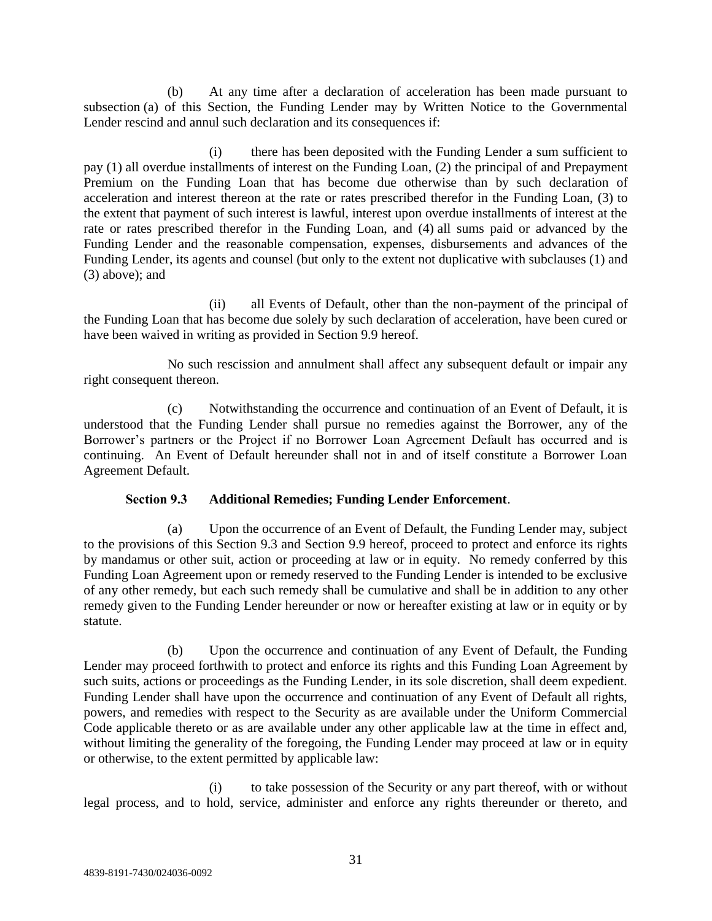(b) At any time after a declaration of acceleration has been made pursuant to subsection (a) of this Section, the Funding Lender may by Written Notice to the Governmental Lender rescind and annul such declaration and its consequences if:

(i) there has been deposited with the Funding Lender a sum sufficient to pay (1) all overdue installments of interest on the Funding Loan, (2) the principal of and Prepayment Premium on the Funding Loan that has become due otherwise than by such declaration of acceleration and interest thereon at the rate or rates prescribed therefor in the Funding Loan, (3) to the extent that payment of such interest is lawful, interest upon overdue installments of interest at the rate or rates prescribed therefor in the Funding Loan, and (4) all sums paid or advanced by the Funding Lender and the reasonable compensation, expenses, disbursements and advances of the Funding Lender, its agents and counsel (but only to the extent not duplicative with subclauses (1) and (3) above); and

(ii) all Events of Default, other than the non-payment of the principal of the Funding Loan that has become due solely by such declaration of acceleration, have been cured or have been waived in writing as provided in Section 9.9 hereof.

No such rescission and annulment shall affect any subsequent default or impair any right consequent thereon.

(c) Notwithstanding the occurrence and continuation of an Event of Default, it is understood that the Funding Lender shall pursue no remedies against the Borrower, any of the Borrower's partners or the Project if no Borrower Loan Agreement Default has occurred and is continuing. An Event of Default hereunder shall not in and of itself constitute a Borrower Loan Agreement Default.

**Section 9.3 Additional Remedies; Funding Lender Enforcement**.

(a) Upon the occurrence of an Event of Default, the Funding Lender may, subject to the provisions of this Section 9.3 and Section 9.9 hereof, proceed to protect and enforce its rights by mandamus or other suit, action or proceeding at law or in equity. No remedy conferred by this Funding Loan Agreement upon or remedy reserved to the Funding Lender is intended to be exclusive of any other remedy, but each such remedy shall be cumulative and shall be in addition to any other remedy given to the Funding Lender hereunder or now or hereafter existing at law or in equity or by statute.

(b) Upon the occurrence and continuation of any Event of Default, the Funding Lender may proceed forthwith to protect and enforce its rights and this Funding Loan Agreement by such suits, actions or proceedings as the Funding Lender, in its sole discretion, shall deem expedient. Funding Lender shall have upon the occurrence and continuation of any Event of Default all rights, powers, and remedies with respect to the Security as are available under the Uniform Commercial Code applicable thereto or as are available under any other applicable law at the time in effect and, without limiting the generality of the foregoing, the Funding Lender may proceed at law or in equity or otherwise, to the extent permitted by applicable law:

(i) to take possession of the Security or any part thereof, with or without legal process, and to hold, service, administer and enforce any rights thereunder or thereto, and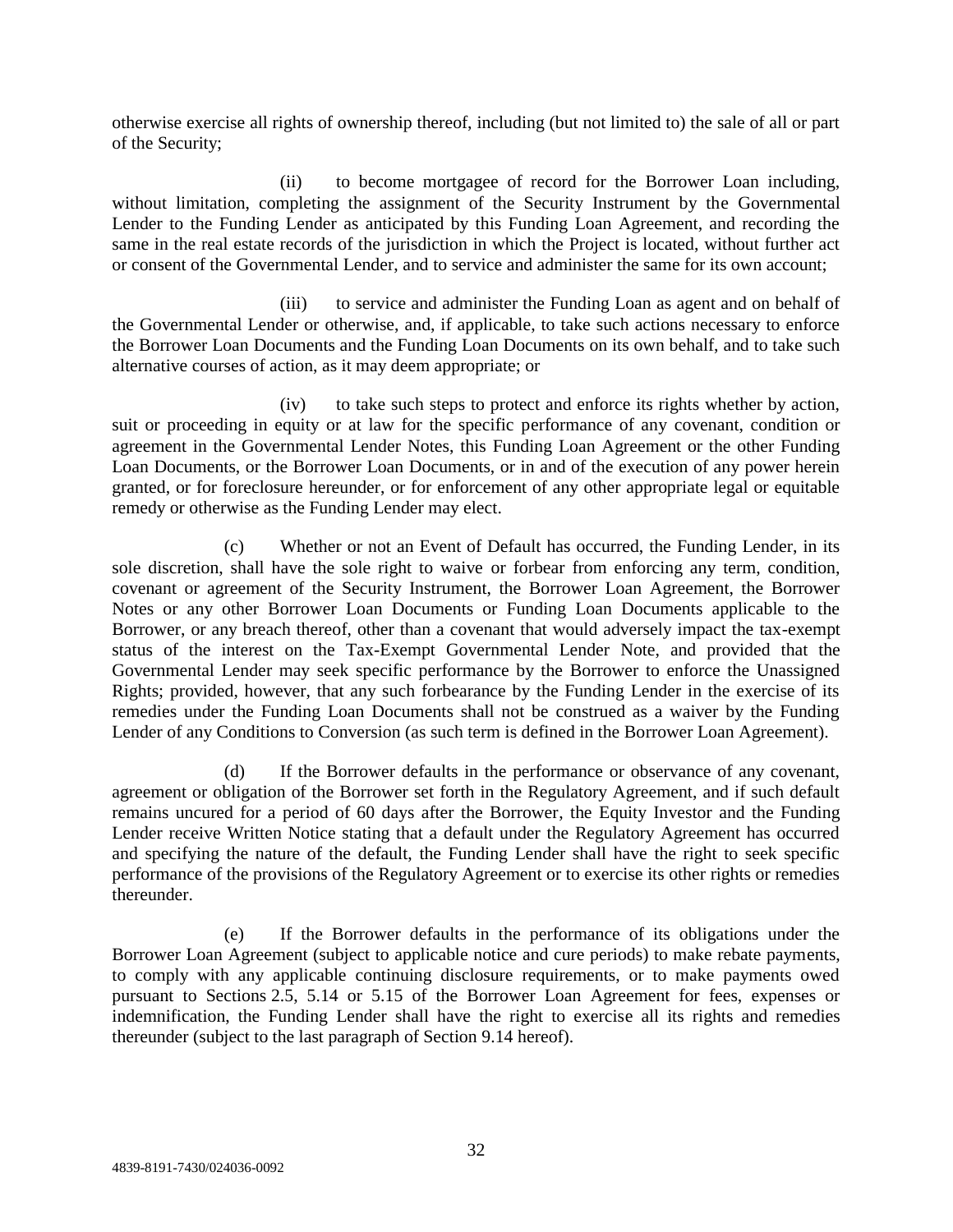otherwise exercise all rights of ownership thereof, including (but not limited to) the sale of all or part of the Security;

(ii) to become mortgagee of record for the Borrower Loan including, without limitation, completing the assignment of the Security Instrument by the Governmental Lender to the Funding Lender as anticipated by this Funding Loan Agreement, and recording the same in the real estate records of the jurisdiction in which the Project is located, without further act or consent of the Governmental Lender, and to service and administer the same for its own account;

(iii) to service and administer the Funding Loan as agent and on behalf of the Governmental Lender or otherwise, and, if applicable, to take such actions necessary to enforce the Borrower Loan Documents and the Funding Loan Documents on its own behalf, and to take such alternative courses of action, as it may deem appropriate; or

(iv) to take such steps to protect and enforce its rights whether by action, suit or proceeding in equity or at law for the specific performance of any covenant, condition or agreement in the Governmental Lender Notes, this Funding Loan Agreement or the other Funding Loan Documents, or the Borrower Loan Documents, or in and of the execution of any power herein granted, or for foreclosure hereunder, or for enforcement of any other appropriate legal or equitable remedy or otherwise as the Funding Lender may elect.

(c) Whether or not an Event of Default has occurred, the Funding Lender, in its sole discretion, shall have the sole right to waive or forbear from enforcing any term, condition, covenant or agreement of the Security Instrument, the Borrower Loan Agreement, the Borrower Notes or any other Borrower Loan Documents or Funding Loan Documents applicable to the Borrower, or any breach thereof, other than a covenant that would adversely impact the tax-exempt status of the interest on the Tax-Exempt Governmental Lender Note, and provided that the Governmental Lender may seek specific performance by the Borrower to enforce the Unassigned Rights; provided, however, that any such forbearance by the Funding Lender in the exercise of its remedies under the Funding Loan Documents shall not be construed as a waiver by the Funding Lender of any Conditions to Conversion (as such term is defined in the Borrower Loan Agreement).

(d) If the Borrower defaults in the performance or observance of any covenant, agreement or obligation of the Borrower set forth in the Regulatory Agreement, and if such default remains uncured for a period of 60 days after the Borrower, the Equity Investor and the Funding Lender receive Written Notice stating that a default under the Regulatory Agreement has occurred and specifying the nature of the default, the Funding Lender shall have the right to seek specific performance of the provisions of the Regulatory Agreement or to exercise its other rights or remedies thereunder.

(e) If the Borrower defaults in the performance of its obligations under the Borrower Loan Agreement (subject to applicable notice and cure periods) to make rebate payments, to comply with any applicable continuing disclosure requirements, or to make payments owed pursuant to Sections 2.5, 5.14 or 5.15 of the Borrower Loan Agreement for fees, expenses or indemnification, the Funding Lender shall have the right to exercise all its rights and remedies thereunder (subject to the last paragraph of Section 9.14 hereof).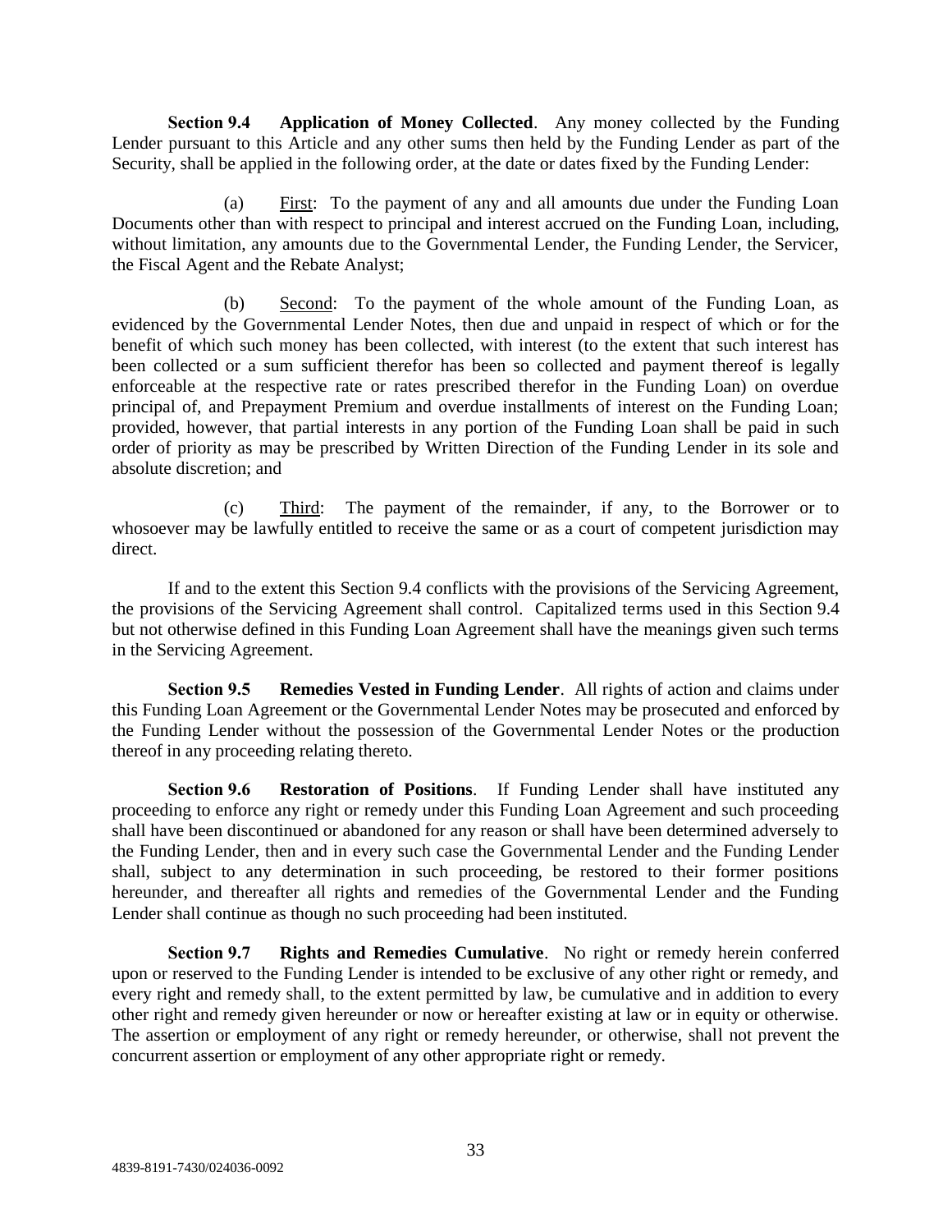**Section 9.4 Application of Money Collected**. Any money collected by the Funding Lender pursuant to this Article and any other sums then held by the Funding Lender as part of the Security, shall be applied in the following order, at the date or dates fixed by the Funding Lender:

(a) First: To the payment of any and all amounts due under the Funding Loan Documents other than with respect to principal and interest accrued on the Funding Loan, including, without limitation, any amounts due to the Governmental Lender, the Funding Lender, the Servicer, the Fiscal Agent and the Rebate Analyst;

(b) Second: To the payment of the whole amount of the Funding Loan, as evidenced by the Governmental Lender Notes, then due and unpaid in respect of which or for the benefit of which such money has been collected, with interest (to the extent that such interest has been collected or a sum sufficient therefor has been so collected and payment thereof is legally enforceable at the respective rate or rates prescribed therefor in the Funding Loan) on overdue principal of, and Prepayment Premium and overdue installments of interest on the Funding Loan; provided, however, that partial interests in any portion of the Funding Loan shall be paid in such order of priority as may be prescribed by Written Direction of the Funding Lender in its sole and absolute discretion; and

(c) Third: The payment of the remainder, if any, to the Borrower or to whosoever may be lawfully entitled to receive the same or as a court of competent jurisdiction may direct.

If and to the extent this Section 9.4 conflicts with the provisions of the Servicing Agreement, the provisions of the Servicing Agreement shall control. Capitalized terms used in this Section 9.4 but not otherwise defined in this Funding Loan Agreement shall have the meanings given such terms in the Servicing Agreement.

**Section 9.5 Remedies Vested in Funding Lender**. All rights of action and claims under this Funding Loan Agreement or the Governmental Lender Notes may be prosecuted and enforced by the Funding Lender without the possession of the Governmental Lender Notes or the production thereof in any proceeding relating thereto.

**Section 9.6 Restoration of Positions**. If Funding Lender shall have instituted any proceeding to enforce any right or remedy under this Funding Loan Agreement and such proceeding shall have been discontinued or abandoned for any reason or shall have been determined adversely to the Funding Lender, then and in every such case the Governmental Lender and the Funding Lender shall, subject to any determination in such proceeding, be restored to their former positions hereunder, and thereafter all rights and remedies of the Governmental Lender and the Funding Lender shall continue as though no such proceeding had been instituted.

**Section 9.7 Rights and Remedies Cumulative**. No right or remedy herein conferred upon or reserved to the Funding Lender is intended to be exclusive of any other right or remedy, and every right and remedy shall, to the extent permitted by law, be cumulative and in addition to every other right and remedy given hereunder or now or hereafter existing at law or in equity or otherwise. The assertion or employment of any right or remedy hereunder, or otherwise, shall not prevent the concurrent assertion or employment of any other appropriate right or remedy.

4839-8191-7430/024036-0092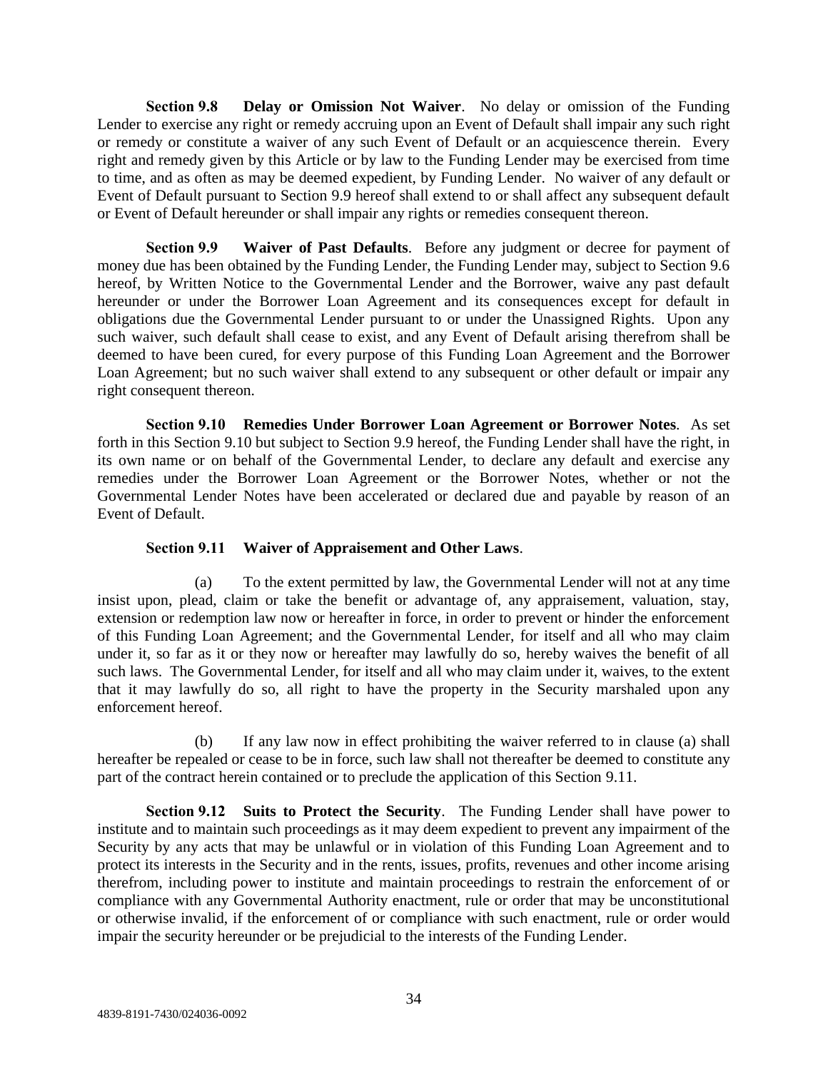**Section 9.8 Delay or Omission Not Waiver**. No delay or omission of the Funding Lender to exercise any right or remedy accruing upon an Event of Default shall impair any such right or remedy or constitute a waiver of any such Event of Default or an acquiescence therein. Every right and remedy given by this Article or by law to the Funding Lender may be exercised from time to time, and as often as may be deemed expedient, by Funding Lender. No waiver of any default or Event of Default pursuant to Section 9.9 hereof shall extend to or shall affect any subsequent default or Event of Default hereunder or shall impair any rights or remedies consequent thereon.

**Section 9.9 Waiver of Past Defaults**. Before any judgment or decree for payment of money due has been obtained by the Funding Lender, the Funding Lender may, subject to Section 9.6 hereof, by Written Notice to the Governmental Lender and the Borrower, waive any past default hereunder or under the Borrower Loan Agreement and its consequences except for default in obligations due the Governmental Lender pursuant to or under the Unassigned Rights. Upon any such waiver, such default shall cease to exist, and any Event of Default arising therefrom shall be deemed to have been cured, for every purpose of this Funding Loan Agreement and the Borrower Loan Agreement; but no such waiver shall extend to any subsequent or other default or impair any right consequent thereon.

**Section 9.10 Remedies Under Borrower Loan Agreement or Borrower Notes**. As set forth in this Section 9.10 but subject to Section 9.9 hereof, the Funding Lender shall have the right, in its own name or on behalf of the Governmental Lender, to declare any default and exercise any remedies under the Borrower Loan Agreement or the Borrower Notes, whether or not the Governmental Lender Notes have been accelerated or declared due and payable by reason of an Event of Default.

**Section 9.11 Waiver of Appraisement and Other Laws**.

(a) To the extent permitted by law, the Governmental Lender will not at any time insist upon, plead, claim or take the benefit or advantage of, any appraisement, valuation, stay, extension or redemption law now or hereafter in force, in order to prevent or hinder the enforcement of this Funding Loan Agreement; and the Governmental Lender, for itself and all who may claim under it, so far as it or they now or hereafter may lawfully do so, hereby waives the benefit of all such laws. The Governmental Lender, for itself and all who may claim under it, waives, to the extent that it may lawfully do so, all right to have the property in the Security marshaled upon any enforcement hereof.

(b) If any law now in effect prohibiting the waiver referred to in clause (a) shall hereafter be repealed or cease to be in force, such law shall not thereafter be deemed to constitute any part of the contract herein contained or to preclude the application of this Section 9.11.

**Section 9.12 Suits to Protect the Security**. The Funding Lender shall have power to institute and to maintain such proceedings as it may deem expedient to prevent any impairment of the Security by any acts that may be unlawful or in violation of this Funding Loan Agreement and to protect its interests in the Security and in the rents, issues, profits, revenues and other income arising therefrom, including power to institute and maintain proceedings to restrain the enforcement of or compliance with any Governmental Authority enactment, rule or order that may be unconstitutional or otherwise invalid, if the enforcement of or compliance with such enactment, rule or order would impair the security hereunder or be prejudicial to the interests of the Funding Lender.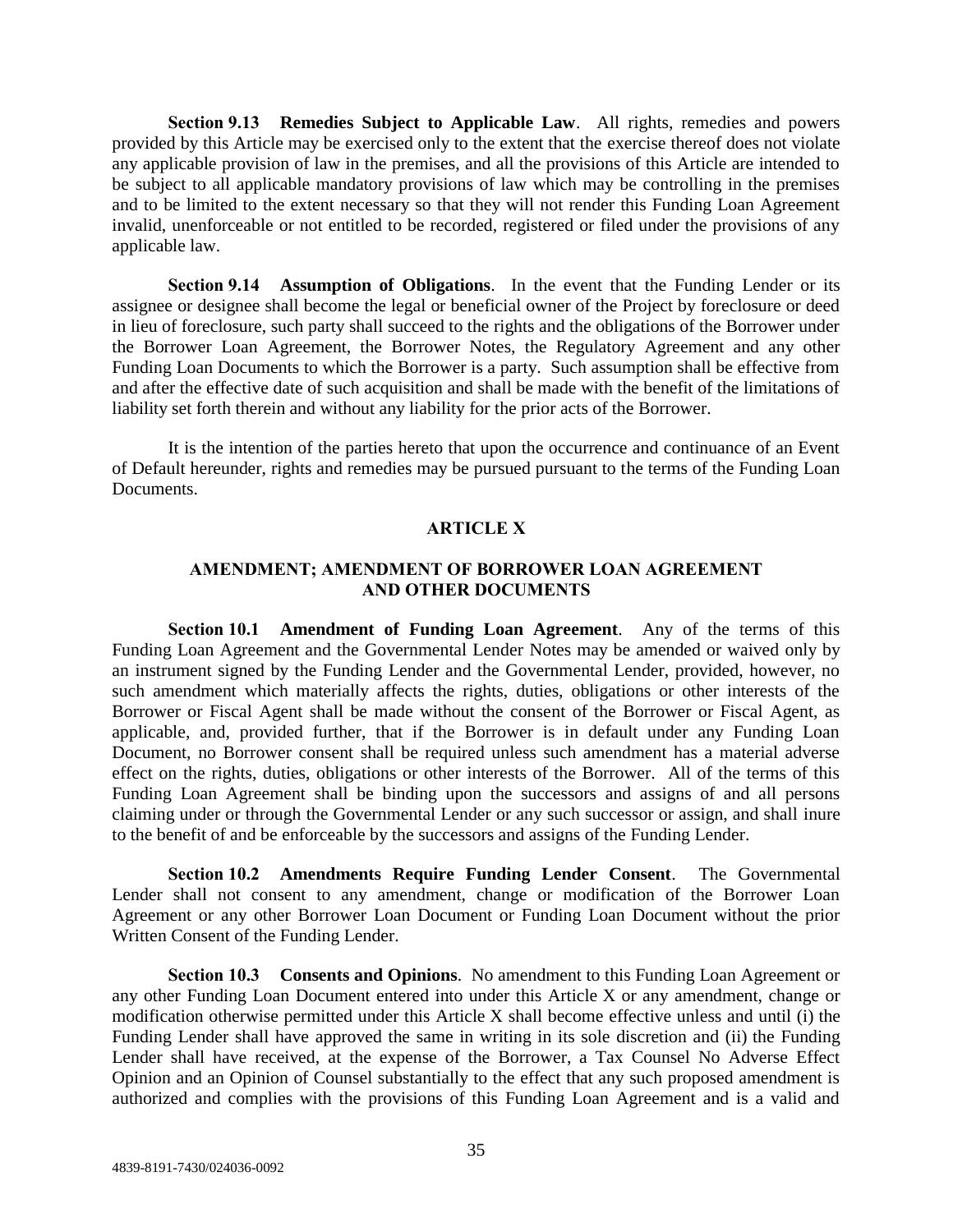**Section 9.13 Remedies Subject to Applicable Law**. All rights, remedies and powers provided by this Article may be exercised only to the extent that the exercise thereof does not violate any applicable provision of law in the premises, and all the provisions of this Article are intended to be subject to all applicable mandatory provisions of law which may be controlling in the premises and to be limited to the extent necessary so that they will not render this Funding Loan Agreement invalid, unenforceable or not entitled to be recorded, registered or filed under the provisions of any applicable law.

**Section 9.14 Assumption of Obligations**. In the event that the Funding Lender or its assignee or designee shall become the legal or beneficial owner of the Project by foreclosure or deed in lieu of foreclosure, such party shall succeed to the rights and the obligations of the Borrower under the Borrower Loan Agreement, the Borrower Notes, the Regulatory Agreement and any other Funding Loan Documents to which the Borrower is a party. Such assumption shall be effective from and after the effective date of such acquisition and shall be made with the benefit of the limitations of liability set forth therein and without any liability for the prior acts of the Borrower.

It is the intention of the parties hereto that upon the occurrence and continuance of an Event of Default hereunder, rights and remedies may be pursued pursuant to the terms of the Funding Loan Documents.

## ARTICLE X

## AMENDMENT; AMENDMENT OF BORROWER LOAN AGREEMENT AND OTHER DOCUMENTS

**Section 10.1 Amendment of Funding Loan Agreement**. Any of the terms of this Funding Loan Agreement and the Governmental Lender Notes may be amended or waived only by an instrument signed by the Funding Lender and the Governmental Lender, provided, however, no such amendment which materially affects the rights, duties, obligations or other interests of the Borrower or Fiscal Agent shall be made without the consent of the Borrower or Fiscal Agent, as applicable, and, provided further, that if the Borrower is in default under any Funding Loan Document, no Borrower consent shall be required unless such amendment has a material adverse effect on the rights, duties, obligations or other interests of the Borrower. All of the terms of this Funding Loan Agreement shall be binding upon the successors and assigns of and all persons claiming under or through the Governmental Lender or any such successor or assign, and shall inure to the benefit of and be enforceable by the successors and assigns of the Funding Lender.

**Section 10.2 Amendments Require Funding Lender Consent**. The Governmental Lender shall not consent to any amendment, change or modification of the Borrower Loan Agreement or any other Borrower Loan Document or Funding Loan Document without the prior Written Consent of the Funding Lender.

**Section 10.3 Consents and Opinions**. No amendment to this Funding Loan Agreement or any other Funding Loan Document entered into under this Article X or any amendment, change or modification otherwise permitted under this Article X shall become effective unless and until (i) the Funding Lender shall have approved the same in writing in its sole discretion and (ii) the Funding Lender shall have received, at the expense of the Borrower, a Tax Counsel No Adverse Effect Opinion and an Opinion of Counsel substantially to the effect that any such proposed amendment is authorized and complies with the provisions of this Funding Loan Agreement and is a valid and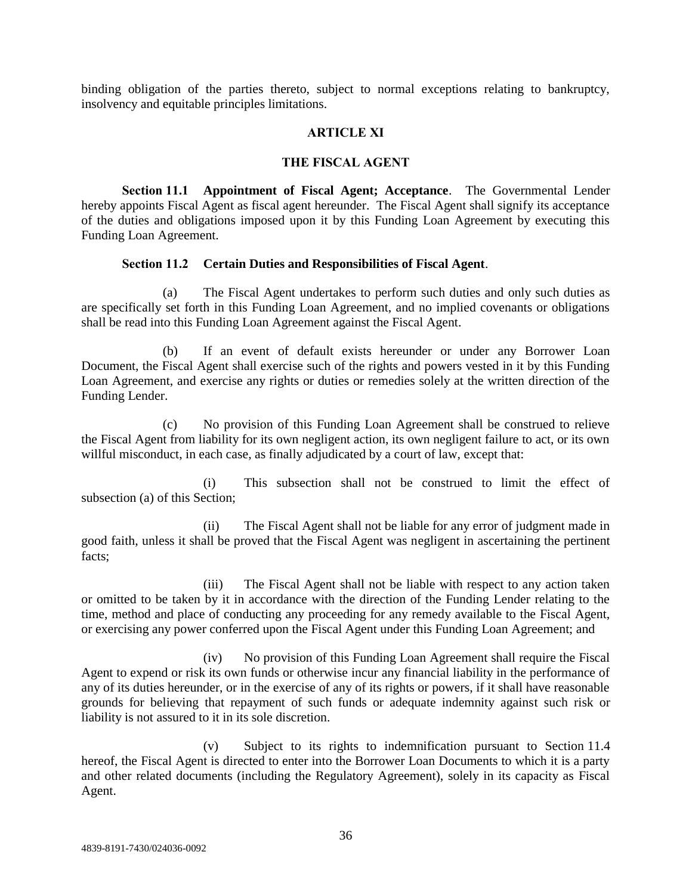binding obligation of the parties thereto, subject to normal exceptions relating to bankruptcy, insolvency and equitable principles limitations.

## ARTICLE XI

## THE FISCAL AGENT

**Section 11.1 Appointment of Fiscal Agent; Acceptance**. The Governmental Lender hereby appoints Fiscal Agent as fiscal agent hereunder. The Fiscal Agent shall signify its acceptance of the duties and obligations imposed upon it by this Funding Loan Agreement by executing this Funding Loan Agreement.

**Section 11.2 Certain Duties and Responsibilities of Fiscal Agent**.

(a) The Fiscal Agent undertakes to perform such duties and only such duties as are specifically set forth in this Funding Loan Agreement, and no implied covenants or obligations shall be read into this Funding Loan Agreement against the Fiscal Agent.

(b) If an event of default exists hereunder or under any Borrower Loan Document, the Fiscal Agent shall exercise such of the rights and powers vested in it by this Funding Loan Agreement, and exercise any rights or duties or remedies solely at the written direction of the Funding Lender.

(c) No provision of this Funding Loan Agreement shall be construed to relieve the Fiscal Agent from liability for its own negligent action, its own negligent failure to act, or its own willful misconduct, in each case, as finally adjudicated by a court of law, except that:

(i) This subsection shall not be construed to limit the effect of subsection (a) of this Section;

(ii) The Fiscal Agent shall not be liable for any error of judgment made in good faith, unless it shall be proved that the Fiscal Agent was negligent in ascertaining the pertinent facts;

(iii) The Fiscal Agent shall not be liable with respect to any action taken or omitted to be taken by it in accordance with the direction of the Funding Lender relating to the time, method and place of conducting any proceeding for any remedy available to the Fiscal Agent, or exercising any power conferred upon the Fiscal Agent under this Funding Loan Agreement; and

(iv) No provision of this Funding Loan Agreement shall require the Fiscal Agent to expend or risk its own funds or otherwise incur any financial liability in the performance of any of its duties hereunder, or in the exercise of any of its rights or powers, if it shall have reasonable grounds for believing that repayment of such funds or adequate indemnity against such risk or liability is not assured to it in its sole discretion.

(v) Subject to its rights to indemnification pursuant to Section 11.4 hereof, the Fiscal Agent is directed to enter into the Borrower Loan Documents to which it is a party and other related documents (including the Regulatory Agreement), solely in its capacity as Fiscal Agent.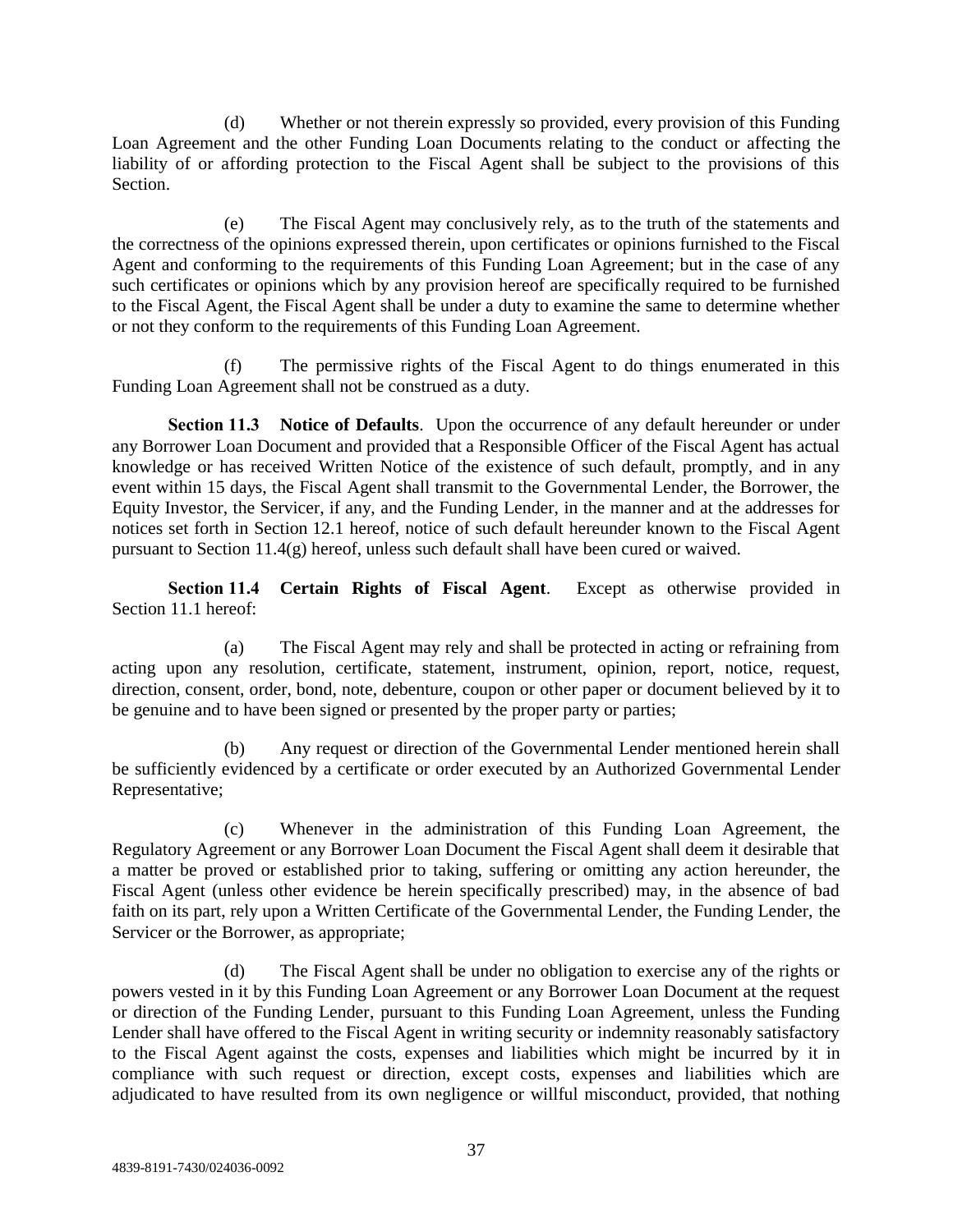(d) Whether or not therein expressly so provided, every provision of this Funding Loan Agreement and the other Funding Loan Documents relating to the conduct or affecting the liability of or affording protection to the Fiscal Agent shall be subject to the provisions of this Section.

(e) The Fiscal Agent may conclusively rely, as to the truth of the statements and the correctness of the opinions expressed therein, upon certificates or opinions furnished to the Fiscal Agent and conforming to the requirements of this Funding Loan Agreement; but in the case of any such certificates or opinions which by any provision hereof are specifically required to be furnished to the Fiscal Agent, the Fiscal Agent shall be under a duty to examine the same to determine whether or not they conform to the requirements of this Funding Loan Agreement.

(f) The permissive rights of the Fiscal Agent to do things enumerated in this Funding Loan Agreement shall not be construed as a duty.

**Section 11.3 Notice of Defaults**. Upon the occurrence of any default hereunder or under any Borrower Loan Document and provided that a Responsible Officer of the Fiscal Agent has actual knowledge or has received Written Notice of the existence of such default, promptly, and in any event within 15 days, the Fiscal Agent shall transmit to the Governmental Lender, the Borrower, the Equity Investor, the Servicer, if any, and the Funding Lender, in the manner and at the addresses for notices set forth in Section 12.1 hereof, notice of such default hereunder known to the Fiscal Agent pursuant to Section 11.4(g) hereof, unless such default shall have been cured or waived.

**Section 11.4 Certain Rights of Fiscal Agent**. Except as otherwise provided in Section 11.1 hereof:

(a) The Fiscal Agent may rely and shall be protected in acting or refraining from acting upon any resolution, certificate, statement, instrument, opinion, report, notice, request, direction, consent, order, bond, note, debenture, coupon or other paper or document believed by it to be genuine and to have been signed or presented by the proper party or parties;

(b) Any request or direction of the Governmental Lender mentioned herein shall be sufficiently evidenced by a certificate or order executed by an Authorized Governmental Lender Representative;

(c) Whenever in the administration of this Funding Loan Agreement, the Regulatory Agreement or any Borrower Loan Document the Fiscal Agent shall deem it desirable that a matter be proved or established prior to taking, suffering or omitting any action hereunder, the Fiscal Agent (unless other evidence be herein specifically prescribed) may, in the absence of bad faith on its part, rely upon a Written Certificate of the Governmental Lender, the Funding Lender, the Servicer or the Borrower, as appropriate;

(d) The Fiscal Agent shall be under no obligation to exercise any of the rights or powers vested in it by this Funding Loan Agreement or any Borrower Loan Document at the request or direction of the Funding Lender, pursuant to this Funding Loan Agreement, unless the Funding Lender shall have offered to the Fiscal Agent in writing security or indemnity reasonably satisfactory to the Fiscal Agent against the costs, expenses and liabilities which might be incurred by it in compliance with such request or direction, except costs, expenses and liabilities which are adjudicated to have resulted from its own negligence or willful misconduct, provided, that nothing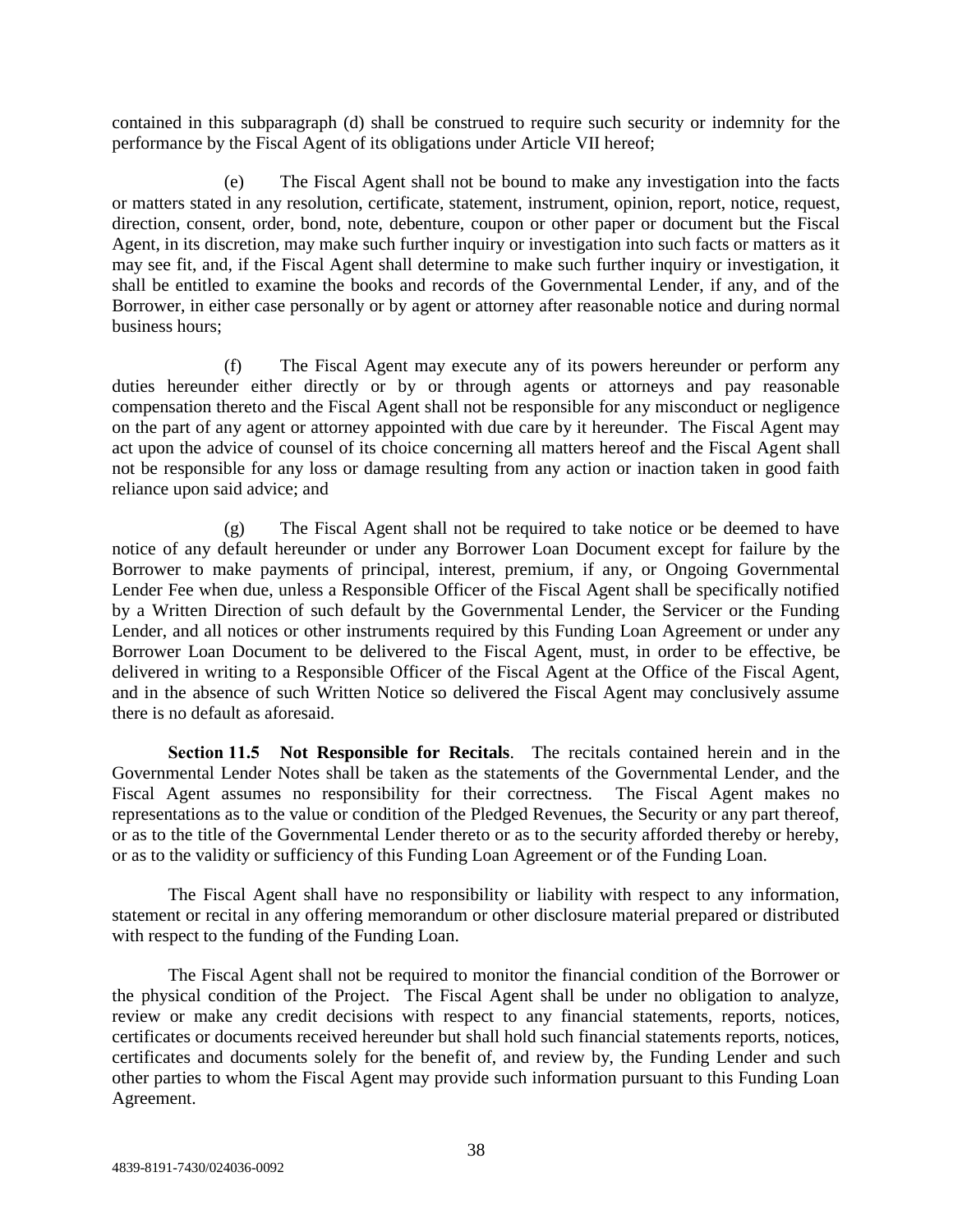contained in this subparagraph (d) shall be construed to require such security or indemnity for the performance by the Fiscal Agent of its obligations under Article VII hereof;

(e) The Fiscal Agent shall not be bound to make any investigation into the facts or matters stated in any resolution, certificate, statement, instrument, opinion, report, notice, request, direction, consent, order, bond, note, debenture, coupon or other paper or document but the Fiscal Agent, in its discretion, may make such further inquiry or investigation into such facts or matters as it may see fit, and, if the Fiscal Agent shall determine to make such further inquiry or investigation, it shall be entitled to examine the books and records of the Governmental Lender, if any, and of the Borrower, in either case personally or by agent or attorney after reasonable notice and during normal business hours;

(f) The Fiscal Agent may execute any of its powers hereunder or perform any duties hereunder either directly or by or through agents or attorneys and pay reasonable compensation thereto and the Fiscal Agent shall not be responsible for any misconduct or negligence on the part of any agent or attorney appointed with due care by it hereunder. The Fiscal Agent may act upon the advice of counsel of its choice concerning all matters hereof and the Fiscal Agent shall not be responsible for any loss or damage resulting from any action or inaction taken in good faith reliance upon said advice; and

(g) The Fiscal Agent shall not be required to take notice or be deemed to have notice of any default hereunder or under any Borrower Loan Document except for failure by the Borrower to make payments of principal, interest, premium, if any, or Ongoing Governmental Lender Fee when due, unless a Responsible Officer of the Fiscal Agent shall be specifically notified by a Written Direction of such default by the Governmental Lender, the Servicer or the Funding Lender, and all notices or other instruments required by this Funding Loan Agreement or under any Borrower Loan Document to be delivered to the Fiscal Agent, must, in order to be effective, be delivered in writing to a Responsible Officer of the Fiscal Agent at the Office of the Fiscal Agent, and in the absence of such Written Notice so delivered the Fiscal Agent may conclusively assume there is no default as aforesaid.

**Section 11.5 Not Responsible for Recitals**. The recitals contained herein and in the Governmental Lender Notes shall be taken as the statements of the Governmental Lender, and the Fiscal Agent assumes no responsibility for their correctness. The Fiscal Agent makes no representations as to the value or condition of the Pledged Revenues, the Security or any part thereof, or as to the title of the Governmental Lender thereto or as to the security afforded thereby or hereby, or as to the validity or sufficiency of this Funding Loan Agreement or of the Funding Loan.

The Fiscal Agent shall have no responsibility or liability with respect to any information, statement or recital in any offering memorandum or other disclosure material prepared or distributed with respect to the funding of the Funding Loan.

The Fiscal Agent shall not be required to monitor the financial condition of the Borrower or the physical condition of the Project. The Fiscal Agent shall be under no obligation to analyze, review or make any credit decisions with respect to any financial statements, reports, notices, certificates or documents received hereunder but shall hold such financial statements reports, notices, certificates and documents solely for the benefit of, and review by, the Funding Lender and such other parties to whom the Fiscal Agent may provide such information pursuant to this Funding Loan Agreement.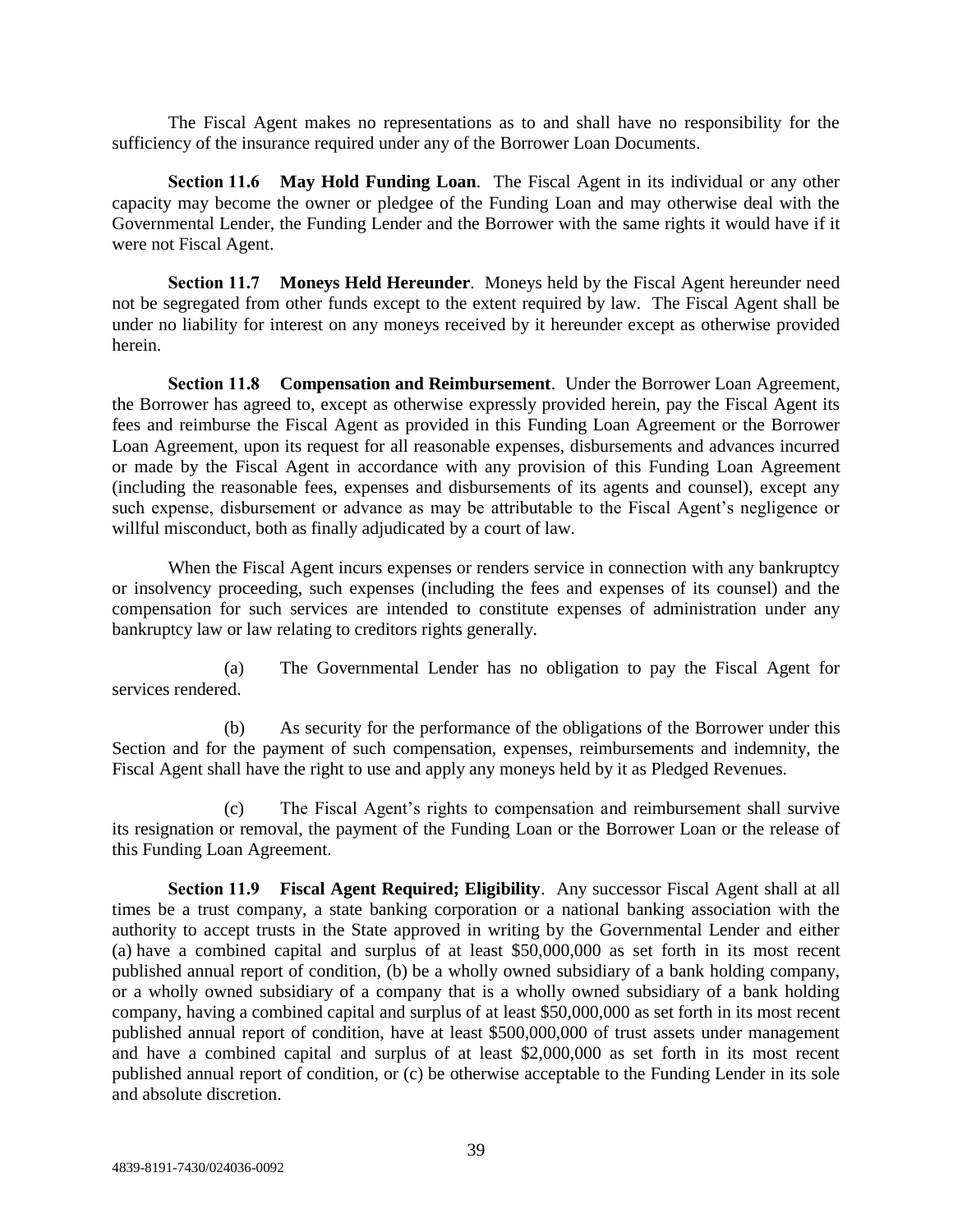The Fiscal Agent makes no representations as to and shall have no responsibility for the sufficiency of the insurance required under any of the Borrower Loan Documents.

**Section 11.6 May Hold Funding Loan**. The Fiscal Agent in its individual or any other capacity may become the owner or pledgee of the Funding Loan and may otherwise deal with the Governmental Lender, the Funding Lender and the Borrower with the same rights it would have if it were not Fiscal Agent.

**Section 11.7 Moneys Held Hereunder**. Moneys held by the Fiscal Agent hereunder need not be segregated from other funds except to the extent required by law. The Fiscal Agent shall be under no liability for interest on any moneys received by it hereunder except as otherwise provided herein.

**Section 11.8 Compensation and Reimbursement**. Under the Borrower Loan Agreement, the Borrower has agreed to, except as otherwise expressly provided herein, pay the Fiscal Agent its fees and reimburse the Fiscal Agent as provided in this Funding Loan Agreement or the Borrower Loan Agreement, upon its request for all reasonable expenses, disbursements and advances incurred or made by the Fiscal Agent in accordance with any provision of this Funding Loan Agreement (including the reasonable fees, expenses and disbursements of its agents and counsel), except any such expense, disbursement or advance as may be attributable to the Fiscal Agent's negligence or willful misconduct, both as finally adjudicated by a court of law.

When the Fiscal Agent incurs expenses or renders service in connection with any bankruptcy or insolvency proceeding, such expenses (including the fees and expenses of its counsel) and the compensation for such services are intended to constitute expenses of administration under any bankruptcy law or law relating to creditors rights generally.

(a) The Governmental Lender has no obligation to pay the Fiscal Agent for services rendered.

(b) As security for the performance of the obligations of the Borrower under this Section and for the payment of such compensation, expenses, reimbursements and indemnity, the Fiscal Agent shall have the right to use and apply any moneys held by it as Pledged Revenues.

(c) The Fiscal Agent's rights to compensation and reimbursement shall survive its resignation or removal, the payment of the Funding Loan or the Borrower Loan or the release of this Funding Loan Agreement.

**Section 11.9 Fiscal Agent Required; Eligibility**. Any successor Fiscal Agent shall at all times be a trust company, a state banking corporation or a national banking association with the authority to accept trusts in the State approved in writing by the Governmental Lender and either (a) have a combined capital and surplus of at least $50,000,000 as set forth in its most recent published annual report of condition, (b) be a wholly owned subsidiary of a bank holding company, or a wholly owned subsidiary of a company that is a wholly owned subsidiary of a bank holding company, having a combined capital and surplus of at least $50,000,000 as set forth in its most recent published annual report of condition, have at least $500,000,000 of trust assets under management and have a combined capital and surplus of at least $2,000,000 as set forth in its most recent published annual report of condition, or (c) be otherwise acceptable to the Funding Lender in its sole and absolute discretion.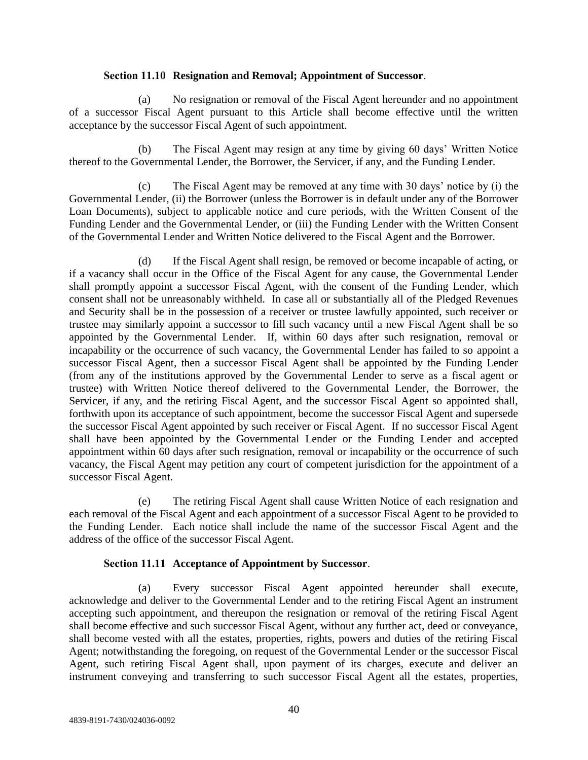**Section 11.10 Resignation and Removal; Appointment of Successor**.

(a) No resignation or removal of the Fiscal Agent hereunder and no appointment of a successor Fiscal Agent pursuant to this Article shall become effective until the written acceptance by the successor Fiscal Agent of such appointment.

(b) The Fiscal Agent may resign at any time by giving 60 days' Written Notice thereof to the Governmental Lender, the Borrower, the Servicer, if any, and the Funding Lender.

(c) The Fiscal Agent may be removed at any time with 30 days' notice by (i) the Governmental Lender, (ii) the Borrower (unless the Borrower is in default under any of the Borrower Loan Documents), subject to applicable notice and cure periods, with the Written Consent of the Funding Lender and the Governmental Lender, or (iii) the Funding Lender with the Written Consent of the Governmental Lender and Written Notice delivered to the Fiscal Agent and the Borrower.

(d) If the Fiscal Agent shall resign, be removed or become incapable of acting, or if a vacancy shall occur in the Office of the Fiscal Agent for any cause, the Governmental Lender shall promptly appoint a successor Fiscal Agent, with the consent of the Funding Lender, which consent shall not be unreasonably withheld. In case all or substantially all of the Pledged Revenues and Security shall be in the possession of a receiver or trustee lawfully appointed, such receiver or trustee may similarly appoint a successor to fill such vacancy until a new Fiscal Agent shall be so appointed by the Governmental Lender. If, within 60 days after such resignation, removal or incapability or the occurrence of such vacancy, the Governmental Lender has failed to so appoint a successor Fiscal Agent, then a successor Fiscal Agent shall be appointed by the Funding Lender (from any of the institutions approved by the Governmental Lender to serve as a fiscal agent or trustee) with Written Notice thereof delivered to the Governmental Lender, the Borrower, the Servicer, if any, and the retiring Fiscal Agent, and the successor Fiscal Agent so appointed shall, forthwith upon its acceptance of such appointment, become the successor Fiscal Agent and supersede the successor Fiscal Agent appointed by such receiver or Fiscal Agent. If no successor Fiscal Agent shall have been appointed by the Governmental Lender or the Funding Lender and accepted appointment within 60 days after such resignation, removal or incapability or the occurrence of such vacancy, the Fiscal Agent may petition any court of competent jurisdiction for the appointment of a successor Fiscal Agent.

(e) The retiring Fiscal Agent shall cause Written Notice of each resignation and each removal of the Fiscal Agent and each appointment of a successor Fiscal Agent to be provided to the Funding Lender. Each notice shall include the name of the successor Fiscal Agent and the address of the office of the successor Fiscal Agent.

**Section 11.11 Acceptance of Appointment by Successor**.

(a) Every successor Fiscal Agent appointed hereunder shall execute, acknowledge and deliver to the Governmental Lender and to the retiring Fiscal Agent an instrument accepting such appointment, and thereupon the resignation or removal of the retiring Fiscal Agent shall become effective and such successor Fiscal Agent, without any further act, deed or conveyance, shall become vested with all the estates, properties, rights, powers and duties of the retiring Fiscal Agent; notwithstanding the foregoing, on request of the Governmental Lender or the successor Fiscal Agent, such retiring Fiscal Agent shall, upon payment of its charges, execute and deliver an instrument conveying and transferring to such successor Fiscal Agent all the estates, properties,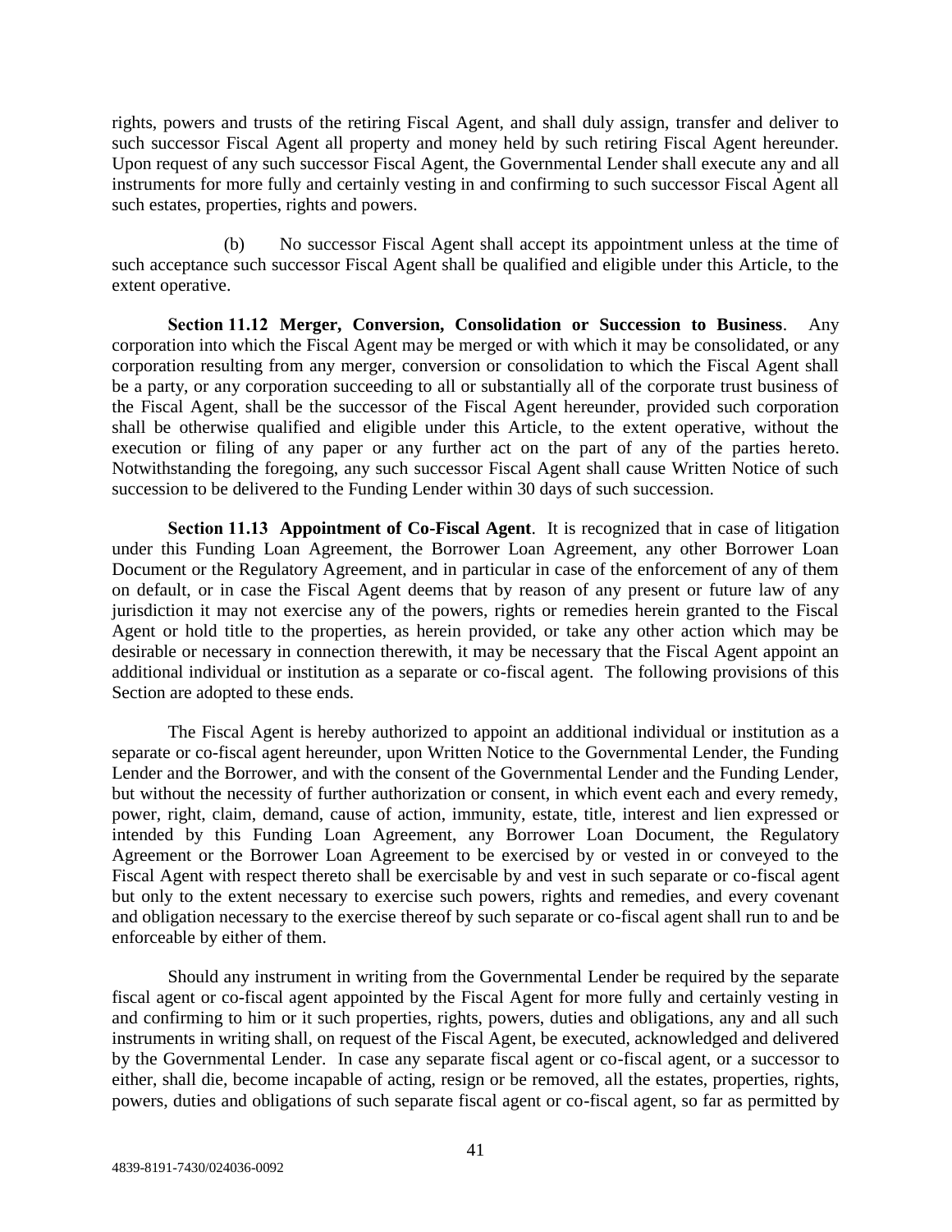rights, powers and trusts of the retiring Fiscal Agent, and shall duly assign, transfer and deliver to such successor Fiscal Agent all property and money held by such retiring Fiscal Agent hereunder. Upon request of any such successor Fiscal Agent, the Governmental Lender shall execute any and all instruments for more fully and certainly vesting in and confirming to such successor Fiscal Agent all such estates, properties, rights and powers.

(b) No successor Fiscal Agent shall accept its appointment unless at the time of such acceptance such successor Fiscal Agent shall be qualified and eligible under this Article, to the extent operative.

**Section 11.12 Merger, Conversion, Consolidation or Succession to Business**. Any corporation into which the Fiscal Agent may be merged or with which it may be consolidated, or any corporation resulting from any merger, conversion or consolidation to which the Fiscal Agent shall be a party, or any corporation succeeding to all or substantially all of the corporate trust business of the Fiscal Agent, shall be the successor of the Fiscal Agent hereunder, provided such corporation shall be otherwise qualified and eligible under this Article, to the extent operative, without the execution or filing of any paper or any further act on the part of any of the parties hereto. Notwithstanding the foregoing, any such successor Fiscal Agent shall cause Written Notice of such succession to be delivered to the Funding Lender within 30 days of such succession.

**Section 11.13 Appointment of Co-Fiscal Agent**. It is recognized that in case of litigation under this Funding Loan Agreement, the Borrower Loan Agreement, any other Borrower Loan Document or the Regulatory Agreement, and in particular in case of the enforcement of any of them on default, or in case the Fiscal Agent deems that by reason of any present or future law of any jurisdiction it may not exercise any of the powers, rights or remedies herein granted to the Fiscal Agent or hold title to the properties, as herein provided, or take any other action which may be desirable or necessary in connection therewith, it may be necessary that the Fiscal Agent appoint an additional individual or institution as a separate or co-fiscal agent. The following provisions of this Section are adopted to these ends.

The Fiscal Agent is hereby authorized to appoint an additional individual or institution as a separate or co-fiscal agent hereunder, upon Written Notice to the Governmental Lender, the Funding Lender and the Borrower, and with the consent of the Governmental Lender and the Funding Lender, but without the necessity of further authorization or consent, in which event each and every remedy, power, right, claim, demand, cause of action, immunity, estate, title, interest and lien expressed or intended by this Funding Loan Agreement, any Borrower Loan Document, the Regulatory Agreement or the Borrower Loan Agreement to be exercised by or vested in or conveyed to the Fiscal Agent with respect thereto shall be exercisable by and vest in such separate or co-fiscal agent but only to the extent necessary to exercise such powers, rights and remedies, and every covenant and obligation necessary to the exercise thereof by such separate or co-fiscal agent shall run to and be enforceable by either of them.

Should any instrument in writing from the Governmental Lender be required by the separate fiscal agent or co-fiscal agent appointed by the Fiscal Agent for more fully and certainly vesting in and confirming to him or it such properties, rights, powers, duties and obligations, any and all such instruments in writing shall, on request of the Fiscal Agent, be executed, acknowledged and delivered by the Governmental Lender. In case any separate fiscal agent or co-fiscal agent, or a successor to either, shall die, become incapable of acting, resign or be removed, all the estates, properties, rights, powers, duties and obligations of such separate fiscal agent or co-fiscal agent, so far as permitted by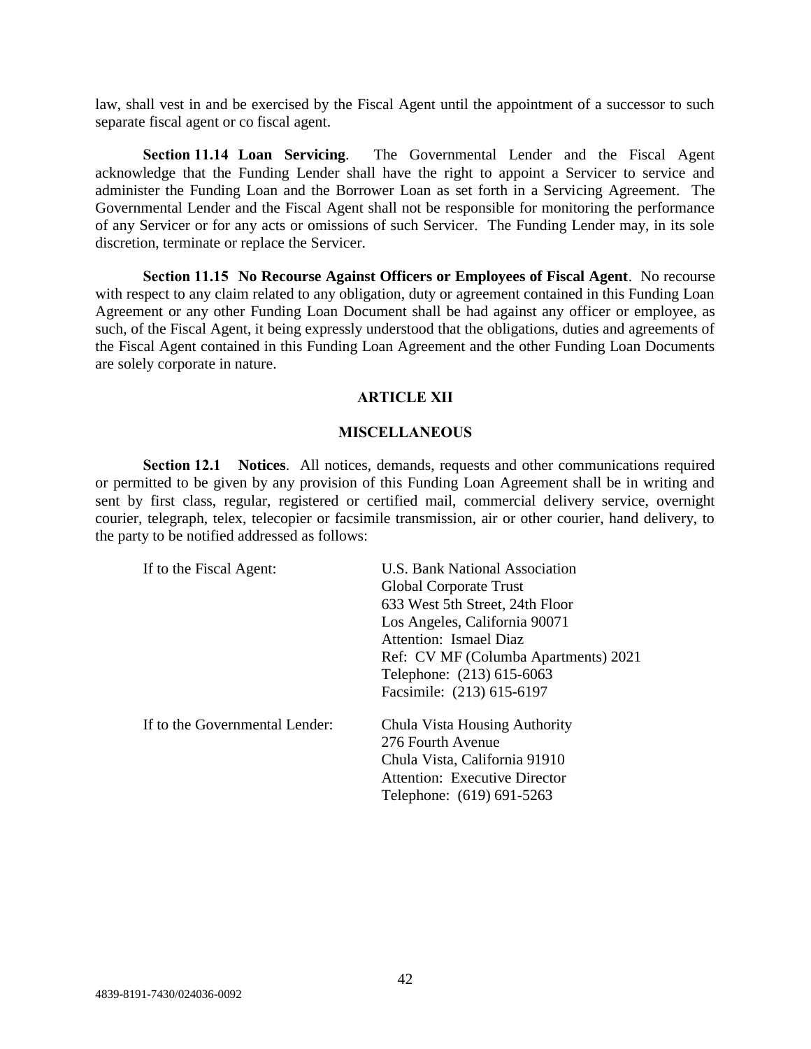law, shall vest in and be exercised by the Fiscal Agent until the appointment of a successor to such separate fiscal agent or co fiscal agent.

**Section 11.14 Loan Servicing**. The Governmental Lender and the Fiscal Agent acknowledge that the Funding Lender shall have the right to appoint a Servicer to service and administer the Funding Loan and the Borrower Loan as set forth in a Servicing Agreement. The Governmental Lender and the Fiscal Agent shall not be responsible for monitoring the performance of any Servicer or for any acts or omissions of such Servicer. The Funding Lender may, in its sole discretion, terminate or replace the Servicer.

**Section 11.15 No Recourse Against Officers or Employees of Fiscal Agent**. No recourse with respect to any claim related to any obligation, duty or agreement contained in this Funding Loan Agreement or any other Funding Loan Document shall be had against any officer or employee, as such, of the Fiscal Agent, it being expressly understood that the obligations, duties and agreements of the Fiscal Agent contained in this Funding Loan Agreement and the other Funding Loan Documents are solely corporate in nature.

## ARTICLE XII

## MISCELLANEOUS

**Section 12.1 Notices**. All notices, demands, requests and other communications required or permitted to be given by any provision of this Funding Loan Agreement shall be in writing and sent by first class, regular, registered or certified mail, commercial delivery service, overnight courier, telegraph, telex, telecopier or facsimile transmission, air or other courier, hand delivery, to the party to be notified addressed as follows:

If to the Fiscal Agent:

U.S. Bank National Association
Global Corporate Trust
633 West 5th Street, 24th Floor
Los Angeles, California 90071
Attention: Ismael Diaz
Ref: CV MF (Columba Apartments) 2021
Telephone: (213) 615-6063
Facsimile: (213) 615-6197

If to the Governmental Lender:

Chula Vista Housing Authority
276 Fourth Avenue
Chula Vista, California 91910
Attention: Executive Director
Telephone: (619) 691-5263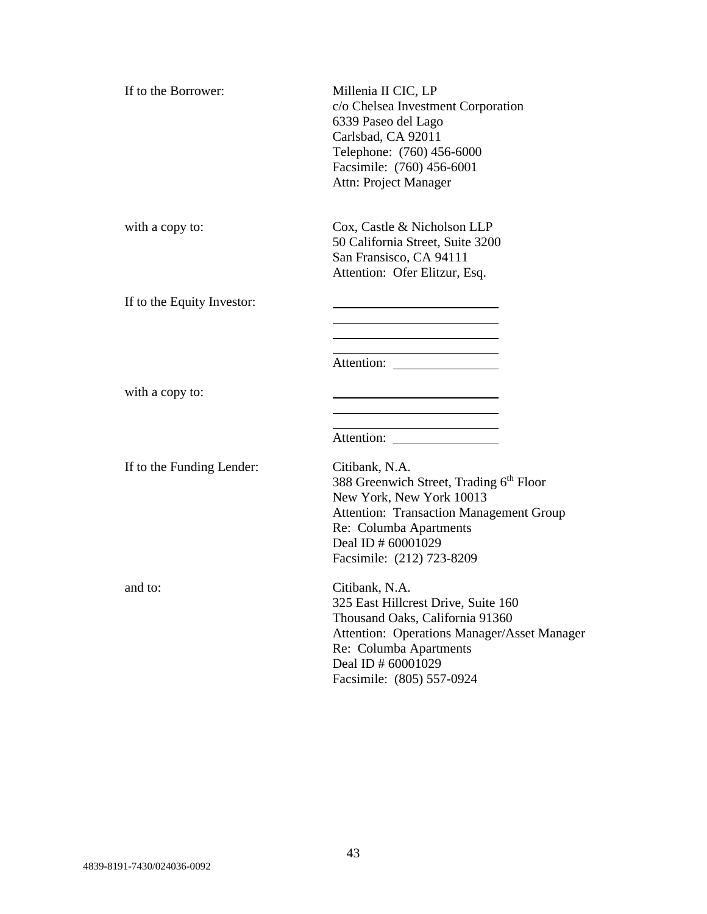| | |
|---|---|
| If to the Borrower: | Millenia II CIC, LP<br>c/o Chelsea Investment Corporation<br>6339 Paseo del Lago<br>Carlsbad, CA 92011<br>Telephone: (760) 456-6000<br>Facsimile: (760) 456-6001<br>Attn: Project Manager |
| with a copy to: | Cox, Castle & Nicholson LLP<br>50 California Street, Suite 3200<br>San Fransisco, CA 94111<br>Attention: Ofer Elitzur, Esq. |
| If to the Equity Investor: | \_\_\_\_\_\_\_\_\_\_\_\_\_\_\_\_\_\_\_\_<br>\_\_\_\_\_\_\_\_\_\_\_\_\_\_\_\_\_\_\_\_<br>\_\_\_\_\_\_\_\_\_\_\_\_\_\_\_\_\_\_\_\_<br>\_\_\_\_\_\_\_\_\_\_\_\_\_\_\_\_\_\_\_\_<br>Attention: \_\_\_\_\_\_\_\_\_\_\_\_ |
| with a copy to: | \_\_\_\_\_\_\_\_\_\_\_\_\_\_\_\_\_\_\_\_<br>\_\_\_\_\_\_\_\_\_\_\_\_\_\_\_\_\_\_\_\_<br>\_\_\_\_\_\_\_\_\_\_\_\_\_\_\_\_\_\_\_\_<br>Attention: \_\_\_\_\_\_\_\_\_\_\_\_ |
| If to the Funding Lender: | Citibank, N.A.<br>388 Greenwich Street, Trading 6th Floor<br>New York, New York 10013<br>Attention: Transaction Management Group<br>Re: Columba Apartments<br>Deal ID # 60001029<br>Facsimile: (212) 723-8209 |
| and to: | Citibank, N.A.<br>325 East Hillcrest Drive, Suite 160<br>Thousand Oaks, California 91360<br>Attention: Operations Manager/Asset Manager<br>Re: Columba Apartments<br>Deal ID # 60001029<br>Facsimile: (805) 557-0924 |

4839-8191-7430/024036-0092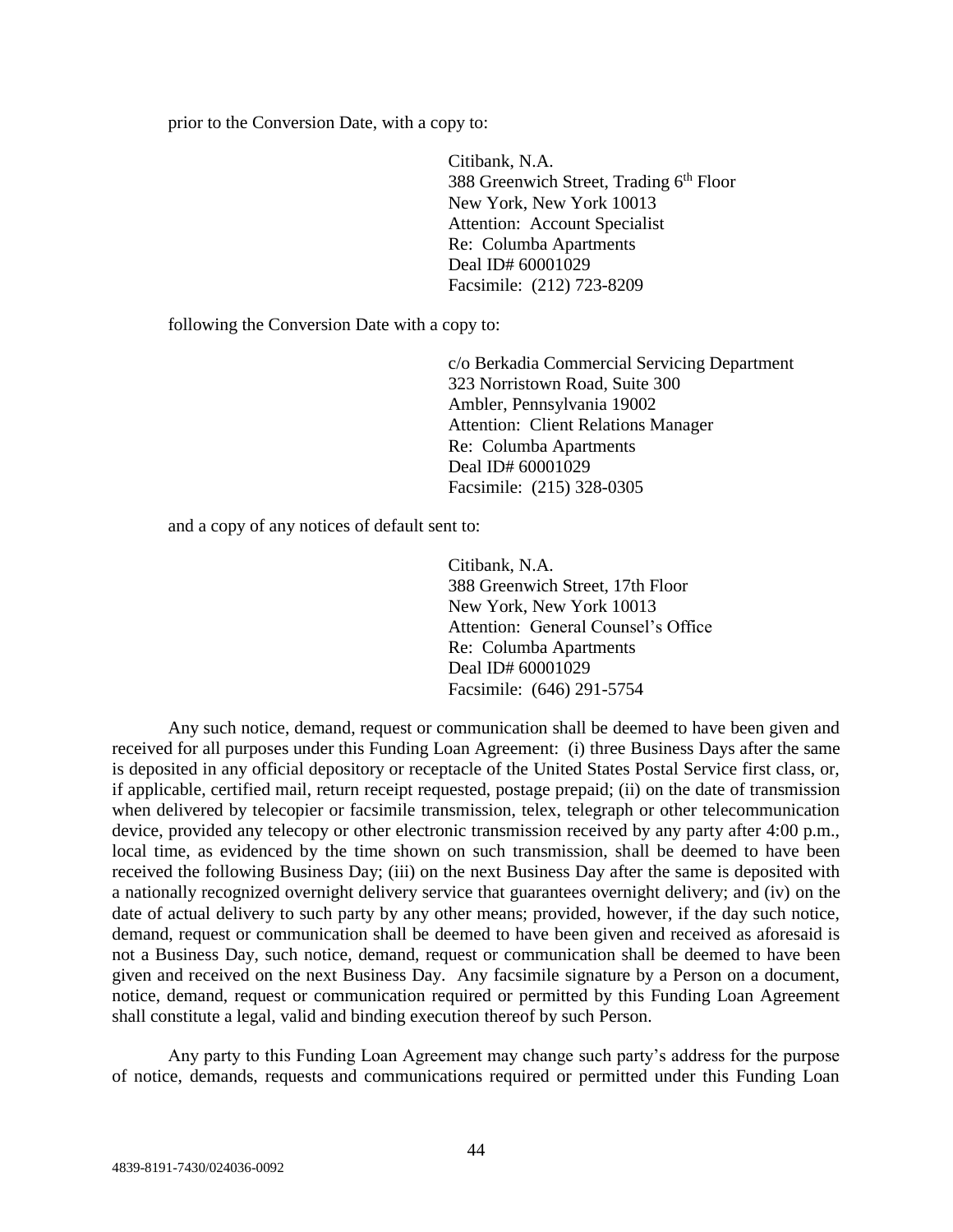prior to the Conversion Date, with a copy to:

> Citibank, N.A.
> 388 Greenwich Street, Trading 6th Floor
> New York, New York 10013
> Attention: Account Specialist
> Re: Columba Apartments
> Deal ID# 60001029
> Facsimile: (212) 723-8209

following the Conversion Date with a copy to:

> c/o Berkadia Commercial Servicing Department
> 323 Norristown Road, Suite 300
> Ambler, Pennsylvania 19002
> Attention: Client Relations Manager
> Re: Columba Apartments
> Deal ID# 60001029
> Facsimile: (215) 328-0305

and a copy of any notices of default sent to:

> Citibank, N.A.
> 388 Greenwich Street, 17th Floor
> New York, New York 10013
> Attention: General Counsel's Office
> Re: Columba Apartments
> Deal ID# 60001029
> Facsimile: (646) 291-5754

Any such notice, demand, request or communication shall be deemed to have been given and received for all purposes under this Funding Loan Agreement: (i) three Business Days after the same is deposited in any official depository or receptacle of the United States Postal Service first class, or, if applicable, certified mail, return receipt requested, postage prepaid; (ii) on the date of transmission when delivered by telecopier or facsimile transmission, telex, telegraph or other telecommunication device, provided any telecopy or other electronic transmission received by any party after 4:00 p.m., local time, as evidenced by the time shown on such transmission, shall be deemed to have been received the following Business Day; (iii) on the next Business Day after the same is deposited with a nationally recognized overnight delivery service that guarantees overnight delivery; and (iv) on the date of actual delivery to such party by any other means; provided, however, if the day such notice, demand, request or communication shall be deemed to have been given and received as aforesaid is not a Business Day, such notice, demand, request or communication shall be deemed to have been given and received on the next Business Day. Any facsimile signature by a Person on a document, notice, demand, request or communication required or permitted by this Funding Loan Agreement shall constitute a legal, valid and binding execution thereof by such Person.

Any party to this Funding Loan Agreement may change such party's address for the purpose of notice, demands, requests and communications required or permitted under this Funding Loan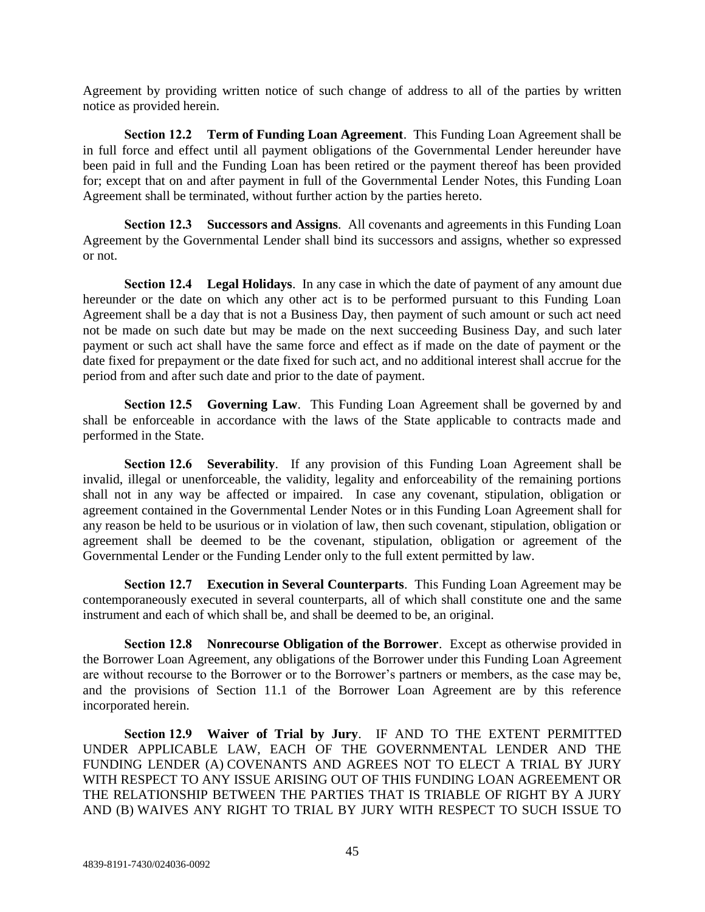Agreement by providing written notice of such change of address to all of the parties by written notice as provided herein.

**Section 12.2 Term of Funding Loan Agreement**. This Funding Loan Agreement shall be in full force and effect until all payment obligations of the Governmental Lender hereunder have been paid in full and the Funding Loan has been retired or the payment thereof has been provided for; except that on and after payment in full of the Governmental Lender Notes, this Funding Loan Agreement shall be terminated, without further action by the parties hereto.

**Section 12.3 Successors and Assigns**. All covenants and agreements in this Funding Loan Agreement by the Governmental Lender shall bind its successors and assigns, whether so expressed or not.

**Section 12.4 Legal Holidays**. In any case in which the date of payment of any amount due hereunder or the date on which any other act is to be performed pursuant to this Funding Loan Agreement shall be a day that is not a Business Day, then payment of such amount or such act need not be made on such date but may be made on the next succeeding Business Day, and such later payment or such act shall have the same force and effect as if made on the date of payment or the date fixed for prepayment or the date fixed for such act, and no additional interest shall accrue for the period from and after such date and prior to the date of payment.

**Section 12.5 Governing Law**. This Funding Loan Agreement shall be governed by and shall be enforceable in accordance with the laws of the State applicable to contracts made and performed in the State.

**Section 12.6 Severability**. If any provision of this Funding Loan Agreement shall be invalid, illegal or unenforceable, the validity, legality and enforceability of the remaining portions shall not in any way be affected or impaired. In case any covenant, stipulation, obligation or agreement contained in the Governmental Lender Notes or in this Funding Loan Agreement shall for any reason be held to be usurious or in violation of law, then such covenant, stipulation, obligation or agreement shall be deemed to be the covenant, stipulation, obligation or agreement of the Governmental Lender or the Funding Lender only to the full extent permitted by law.

**Section 12.7 Execution in Several Counterparts**. This Funding Loan Agreement may be contemporaneously executed in several counterparts, all of which shall constitute one and the same instrument and each of which shall be, and shall be deemed to be, an original.

**Section 12.8 Nonrecourse Obligation of the Borrower**. Except as otherwise provided in the Borrower Loan Agreement, any obligations of the Borrower under this Funding Loan Agreement are without recourse to the Borrower or to the Borrower's partners or members, as the case may be, and the provisions of Section 11.1 of the Borrower Loan Agreement are by this reference incorporated herein.

**Section 12.9 Waiver of Trial by Jury**. IF AND TO THE EXTENT PERMITTED UNDER APPLICABLE LAW, EACH OF THE GOVERNMENTAL LENDER AND THE FUNDING LENDER (A) COVENANTS AND AGREES NOT TO ELECT A TRIAL BY JURY WITH RESPECT TO ANY ISSUE ARISING OUT OF THIS FUNDING LOAN AGREEMENT OR THE RELATIONSHIP BETWEEN THE PARTIES THAT IS TRIABLE OF RIGHT BY A JURY AND (B) WAIVES ANY RIGHT TO TRIAL BY JURY WITH RESPECT TO SUCH ISSUE TO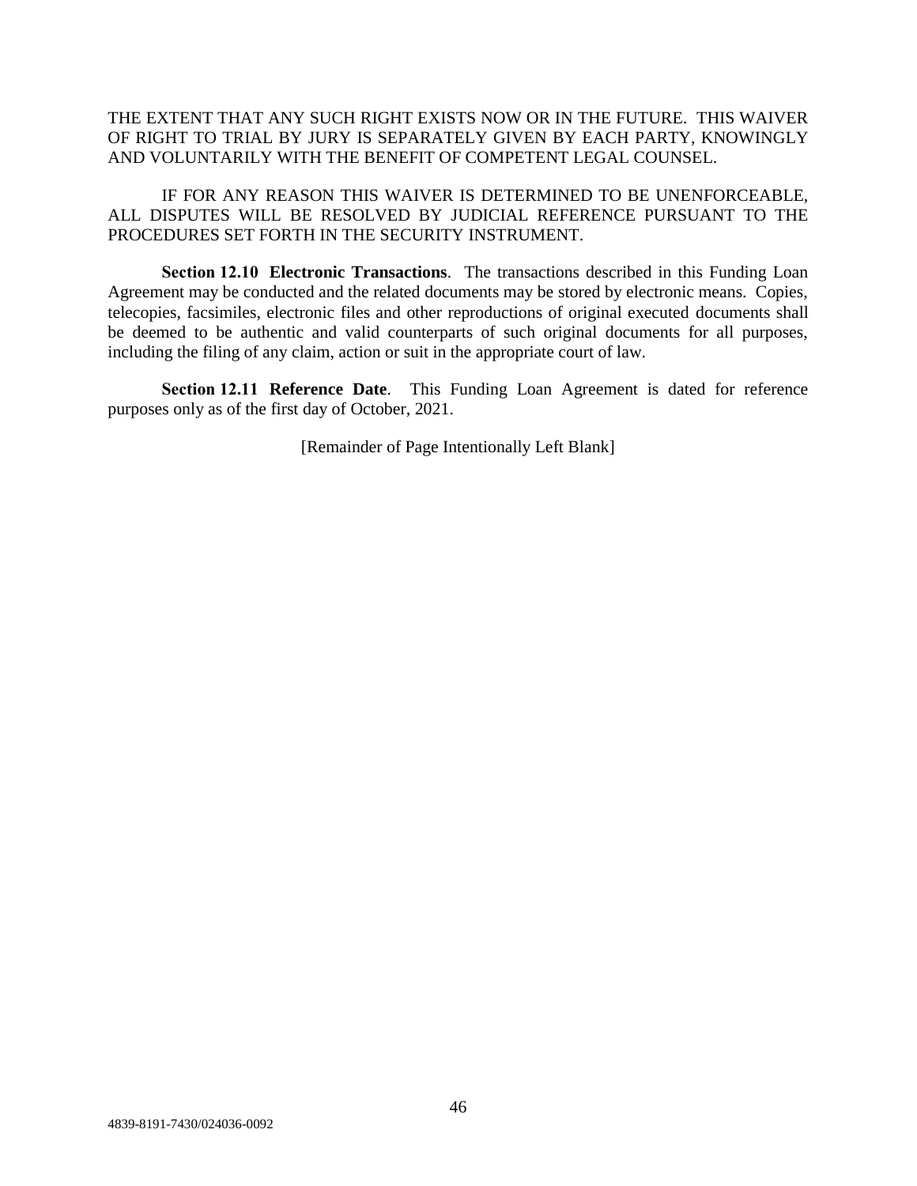THE EXTENT THAT ANY SUCH RIGHT EXISTS NOW OR IN THE FUTURE. THIS WAIVER OF RIGHT TO TRIAL BY JURY IS SEPARATELY GIVEN BY EACH PARTY, KNOWINGLY AND VOLUNTARILY WITH THE BENEFIT OF COMPETENT LEGAL COUNSEL.

IF FOR ANY REASON THIS WAIVER IS DETERMINED TO BE UNENFORCEABLE, ALL DISPUTES WILL BE RESOLVED BY JUDICIAL REFERENCE PURSUANT TO THE PROCEDURES SET FORTH IN THE SECURITY INSTRUMENT.

**Section 12.10 Electronic Transactions**. The transactions described in this Funding Loan Agreement may be conducted and the related documents may be stored by electronic means. Copies, telecopies, facsimiles, electronic files and other reproductions of original executed documents shall be deemed to be authentic and valid counterparts of such original documents for all purposes, including the filing of any claim, action or suit in the appropriate court of law.

**Section 12.11 Reference Date**. This Funding Loan Agreement is dated for reference purposes only as of the first day of October, 2021.

[Remainder of Page Intentionally Left Blank]

4839-8191-7430/024036-0092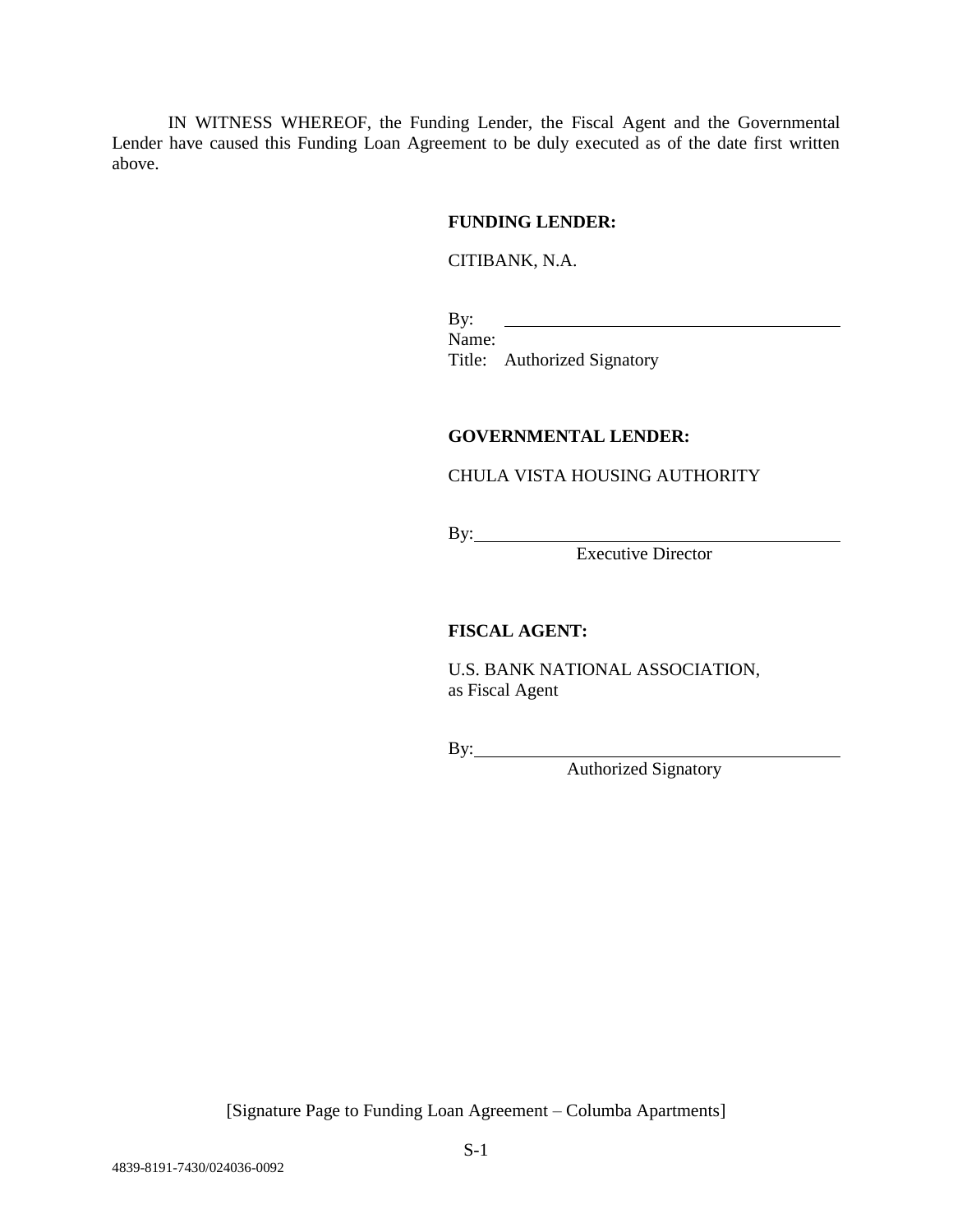IN WITNESS WHEREOF, the Funding Lender, the Fiscal Agent and the Governmental Lender have caused this Funding Loan Agreement to be duly executed as of the date first written above.

**FUNDING LENDER:**

CITIBANK, N.A.

By: ________________________________
Name:
Title: Authorized Signatory

**GOVERNMENTAL LENDER:**

CHULA VISTA HOUSING AUTHORITY

By: ________________________________
Executive Director

**FISCAL AGENT:**

U.S. BANK NATIONAL ASSOCIATION,
as Fiscal Agent

By: ________________________________
Authorized Signatory

[Signature Page to Funding Loan Agreement – Columba Apartments]

4839-8191-7430/024036-0092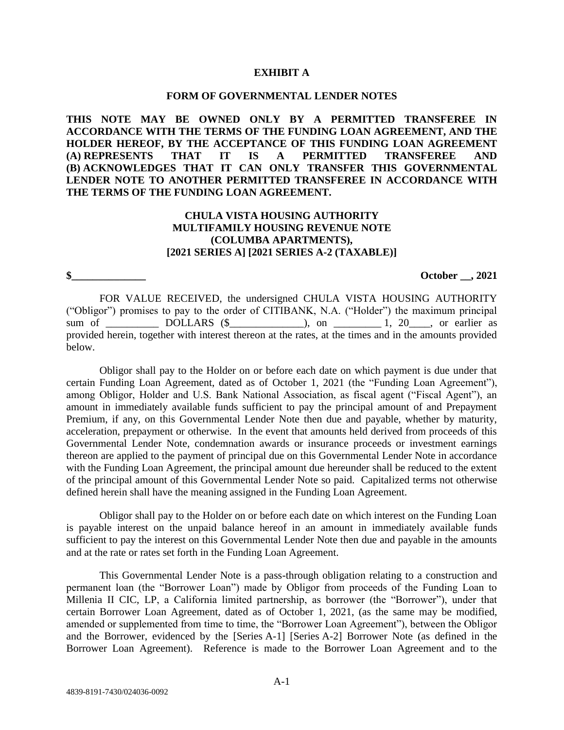# EXHIBIT A

## FORM OF GOVERNMENTAL LENDER NOTES

**THIS NOTE MAY BE OWNED ONLY BY A PERMITTED TRANSFEREE IN ACCORDANCE WITH THE TERMS OF THE FUNDING LOAN AGREEMENT, AND THE HOLDER HEREOF, BY THE ACCEPTANCE OF THIS FUNDING LOAN AGREEMENT (A) REPRESENTS THAT IT IS A PERMITTED TRANSFEREE AND (B) ACKNOWLEDGES THAT IT CAN ONLY TRANSFER THIS GOVERNMENTAL LENDER NOTE TO ANOTHER PERMITTED TRANSFEREE IN ACCORDANCE WITH THE TERMS OF THE FUNDING LOAN AGREEMENT.**

**CHULA VISTA HOUSING AUTHORITY**
**MULTIFAMILY HOUSING REVENUE NOTE**
**(COLUMBA APARTMENTS),**
**[2021 SERIES A] [2021 SERIES A-2 (TAXABLE)]**

**$______________** **October __, 2021**

FOR VALUE RECEIVED, the undersigned CHULA VISTA HOUSING AUTHORITY ("Obligor") promises to pay to the order of CITIBANK, N.A. ("Holder") the maximum principal sum of __________ DOLLARS ($______________), on _________ 1, 20____, or earlier as provided herein, together with interest thereon at the rates, at the times and in the amounts provided below.

Obligor shall pay to the Holder on or before each date on which payment is due under that certain Funding Loan Agreement, dated as of October 1, 2021 (the "Funding Loan Agreement"), among Obligor, Holder and U.S. Bank National Association, as fiscal agent ("Fiscal Agent"), an amount in immediately available funds sufficient to pay the principal amount of and Prepayment Premium, if any, on this Governmental Lender Note then due and payable, whether by maturity, acceleration, prepayment or otherwise. In the event that amounts held derived from proceeds of this Governmental Lender Note, condemnation awards or insurance proceeds or investment earnings thereon are applied to the payment of principal due on this Governmental Lender Note in accordance with the Funding Loan Agreement, the principal amount due hereunder shall be reduced to the extent of the principal amount of this Governmental Lender Note so paid. Capitalized terms not otherwise defined herein shall have the meaning assigned in the Funding Loan Agreement.

Obligor shall pay to the Holder on or before each date on which interest on the Funding Loan is payable interest on the unpaid balance hereof in an amount in immediately available funds sufficient to pay the interest on this Governmental Lender Note then due and payable in the amounts and at the rate or rates set forth in the Funding Loan Agreement.

This Governmental Lender Note is a pass-through obligation relating to a construction and permanent loan (the "Borrower Loan") made by Obligor from proceeds of the Funding Loan to Millenia II CIC, LP, a California limited partnership, as borrower (the "Borrower"), under that certain Borrower Loan Agreement, dated as of October 1, 2021, (as the same may be modified, amended or supplemented from time to time, the "Borrower Loan Agreement"), between the Obligor and the Borrower, evidenced by the [Series A-1] [Series A-2] Borrower Note (as defined in the Borrower Loan Agreement). Reference is made to the Borrower Loan Agreement and to the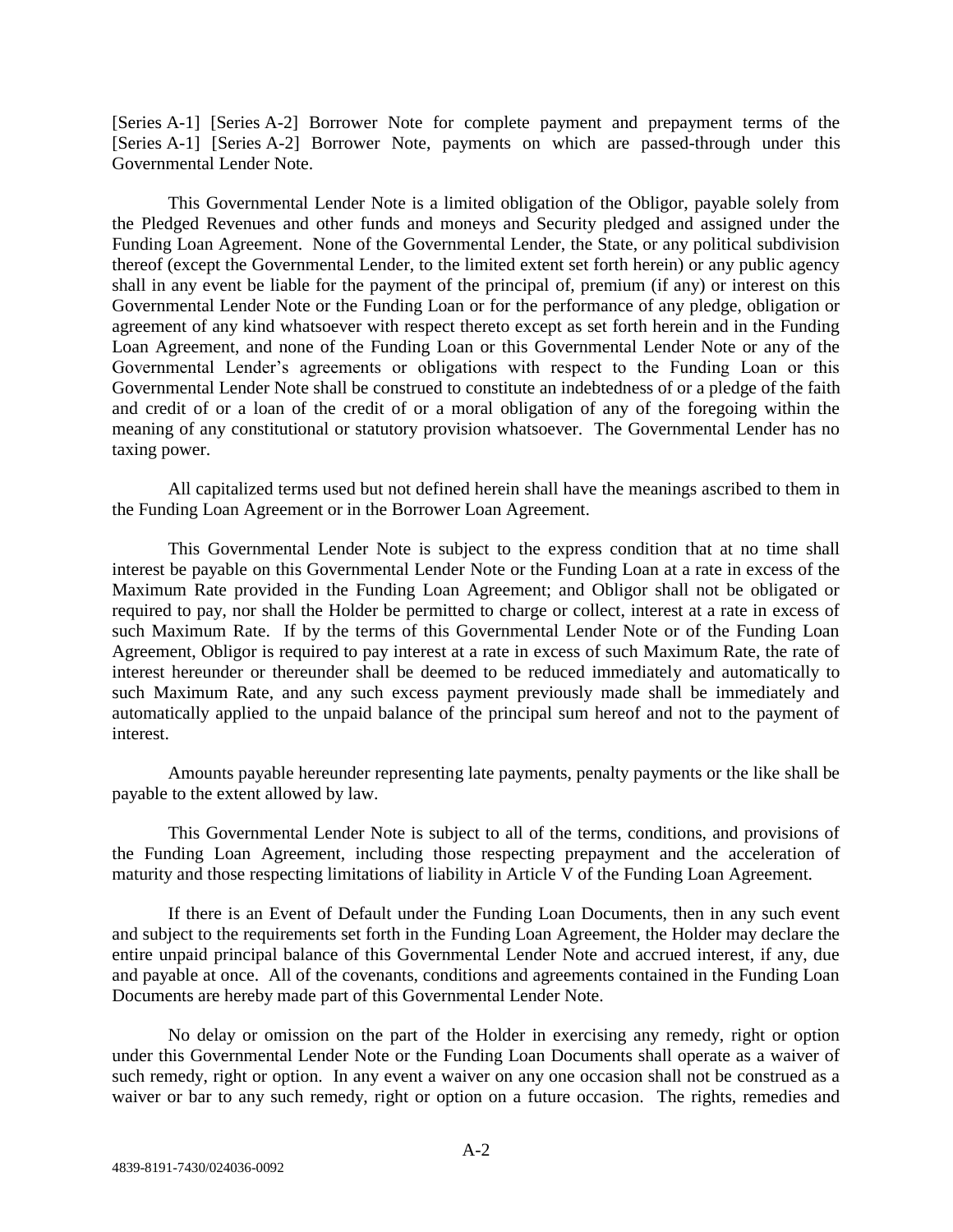[Series A-1] [Series A-2] Borrower Note for complete payment and prepayment terms of the [Series A-1] [Series A-2] Borrower Note, payments on which are passed-through under this Governmental Lender Note.

This Governmental Lender Note is a limited obligation of the Obligor, payable solely from the Pledged Revenues and other funds and moneys and Security pledged and assigned under the Funding Loan Agreement. None of the Governmental Lender, the State, or any political subdivision thereof (except the Governmental Lender, to the limited extent set forth herein) or any public agency shall in any event be liable for the payment of the principal of, premium (if any) or interest on this Governmental Lender Note or the Funding Loan or for the performance of any pledge, obligation or agreement of any kind whatsoever with respect thereto except as set forth herein and in the Funding Loan Agreement, and none of the Funding Loan or this Governmental Lender Note or any of the Governmental Lender's agreements or obligations with respect to the Funding Loan or this Governmental Lender Note shall be construed to constitute an indebtedness of or a pledge of the faith and credit of or a loan of the credit of or a moral obligation of any of the foregoing within the meaning of any constitutional or statutory provision whatsoever. The Governmental Lender has no taxing power.

All capitalized terms used but not defined herein shall have the meanings ascribed to them in the Funding Loan Agreement or in the Borrower Loan Agreement.

This Governmental Lender Note is subject to the express condition that at no time shall interest be payable on this Governmental Lender Note or the Funding Loan at a rate in excess of the Maximum Rate provided in the Funding Loan Agreement; and Obligor shall not be obligated or required to pay, nor shall the Holder be permitted to charge or collect, interest at a rate in excess of such Maximum Rate. If by the terms of this Governmental Lender Note or of the Funding Loan Agreement, Obligor is required to pay interest at a rate in excess of such Maximum Rate, the rate of interest hereunder or thereunder shall be deemed to be reduced immediately and automatically to such Maximum Rate, and any such excess payment previously made shall be immediately and automatically applied to the unpaid balance of the principal sum hereof and not to the payment of interest.

Amounts payable hereunder representing late payments, penalty payments or the like shall be payable to the extent allowed by law.

This Governmental Lender Note is subject to all of the terms, conditions, and provisions of the Funding Loan Agreement, including those respecting prepayment and the acceleration of maturity and those respecting limitations of liability in Article V of the Funding Loan Agreement.

If there is an Event of Default under the Funding Loan Documents, then in any such event and subject to the requirements set forth in the Funding Loan Agreement, the Holder may declare the entire unpaid principal balance of this Governmental Lender Note and accrued interest, if any, due and payable at once. All of the covenants, conditions and agreements contained in the Funding Loan Documents are hereby made part of this Governmental Lender Note.

No delay or omission on the part of the Holder in exercising any remedy, right or option under this Governmental Lender Note or the Funding Loan Documents shall operate as a waiver of such remedy, right or option. In any event a waiver on any one occasion shall not be construed as a waiver or bar to any such remedy, right or option on a future occasion. The rights, remedies and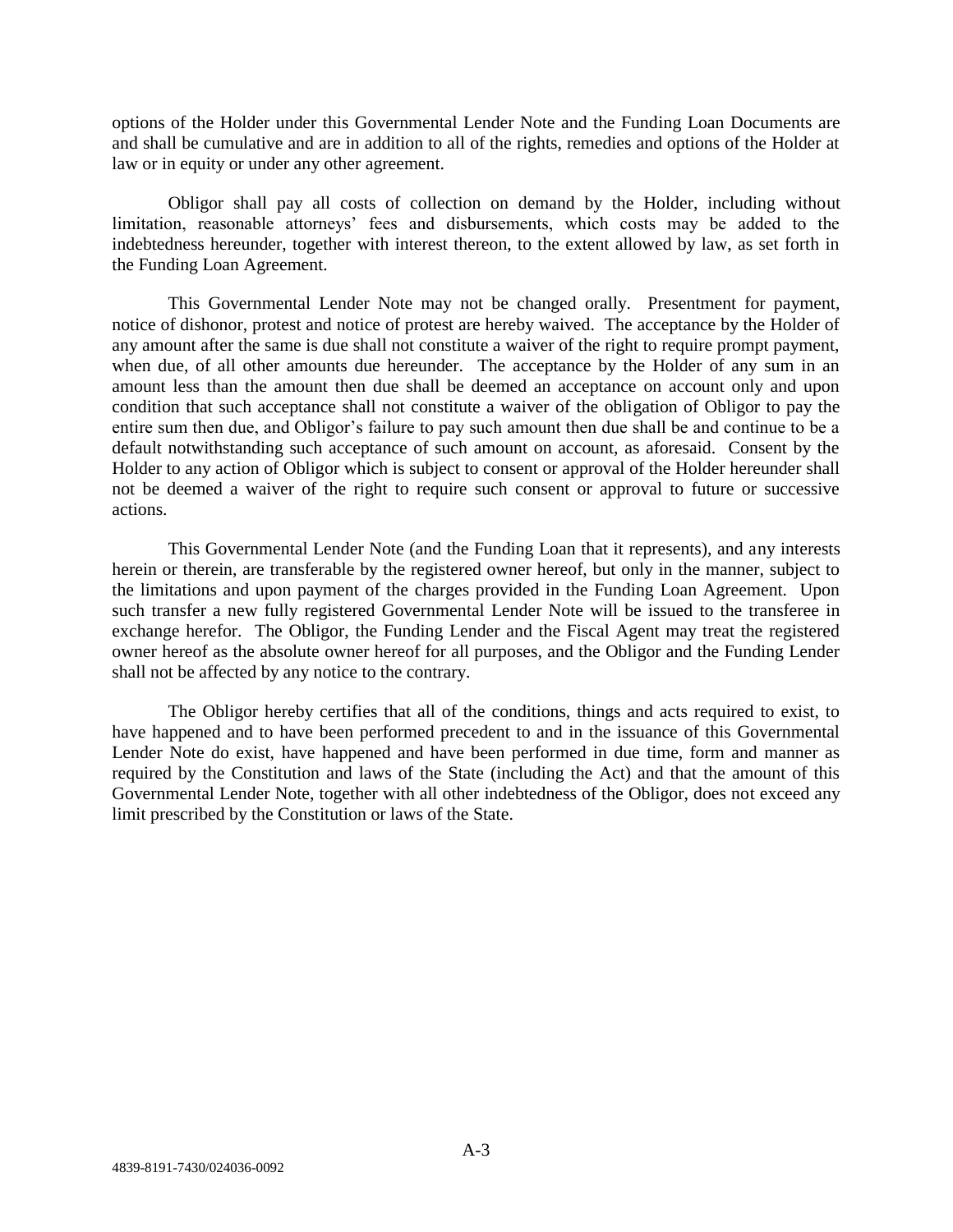options of the Holder under this Governmental Lender Note and the Funding Loan Documents are and shall be cumulative and are in addition to all of the rights, remedies and options of the Holder at law or in equity or under any other agreement.

Obligor shall pay all costs of collection on demand by the Holder, including without limitation, reasonable attorneys' fees and disbursements, which costs may be added to the indebtedness hereunder, together with interest thereon, to the extent allowed by law, as set forth in the Funding Loan Agreement.

This Governmental Lender Note may not be changed orally. Presentment for payment, notice of dishonor, protest and notice of protest are hereby waived. The acceptance by the Holder of any amount after the same is due shall not constitute a waiver of the right to require prompt payment, when due, of all other amounts due hereunder. The acceptance by the Holder of any sum in an amount less than the amount then due shall be deemed an acceptance on account only and upon condition that such acceptance shall not constitute a waiver of the obligation of Obligor to pay the entire sum then due, and Obligor's failure to pay such amount then due shall be and continue to be a default notwithstanding such acceptance of such amount on account, as aforesaid. Consent by the Holder to any action of Obligor which is subject to consent or approval of the Holder hereunder shall not be deemed a waiver of the right to require such consent or approval to future or successive actions.

This Governmental Lender Note (and the Funding Loan that it represents), and any interests herein or therein, are transferable by the registered owner hereof, but only in the manner, subject to the limitations and upon payment of the charges provided in the Funding Loan Agreement. Upon such transfer a new fully registered Governmental Lender Note will be issued to the transferee in exchange herefor. The Obligor, the Funding Lender and the Fiscal Agent may treat the registered owner hereof as the absolute owner hereof for all purposes, and the Obligor and the Funding Lender shall not be affected by any notice to the contrary.

The Obligor hereby certifies that all of the conditions, things and acts required to exist, to have happened and to have been performed precedent to and in the issuance of this Governmental Lender Note do exist, have happened and have been performed in due time, form and manner as required by the Constitution and laws of the State (including the Act) and that the amount of this Governmental Lender Note, together with all other indebtedness of the Obligor, does not exceed any limit prescribed by the Constitution or laws of the State.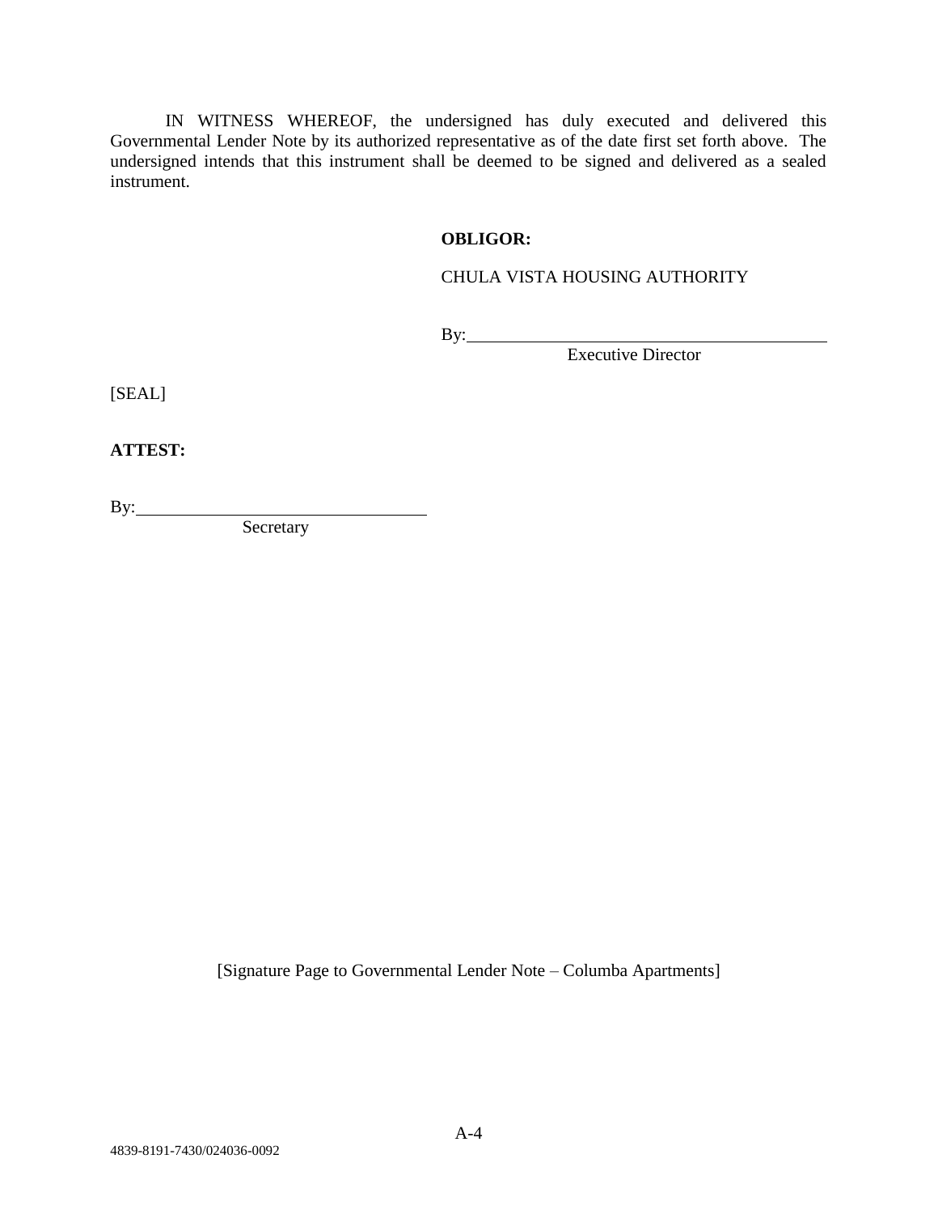IN WITNESS WHEREOF, the undersigned has duly executed and delivered this Governmental Lender Note by its authorized representative as of the date first set forth above. The undersigned intends that this instrument shall be deemed to be signed and delivered as a sealed instrument.

**OBLIGOR:**

CHULA VISTA HOUSING AUTHORITY

By:\_\_\_\_\_\_\_\_\_\_\_\_\_\_\_\_\_\_\_\_\_\_\_\_\_\_\_\_\_\_\_\_\_\_\_\_\_\_\_\_
Executive Director

[SEAL]

**ATTEST:**

By:\_\_\_\_\_\_\_\_\_\_\_\_\_\_\_\_\_\_\_\_\_\_\_\_\_\_\_\_\_\_\_\_
Secretary

[Signature Page to Governmental Lender Note – Columba Apartments]

4839-8191-7430/024036-0092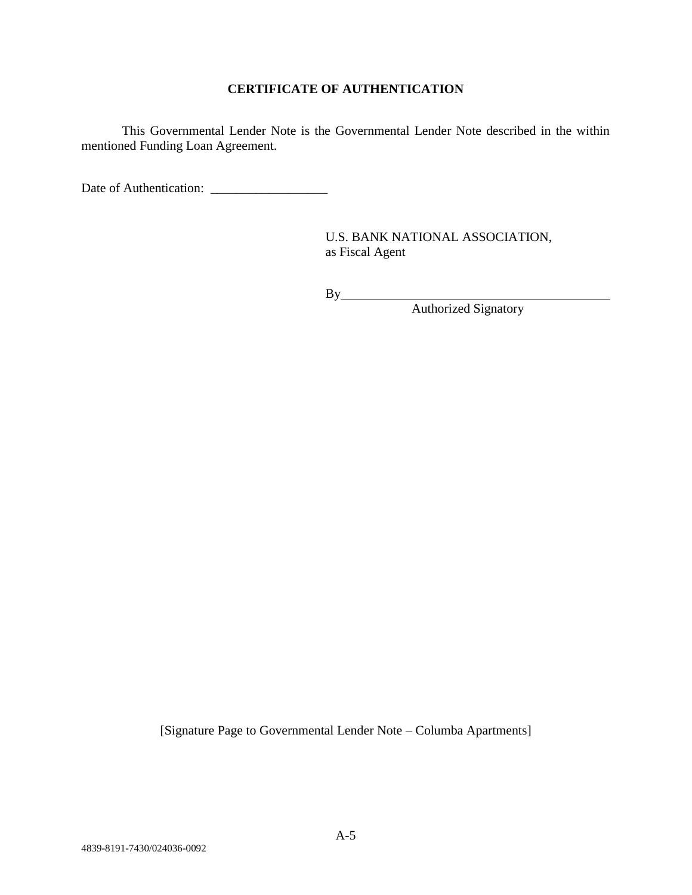**CERTIFICATE OF AUTHENTICATION**

This Governmental Lender Note is the Governmental Lender Note described in the within mentioned Funding Loan Agreement.

Date of Authentication: __________________

U.S. BANK NATIONAL ASSOCIATION,
as Fiscal Agent

By____________________________________________
Authorized Signatory

[Signature Page to Governmental Lender Note – Columba Apartments]

4839-8191-7430/024036-0092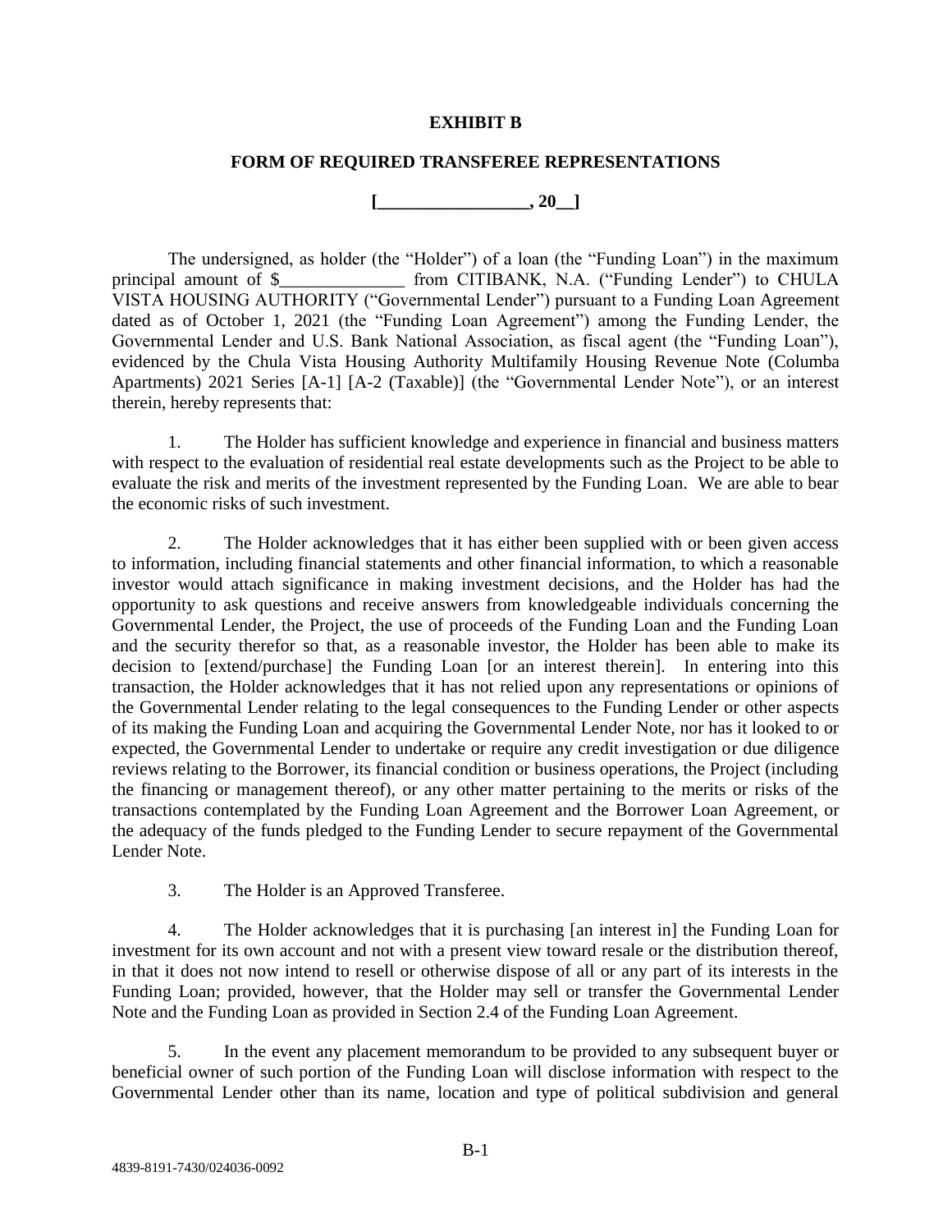**EXHIBIT B**

**FORM OF REQUIRED TRANSFEREE REPRESENTATIONS**

**[_________________, 20__]**

The undersigned, as holder (the "Holder") of a loan (the "Funding Loan") in the maximum principal amount of $______________ from CITIBANK, N.A. ("Funding Lender") to CHULA VISTA HOUSING AUTHORITY ("Governmental Lender") pursuant to a Funding Loan Agreement dated as of October 1, 2021 (the "Funding Loan Agreement") among the Funding Lender, the Governmental Lender and U.S. Bank National Association, as fiscal agent (the "Funding Loan"), evidenced by the Chula Vista Housing Authority Multifamily Housing Revenue Note (Columba Apartments) 2021 Series [A-1] [A-2 (Taxable)] (the "Governmental Lender Note"), or an interest therein, hereby represents that:

1. The Holder has sufficient knowledge and experience in financial and business matters with respect to the evaluation of residential real estate developments such as the Project to be able to evaluate the risk and merits of the investment represented by the Funding Loan. We are able to bear the economic risks of such investment.

2. The Holder acknowledges that it has either been supplied with or been given access to information, including financial statements and other financial information, to which a reasonable investor would attach significance in making investment decisions, and the Holder has had the opportunity to ask questions and receive answers from knowledgeable individuals concerning the Governmental Lender, the Project, the use of proceeds of the Funding Loan and the Funding Loan and the security therefor so that, as a reasonable investor, the Holder has been able to make its decision to [extend/purchase] the Funding Loan [or an interest therein]. In entering into this transaction, the Holder acknowledges that it has not relied upon any representations or opinions of the Governmental Lender relating to the legal consequences to the Funding Lender or other aspects of its making the Funding Loan and acquiring the Governmental Lender Note, nor has it looked to or expected, the Governmental Lender to undertake or require any credit investigation or due diligence reviews relating to the Borrower, its financial condition or business operations, the Project (including the financing or management thereof), or any other matter pertaining to the merits or risks of the transactions contemplated by the Funding Loan Agreement and the Borrower Loan Agreement, or the adequacy of the funds pledged to the Funding Lender to secure repayment of the Governmental Lender Note.

3. The Holder is an Approved Transferee.

4. The Holder acknowledges that it is purchasing [an interest in] the Funding Loan for investment for its own account and not with a present view toward resale or the distribution thereof, in that it does not now intend to resell or otherwise dispose of all or any part of its interests in the Funding Loan; provided, however, that the Holder may sell or transfer the Governmental Lender Note and the Funding Loan as provided in Section 2.4 of the Funding Loan Agreement.

5. In the event any placement memorandum to be provided to any subsequent buyer or beneficial owner of such portion of the Funding Loan will disclose information with respect to the Governmental Lender other than its name, location and type of political subdivision and general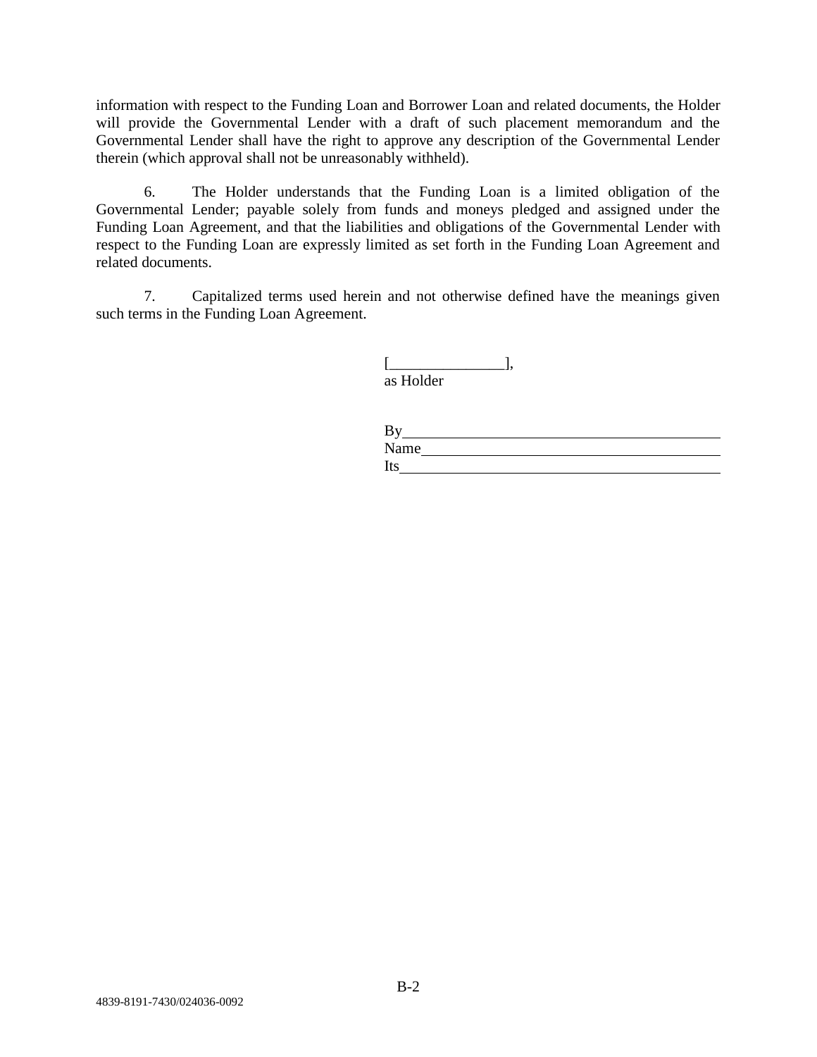information with respect to the Funding Loan and Borrower Loan and related documents, the Holder will provide the Governmental Lender with a draft of such placement memorandum and the Governmental Lender shall have the right to approve any description of the Governmental Lender therein (which approval shall not be unreasonably withheld).

6. The Holder understands that the Funding Loan is a limited obligation of the Governmental Lender; payable solely from funds and moneys pledged and assigned under the Funding Loan Agreement, and that the liabilities and obligations of the Governmental Lender with respect to the Funding Loan are expressly limited as set forth in the Funding Loan Agreement and related documents.

7. Capitalized terms used herein and not otherwise defined have the meanings given such terms in the Funding Loan Agreement.

[_______________],
as Holder

By___________________________________
Name_________________________________
Its___________________________________

4839-8191-7430/024036-0092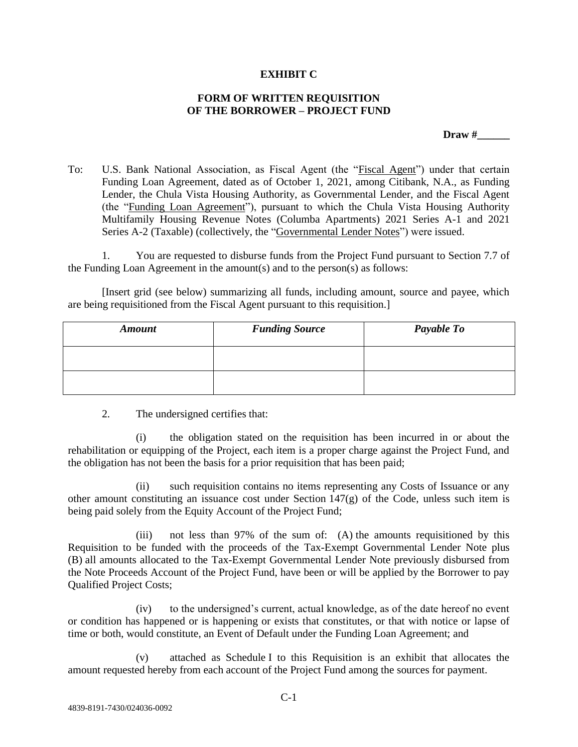# EXHIBIT C

## FORM OF WRITTEN REQUISITION OF THE BORROWER – PROJECT FUND

**Draw #______**

To: U.S. Bank National Association, as Fiscal Agent (the "Fiscal Agent") under that certain Funding Loan Agreement, dated as of October 1, 2021, among Citibank, N.A., as Funding Lender, the Chula Vista Housing Authority, as Governmental Lender, and the Fiscal Agent (the "Funding Loan Agreement"), pursuant to which the Chula Vista Housing Authority Multifamily Housing Revenue Notes (Columba Apartments) 2021 Series A-1 and 2021 Series A-2 (Taxable) (collectively, the "Governmental Lender Notes") were issued.

1. You are requested to disburse funds from the Project Fund pursuant to Section 7.7 of the Funding Loan Agreement in the amount(s) and to the person(s) as follows:

[Insert grid (see below) summarizing all funds, including amount, source and payee, which are being requisitioned from the Fiscal Agent pursuant to this requisition.]

| *Amount* | *Funding Source* | *Payable To* |
|---|---|---|
| | | |
| | | |

2. The undersigned certifies that:

(i) the obligation stated on the requisition has been incurred in or about the rehabilitation or equipping of the Project, each item is a proper charge against the Project Fund, and the obligation has not been the basis for a prior requisition that has been paid;

(ii) such requisition contains no items representing any Costs of Issuance or any other amount constituting an issuance cost under Section 147(g) of the Code, unless such item is being paid solely from the Equity Account of the Project Fund;

(iii) not less than 97% of the sum of: (A) the amounts requisitioned by this Requisition to be funded with the proceeds of the Tax-Exempt Governmental Lender Note plus (B) all amounts allocated to the Tax-Exempt Governmental Lender Note previously disbursed from the Note Proceeds Account of the Project Fund, have been or will be applied by the Borrower to pay Qualified Project Costs;

(iv) to the undersigned's current, actual knowledge, as of the date hereof no event or condition has happened or is happening or exists that constitutes, or that with notice or lapse of time or both, would constitute, an Event of Default under the Funding Loan Agreement; and

(v) attached as Schedule I to this Requisition is an exhibit that allocates the amount requested hereby from each account of the Project Fund among the sources for payment.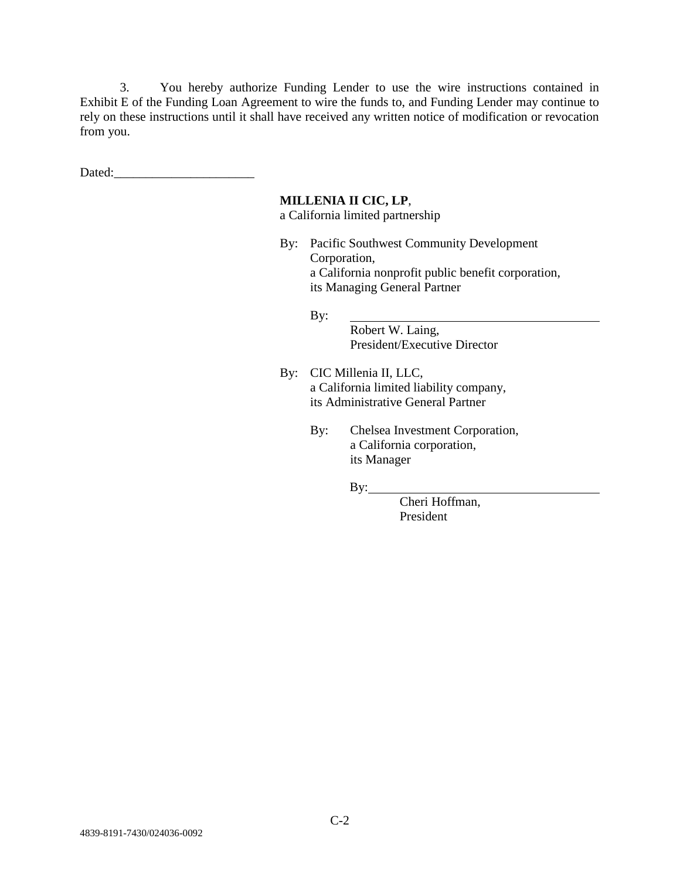3. You hereby authorize Funding Lender to use the wire instructions contained in Exhibit E of the Funding Loan Agreement to wire the funds to, and Funding Lender may continue to rely on these instructions until it shall have received any written notice of modification or revocation from you.

Dated:______________________

**MILLENIA II CIC, LP**,
a California limited partnership

By: Pacific Southwest Community Development Corporation,
a California nonprofit public benefit corporation,
its Managing General Partner

By: ________________________________________
Robert W. Laing,
President/Executive Director

By: CIC Millenia II, LLC,
a California limited liability company,
its Administrative General Partner

By: Chelsea Investment Corporation,
a California corporation,
its Manager

By: ____________________________________
Cheri Hoffman,
President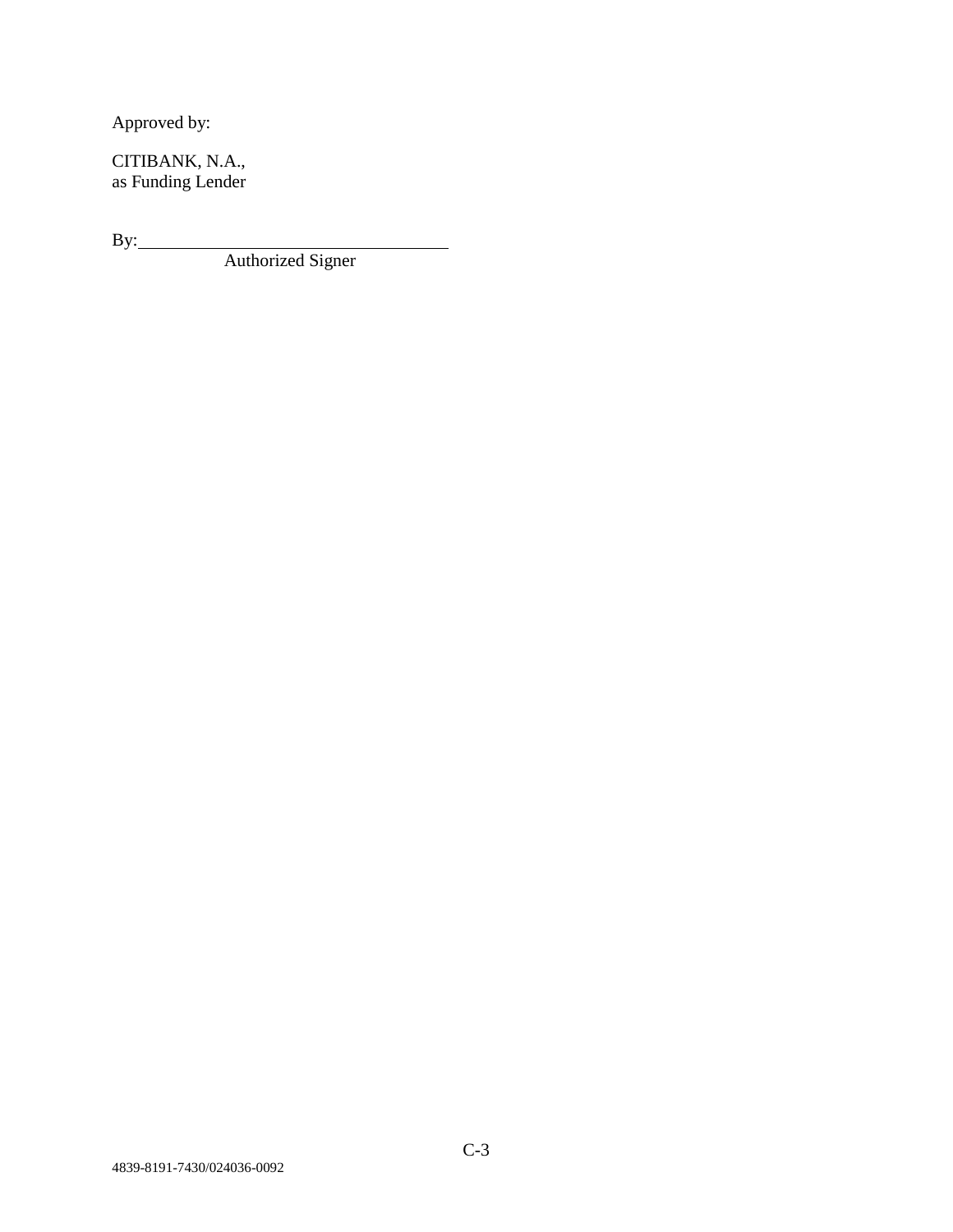Approved by:

CITIBANK, N.A.,
as Funding Lender

By:\_\_\_\_\_\_\_\_\_\_\_\_\_\_\_\_\_\_\_\_\_\_\_\_\_\_\_\_\_\_\_\_
Authorized Signer

4839-8191-7430/024036-0092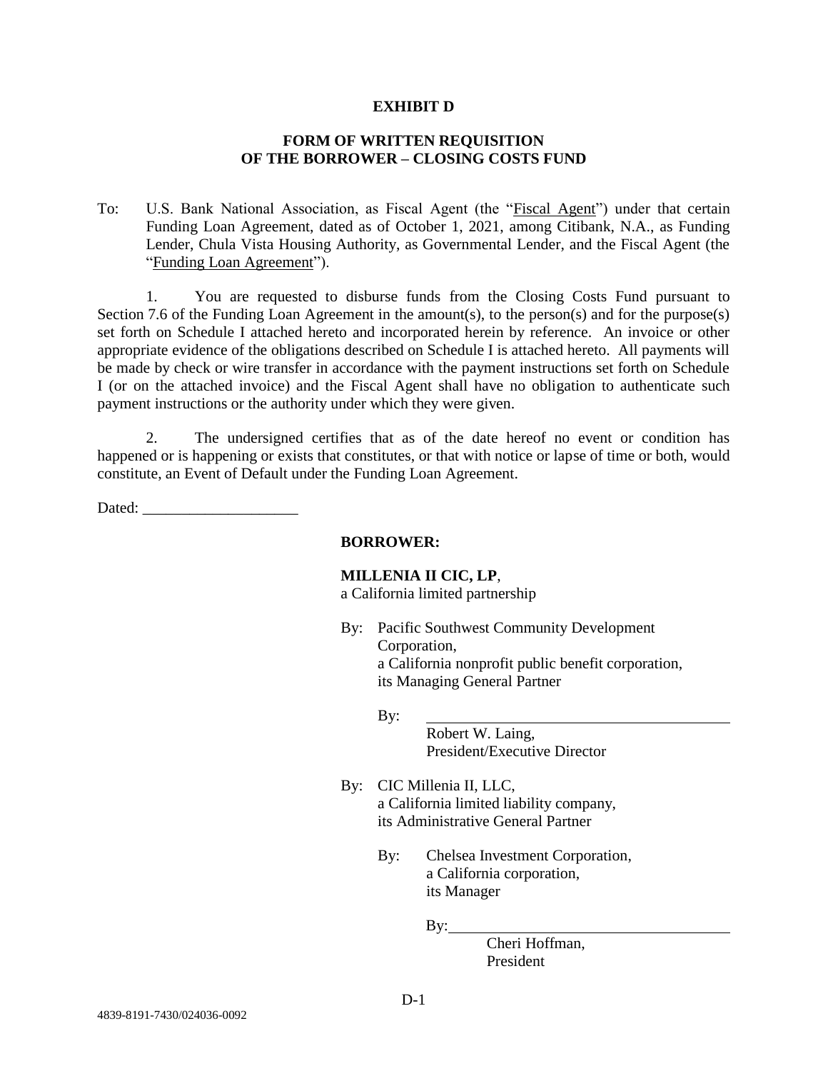**EXHIBIT D**

**FORM OF WRITTEN REQUISITION OF THE BORROWER – CLOSING COSTS FUND**

To: U.S. Bank National Association, as Fiscal Agent (the "Fiscal Agent") under that certain Funding Loan Agreement, dated as of October 1, 2021, among Citibank, N.A., as Funding Lender, Chula Vista Housing Authority, as Governmental Lender, and the Fiscal Agent (the "Funding Loan Agreement").

1. You are requested to disburse funds from the Closing Costs Fund pursuant to Section 7.6 of the Funding Loan Agreement in the amount(s), to the person(s) and for the purpose(s) set forth on Schedule I attached hereto and incorporated herein by reference. An invoice or other appropriate evidence of the obligations described on Schedule I is attached hereto. All payments will be made by check or wire transfer in accordance with the payment instructions set forth on Schedule I (or on the attached invoice) and the Fiscal Agent shall have no obligation to authenticate such payment instructions or the authority under which they were given.

2. The undersigned certifies that as of the date hereof no event or condition has happened or is happening or exists that constitutes, or that with notice or lapse of time or both, would constitute, an Event of Default under the Funding Loan Agreement.

Dated: ____________________

**BORROWER:**

**MILLENIA II CIC, LP**,
a California limited partnership

By: Pacific Southwest Community Development Corporation,
a California nonprofit public benefit corporation,
its Managing General Partner

By: ______________________________
Robert W. Laing,
President/Executive Director

By: CIC Millenia II, LLC,
a California limited liability company,
its Administrative General Partner

By: Chelsea Investment Corporation,
a California corporation,
its Manager

By: ______________________________
Cheri Hoffman,
President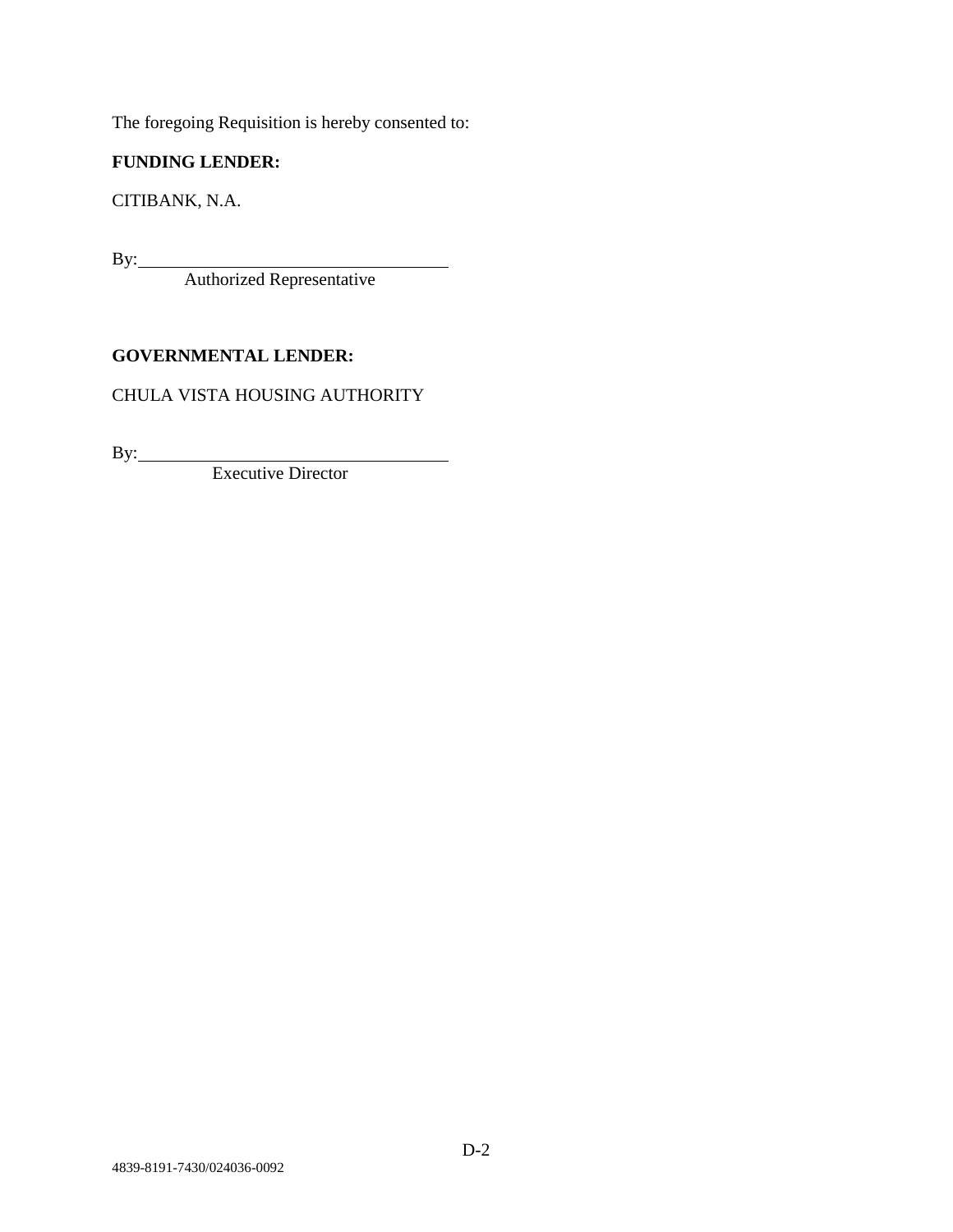The foregoing Requisition is hereby consented to:

**FUNDING LENDER:**

CITIBANK, N.A.

By:\_\_\_\_\_\_\_\_\_\_\_\_\_\_\_\_\_\_\_\_\_\_\_\_\_\_\_\_\_\_\_\_\_\_
Authorized Representative

**GOVERNMENTAL LENDER:**

CHULA VISTA HOUSING AUTHORITY

By:\_\_\_\_\_\_\_\_\_\_\_\_\_\_\_\_\_\_\_\_\_\_\_\_\_\_\_\_\_\_\_\_\_\_
Executive Director

4839-8191-7430/024036-0092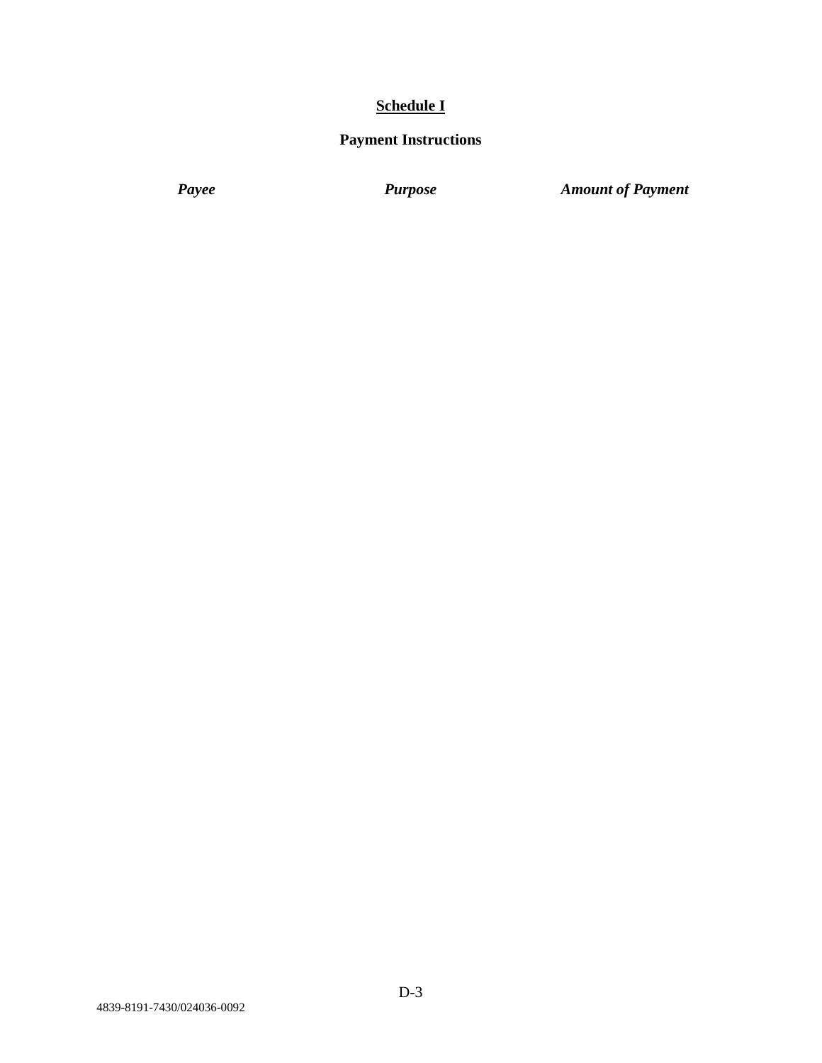# Schedule I

## Payment Instructions

| *Payee* | *Purpose* | *Amount of Payment* |
|---|---|---|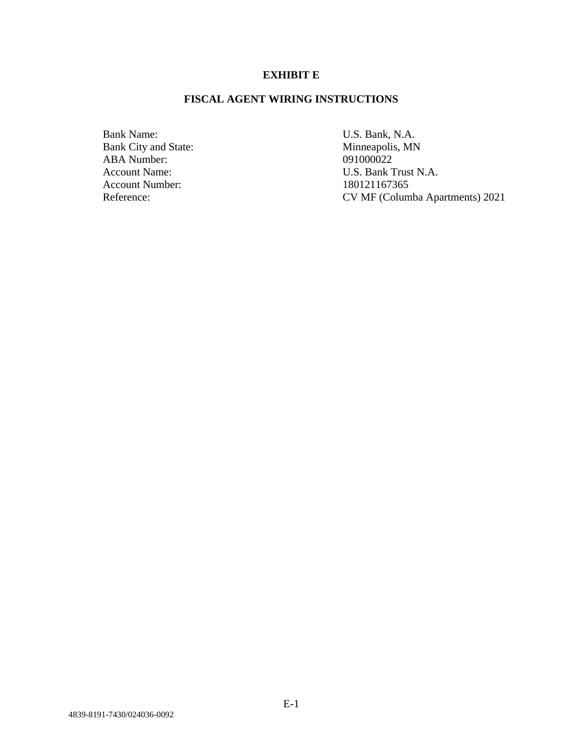**EXHIBIT E**

**FISCAL AGENT WIRING INSTRUCTIONS**

| | |
|---|---|
| Bank Name: | U.S. Bank, N.A. |
| Bank City and State: | Minneapolis, MN |
| ABA Number: | 091000022 |
| Account Name: | U.S. Bank Trust N.A. |
| Account Number: | 180121167365 |
| Reference: | CV MF (Columba Apartments) 2021 |

4839-8191-7430/024036-0092